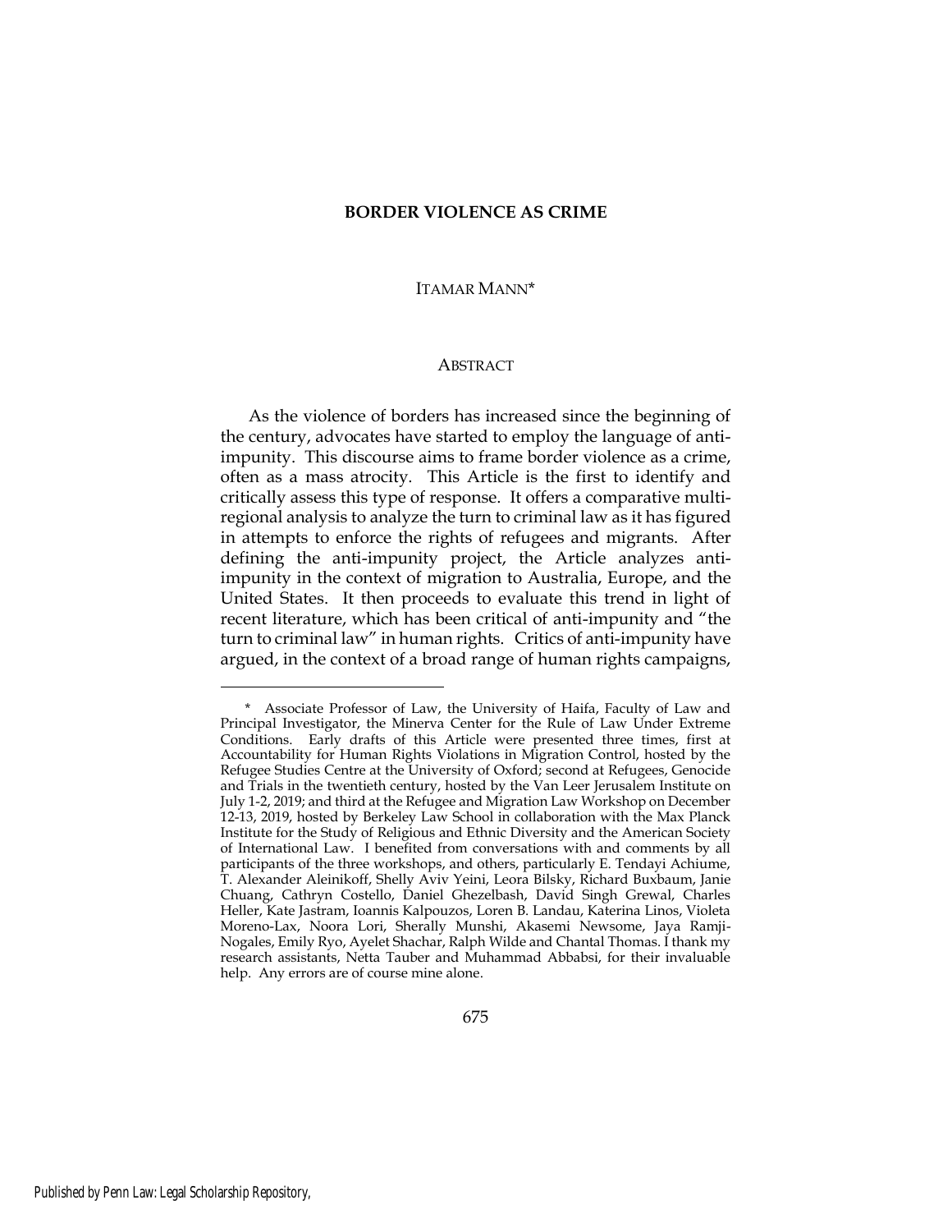# BORDER VIOLENCE AS CRIME

ITAMAR MANN*

## ABSTRACT

As the violence of borders has increased since the beginning of the century, advocates have started to employ the language of anti-impunity. This discourse aims to frame border violence as a crime, often as a mass atrocity. This Article is the first to identify and critically assess this type of response. It offers a comparative multi-regional analysis to analyze the turn to criminal law as it has figured in attempts to enforce the rights of refugees and migrants. After defining the anti-impunity project, the Article analyzes anti-impunity in the context of migration to Australia, Europe, and the United States. It then proceeds to evaluate this trend in light of recent literature, which has been critical of anti-impunity and "the turn to criminal law" in human rights. Critics of anti-impunity have argued, in the context of a broad range of human rights campaigns,

---

\* Associate Professor of Law, the University of Haifa, Faculty of Law and Principal Investigator, the Minerva Center for the Rule of Law Under Extreme Conditions. Early drafts of this Article were presented three times, first at Accountability for Human Rights Violations in Migration Control, hosted by the Refugee Studies Centre at the University of Oxford; second at Refugees, Genocide and Trials in the twentieth century, hosted by the Van Leer Jerusalem Institute on July 1-2, 2019; and third at the Refugee and Migration Law Workshop on December 12-13, 2019, hosted by Berkeley Law School in collaboration with the Max Planck Institute for the Study of Religious and Ethnic Diversity and the American Society of International Law. I benefited from conversations with and comments by all participants of the three workshops, and others, particularly E. Tendayi Achiume, T. Alexander Aleinikoff, Shelly Aviv Yeini, Leora Bilsky, Richard Buxbaum, Janie Chuang, Cathryn Costello, Daniel Ghezelbash, David Singh Grewal, Charles Heller, Kate Jastram, Ioannis Kalpouzos, Loren B. Landau, Katerina Linos, Violeta Moreno-Lax, Noora Lori, Sherally Munshi, Akasemi Newsome, Jaya Ramji-Nogales, Emily Ryo, Ayelet Shachar, Ralph Wilde and Chantal Thomas. I thank my research assistants, Netta Tauber and Muhammad Abbabsi, for their invaluable help. Any errors are of course mine alone.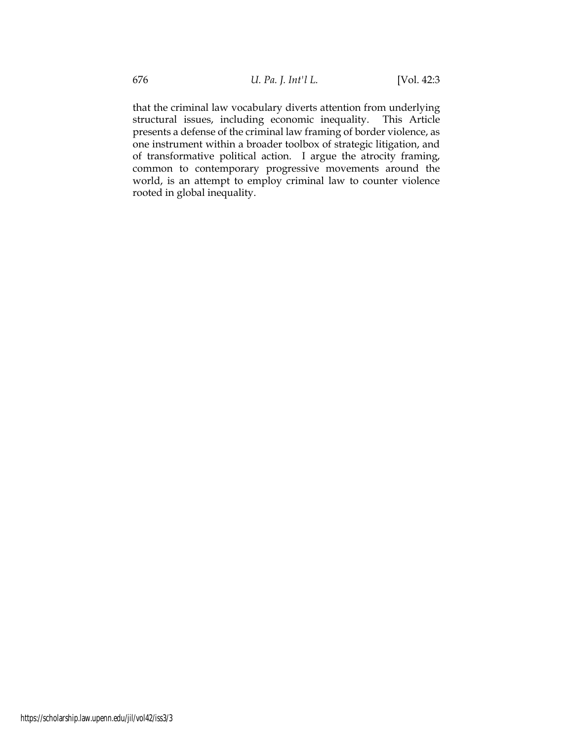that the criminal law vocabulary diverts attention from underlying structural issues, including economic inequality. This Article presents a defense of the criminal law framing of border violence, as one instrument within a broader toolbox of strategic litigation, and of transformative political action. I argue the atrocity framing, common to contemporary progressive movements around the world, is an attempt to employ criminal law to counter violence rooted in global inequality.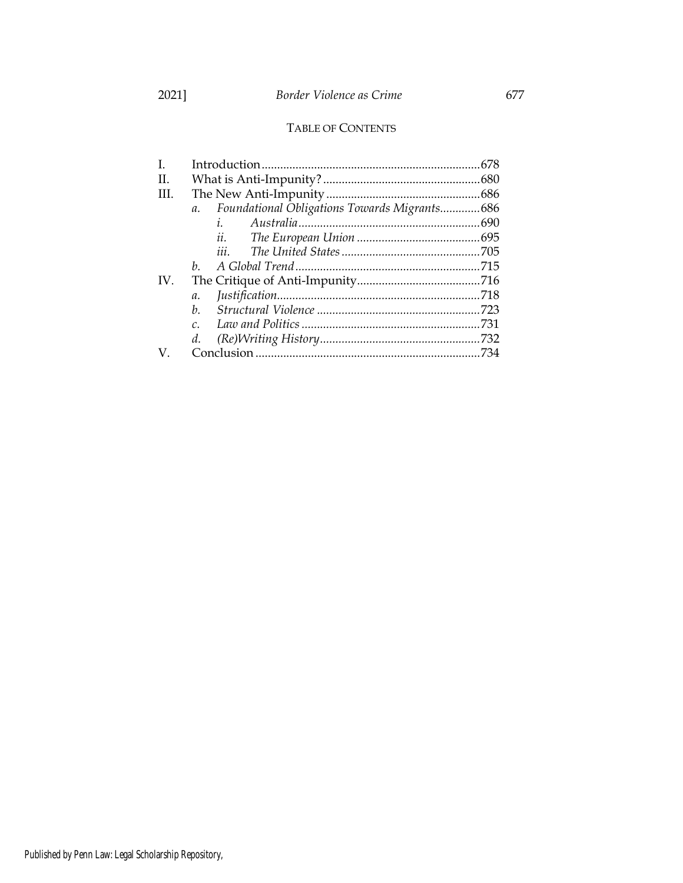## TABLE OF CONTENTS

- I. Introduction ........ 678
- II. What is Anti-Impunity? ........ 680
- III. The New Anti-Impunity ........ 686
  - *a. Foundational Obligations Towards Migrants* ........ 686
    - *i. Australia* ........ 690
    - *ii. The European Union* ........ 695
    - *iii. The United States* ........ 705
  - *b. A Global Trend* ........ 715
- IV. The Critique of Anti-Impunity ........ 716
  - *a. Justification* ........ 718
  - *b. Structural Violence* ........ 723
  - *c. Law and Politics* ........ 731
  - *d. (Re)Writing History* ........ 732
- V. Conclusion ........ 734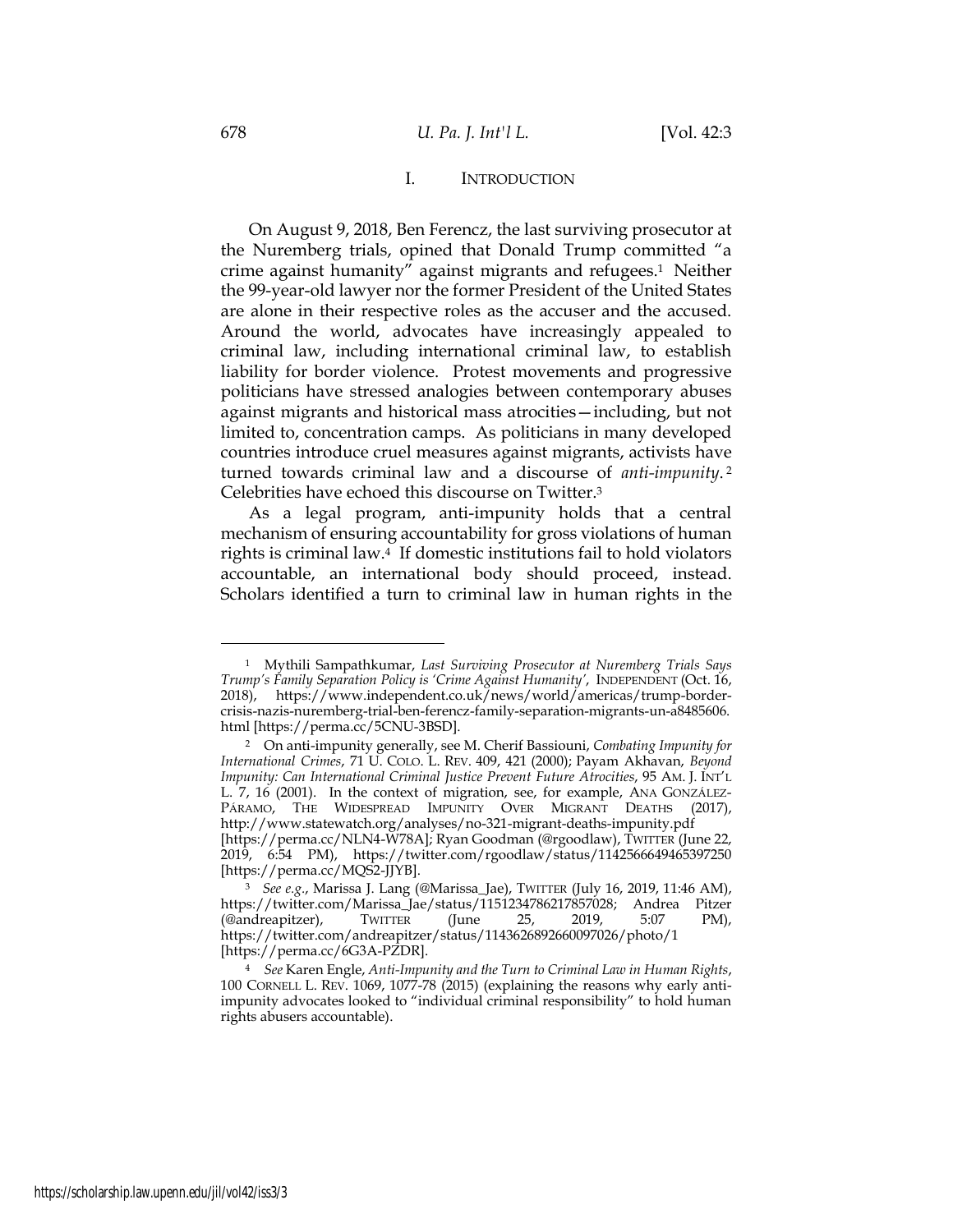## I. INTRODUCTION

On August 9, 2018, Ben Ferencz, the last surviving prosecutor at the Nuremberg trials, opined that Donald Trump committed "a crime against humanity" against migrants and refugees.[1] Neither the 99-year-old lawyer nor the former President of the United States are alone in their respective roles as the accuser and the accused. Around the world, advocates have increasingly appealed to criminal law, including international criminal law, to establish liability for border violence. Protest movements and progressive politicians have stressed analogies between contemporary abuses against migrants and historical mass atrocities—including, but not limited to, concentration camps. As politicians in many developed countries introduce cruel measures against migrants, activists have turned towards criminal law and a discourse of *anti-impunity*.[2] Celebrities have echoed this discourse on Twitter.[3]

As a legal program, anti-impunity holds that a central mechanism of ensuring accountability for gross violations of human rights is criminal law.[4] If domestic institutions fail to hold violators accountable, an international body should proceed, instead. Scholars identified a turn to criminal law in human rights in the

---

[1] Mythili Sampathkumar, *Last Surviving Prosecutor at Nuremberg Trials Says Trump's Family Separation Policy is 'Crime Against Humanity'*, INDEPENDENT (Oct. 16, 2018), https://www.independent.co.uk/news/world/americas/trump-border-crisis-nazis-nuremberg-trial-ben-ferencz-family-separation-migrants-un-a8485606.html [https://perma.cc/5CNU-3BSD].

[2] On anti-impunity generally, see M. Cherif Bassiouni, *Combating Impunity for International Crimes*, 71 U. COLO. L. REV. 409, 421 (2000); Payam Akhavan, *Beyond Impunity: Can International Criminal Justice Prevent Future Atrocities*, 95 AM. J. INT'L L. 7, 16 (2001). In the context of migration, see, for example, ANA GONZÁLEZ-PÁRAMO, THE WIDESPREAD IMPUNITY OVER MIGRANT DEATHS (2017), http://www.statewatch.org/analyses/no-321-migrant-deaths-impunity.pdf [https://perma.cc/NLN4-W78A]; Ryan Goodman (@rgoodlaw), TWITTER (June 22, 2019, 6:54 PM), https://twitter.com/rgoodlaw/status/1142566649465397250 [https://perma.cc/MQS2-JJYB].

[3] *See e.g.*, Marissa J. Lang (@Marissa_Jae), TWITTER (July 16, 2019, 11:46 AM), https://twitter.com/Marissa_Jae/status/1151234786217857028; Andrea Pitzer (@andreapitzer), TWITTER (June 25, 2019, 5:07 PM), https://twitter.com/andreapitzer/status/1143626892660097026/photo/1 [https://perma.cc/6G3A-PZDR].

[4] *See* Karen Engle, *Anti-Impunity and the Turn to Criminal Law in Human Rights*, 100 CORNELL L. REV. 1069, 1077-78 (2015) (explaining the reasons why early anti-impunity advocates looked to "individual criminal responsibility" to hold human rights abusers accountable).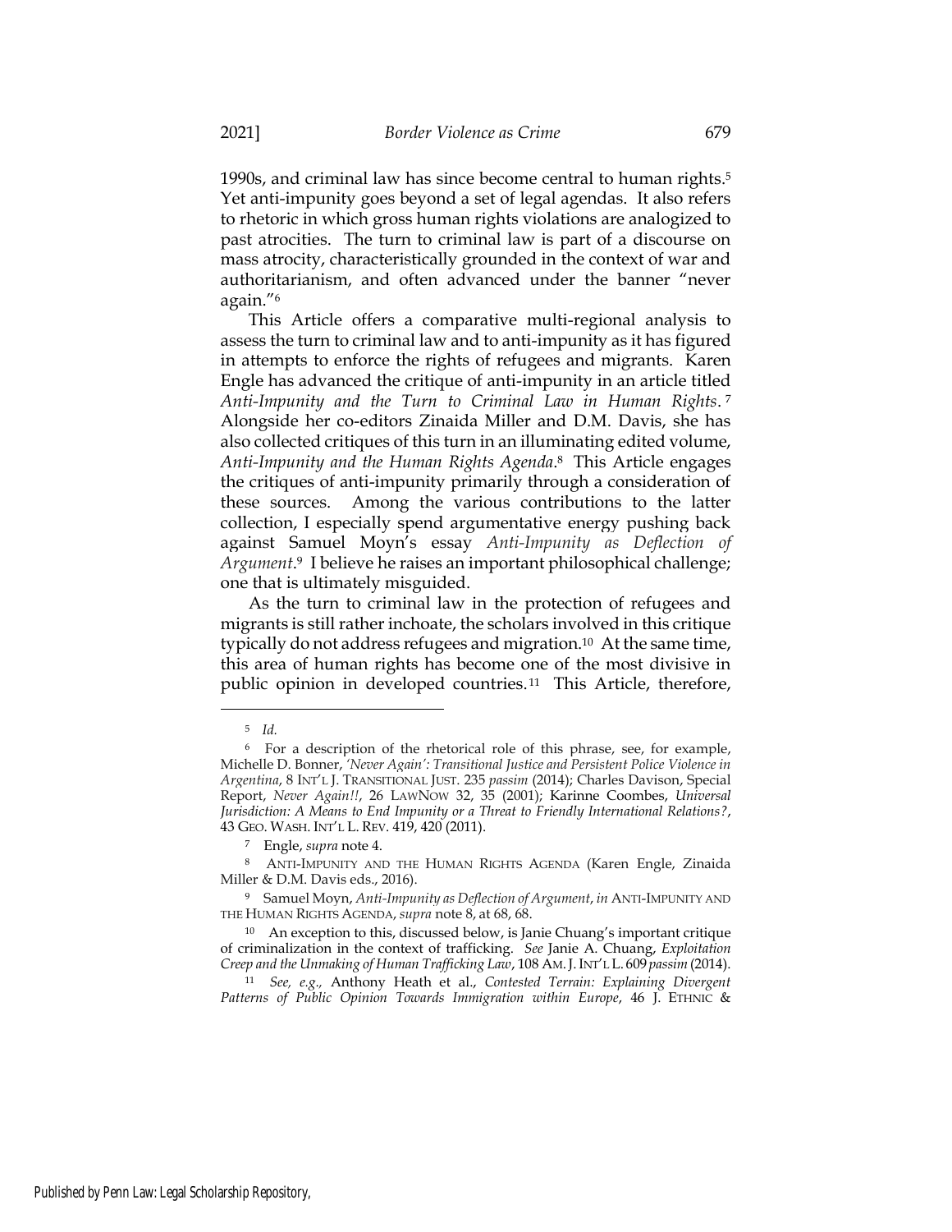1990s, and criminal law has since become central to human rights.[5] Yet anti-impunity goes beyond a set of legal agendas. It also refers to rhetoric in which gross human rights violations are analogized to past atrocities. The turn to criminal law is part of a discourse on mass atrocity, characteristically grounded in the context of war and authoritarianism, and often advanced under the banner "never again."[6]

This Article offers a comparative multi-regional analysis to assess the turn to criminal law and to anti-impunity as it has figured in attempts to enforce the rights of refugees and migrants. Karen Engle has advanced the critique of anti-impunity in an article titled *Anti-Impunity and the Turn to Criminal Law in Human Rights*.[7] Alongside her co-editors Zinaida Miller and D.M. Davis, she has also collected critiques of this turn in an illuminating edited volume, *Anti-Impunity and the Human Rights Agenda*.[8] This Article engages the critiques of anti-impunity primarily through a consideration of these sources. Among the various contributions to the latter collection, I especially spend argumentative energy pushing back against Samuel Moyn's essay *Anti-Impunity as Deflection of Argument*.[9] I believe he raises an important philosophical challenge; one that is ultimately misguided.

As the turn to criminal law in the protection of refugees and migrants is still rather inchoate, the scholars involved in this critique typically do not address refugees and migration.[10] At the same time, this area of human rights has become one of the most divisive in public opinion in developed countries.[11] This Article, therefore,

---

[5] *Id.*

[6] For a description of the rhetorical role of this phrase, see, for example, Michelle D. Bonner, *'Never Again': Transitional Justice and Persistent Police Violence in Argentina*, 8 INT'L J. TRANSITIONAL JUST. 235 *passim* (2014); Charles Davison, Special Report, *Never Again!!*, 26 LAWNOW 32, 35 (2001); Karinne Coombes, *Universal Jurisdiction: A Means to End Impunity or a Threat to Friendly International Relations?*, 43 GEO. WASH. INT'L L. REV. 419, 420 (2011).

[7] Engle, *supra* note 4.

[8] ANTI-IMPUNITY AND THE HUMAN RIGHTS AGENDA (Karen Engle, Zinaida Miller & D.M. Davis eds., 2016).

[9] Samuel Moyn, *Anti-Impunity as Deflection of Argument*, *in* ANTI-IMPUNITY AND THE HUMAN RIGHTS AGENDA, *supra* note 8, at 68, 68.

[10] An exception to this, discussed below, is Janie Chuang's important critique of criminalization in the context of trafficking. *See* Janie A. Chuang, *Exploitation Creep and the Unmaking of Human Trafficking Law*, 108 AM. J. INT'L L. 609 *passim* (2014).

[11] *See, e.g.*, Anthony Heath et al., *Contested Terrain: Explaining Divergent Patterns of Public Opinion Towards Immigration within Europe*, 46 J. ETHNIC &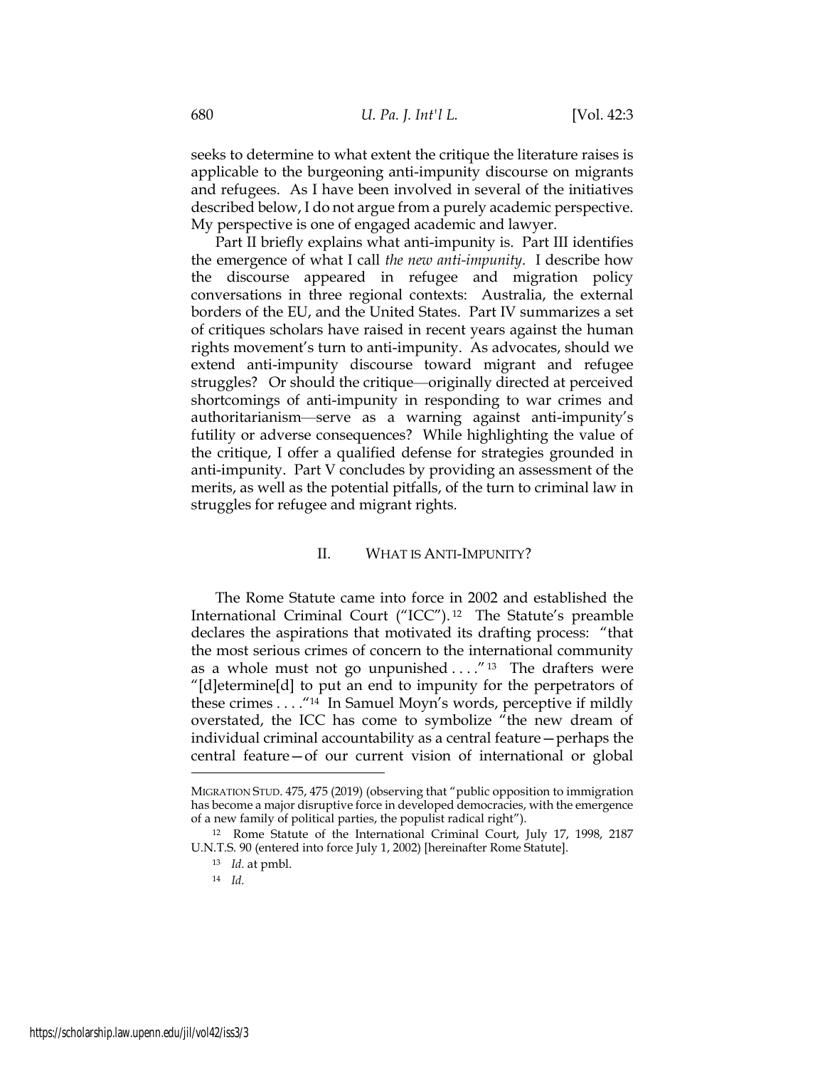seeks to determine to what extent the critique the literature raises is applicable to the burgeoning anti-impunity discourse on migrants and refugees. As I have been involved in several of the initiatives described below, I do not argue from a purely academic perspective. My perspective is one of engaged academic and lawyer.

Part II briefly explains what anti-impunity is. Part III identifies the emergence of what I call *the new anti-impunity*. I describe how the discourse appeared in refugee and migration policy conversations in three regional contexts: Australia, the external borders of the EU, and the United States. Part IV summarizes a set of critiques scholars have raised in recent years against the human rights movement's turn to anti-impunity. As advocates, should we extend anti-impunity discourse toward migrant and refugee struggles? Or should the critique—originally directed at perceived shortcomings of anti-impunity in responding to war crimes and authoritarianism—serve as a warning against anti-impunity's futility or adverse consequences? While highlighting the value of the critique, I offer a qualified defense for strategies grounded in anti-impunity. Part V concludes by providing an assessment of the merits, as well as the potential pitfalls, of the turn to criminal law in struggles for refugee and migrant rights.

## II. WHAT IS ANTI-IMPUNITY?

The Rome Statute came into force in 2002 and established the International Criminal Court ("ICC").[12] The Statute's preamble declares the aspirations that motivated its drafting process: "that the most serious crimes of concern to the international community as a whole must not go unpunished . . . ."[13] The drafters were "[d]etermine[d] to put an end to impunity for the perpetrators of these crimes . . . ."[14] In Samuel Moyn's words, perceptive if mildly overstated, the ICC has come to symbolize "the new dream of individual criminal accountability as a central feature—perhaps the central feature—of our current vision of international or global

---

MIGRATION STUD. 475, 475 (2019) (observing that "public opposition to immigration has become a major disruptive force in developed democracies, with the emergence of a new family of political parties, the populist radical right").

[12] Rome Statute of the International Criminal Court, July 17, 1998, 2187 U.N.T.S. 90 (entered into force July 1, 2002) [hereinafter Rome Statute].

[13] *Id.* at pmbl.

[14] *Id.*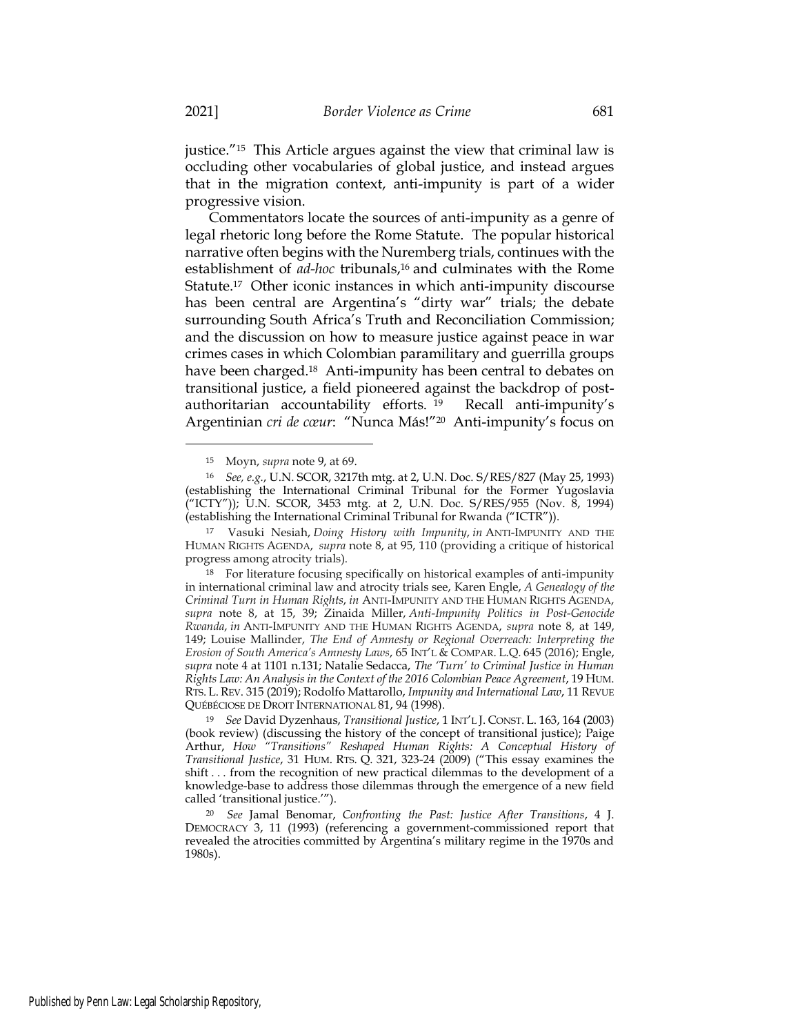justice."[15] This Article argues against the view that criminal law is occluding other vocabularies of global justice, and instead argues that in the migration context, anti-impunity is part of a wider progressive vision.

Commentators locate the sources of anti-impunity as a genre of legal rhetoric long before the Rome Statute. The popular historical narrative often begins with the Nuremberg trials, continues with the establishment of *ad-hoc* tribunals,[16] and culminates with the Rome Statute.[17] Other iconic instances in which anti-impunity discourse has been central are Argentina's "dirty war" trials; the debate surrounding South Africa's Truth and Reconciliation Commission; and the discussion on how to measure justice against peace in war crimes cases in which Colombian paramilitary and guerrilla groups have been charged.[18] Anti-impunity has been central to debates on transitional justice, a field pioneered against the backdrop of post-authoritarian accountability efforts.[19] Recall anti-impunity's Argentinian *cri de cœur*: "Nunca Más!"[20] Anti-impunity's focus on

---

[15] Moyn, *supra* note 9, at 69.

[16] *See, e.g.*, U.N. SCOR, 3217th mtg. at 2, U.N. Doc. S/RES/827 (May 25, 1993) (establishing the International Criminal Tribunal for the Former Yugoslavia ("ICTY")); U.N. SCOR, 3453 mtg. at 2, U.N. Doc. S/RES/955 (Nov. 8, 1994) (establishing the International Criminal Tribunal for Rwanda ("ICTR")).

[17] Vasuki Nesiah, *Doing History with Impunity*, *in* ANTI-IMPUNITY AND THE HUMAN RIGHTS AGENDA, *supra* note 8, at 95, 110 (providing a critique of historical progress among atrocity trials).

[18] For literature focusing specifically on historical examples of anti-impunity in international criminal law and atrocity trials see, Karen Engle, *A Genealogy of the Criminal Turn in Human Rights*, *in* ANTI-IMPUNITY AND THE HUMAN RIGHTS AGENDA, *supra* note 8, at 15, 39; Zinaida Miller, *Anti-Impunity Politics in Post-Genocide Rwanda*, *in* ANTI-IMPUNITY AND THE HUMAN RIGHTS AGENDA, *supra* note 8, at 149, 149; Louise Mallinder, *The End of Amnesty or Regional Overreach: Interpreting the Erosion of South America's Amnesty Laws*, 65 INT'L & COMPAR. L.Q. 645 (2016); Engle, *supra* note 4 at 1101 n.131; Natalie Sedacca, *The 'Turn' to Criminal Justice in Human Rights Law: An Analysis in the Context of the 2016 Colombian Peace Agreement*, 19 HUM. RTS. L. REV. 315 (2019); Rodolfo Mattarollo, *Impunity and International Law*, 11 REVUE QUÉBÉCIOSE DE DROIT INTERNATIONAL 81, 94 (1998).

[19] *See* David Dyzenhaus, *Transitional Justice*, 1 INT'L J. CONST. L. 163, 164 (2003) (book review) (discussing the history of the concept of transitional justice); Paige Arthur, *How "Transitions" Reshaped Human Rights: A Conceptual History of Transitional Justice*, 31 HUM. RTS. Q. 321, 323-24 (2009) ("This essay examines the shift . . . from the recognition of new practical dilemmas to the development of a knowledge-base to address those dilemmas through the emergence of a new field called 'transitional justice.'").

[20] *See* Jamal Benomar, *Confronting the Past: Justice After Transitions*, 4 J. DEMOCRACY 3, 11 (1993) (referencing a government-commissioned report that revealed the atrocities committed by Argentina's military regime in the 1970s and 1980s).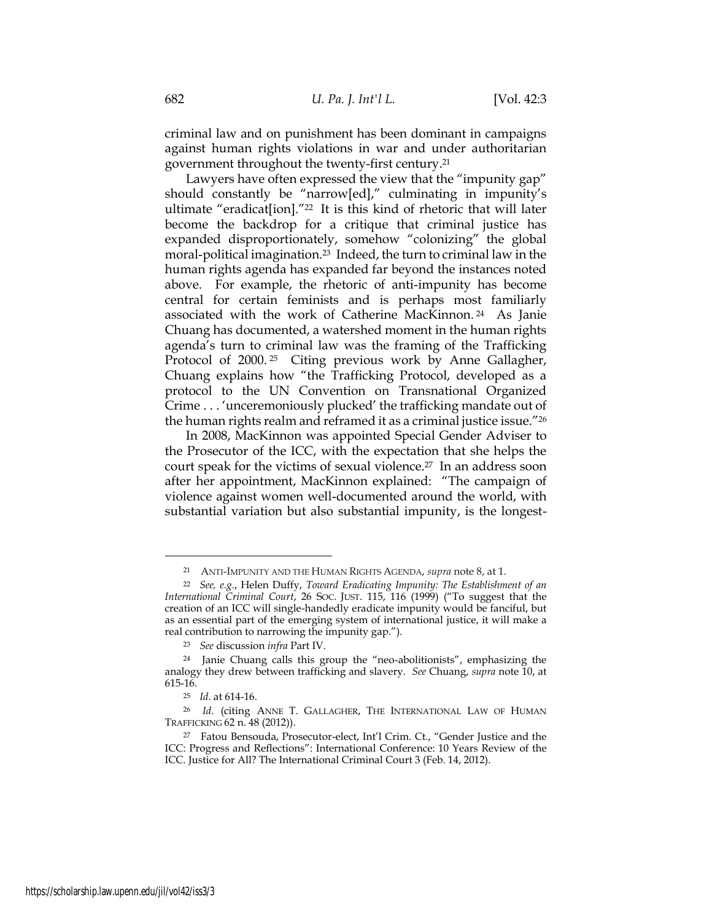criminal law and on punishment has been dominant in campaigns against human rights violations in war and under authoritarian government throughout the twenty-first century.[21]

Lawyers have often expressed the view that the "impunity gap" should constantly be "narrow[ed]," culminating in impunity's ultimate "eradicat[ion]."[22] It is this kind of rhetoric that will later become the backdrop for a critique that criminal justice has expanded disproportionately, somehow "colonizing" the global moral-political imagination.[23] Indeed, the turn to criminal law in the human rights agenda has expanded far beyond the instances noted above. For example, the rhetoric of anti-impunity has become central for certain feminists and is perhaps most familiarly associated with the work of Catherine MacKinnon.[24] As Janie Chuang has documented, a watershed moment in the human rights agenda's turn to criminal law was the framing of the Trafficking Protocol of 2000.[25] Citing previous work by Anne Gallagher, Chuang explains how "the Trafficking Protocol, developed as a protocol to the UN Convention on Transnational Organized Crime . . . 'unceremoniously plucked' the trafficking mandate out of the human rights realm and reframed it as a criminal justice issue."[26]

In 2008, MacKinnon was appointed Special Gender Adviser to the Prosecutor of the ICC, with the expectation that she helps the court speak for the victims of sexual violence.[27] In an address soon after her appointment, MacKinnon explained: "The campaign of violence against women well-documented around the world, with substantial variation but also substantial impunity, is the longest-

---

[21] ANTI-IMPUNITY AND THE HUMAN RIGHTS AGENDA, *supra* note 8, at 1.

[22] *See, e.g.*, Helen Duffy, *Toward Eradicating Impunity: The Establishment of an International Criminal Court*, 26 SOC. JUST. 115, 116 (1999) ("To suggest that the creation of an ICC will single-handedly eradicate impunity would be fanciful, but as an essential part of the emerging system of international justice, it will make a real contribution to narrowing the impunity gap.").

[23] *See* discussion *infra* Part IV.

[24] Janie Chuang calls this group the "neo-abolitionists", emphasizing the analogy they drew between trafficking and slavery. *See* Chuang, *supra* note 10, at 615-16.

[25] *Id*. at 614-16.

[26] *Id*. (citing ANNE T. GALLAGHER, THE INTERNATIONAL LAW OF HUMAN TRAFFICKING 62 n. 48 (2012)).

[27] Fatou Bensouda, Prosecutor-elect, Int'l Crim. Ct., "Gender Justice and the ICC: Progress and Reflections": International Conference: 10 Years Review of the ICC. Justice for All? The International Criminal Court 3 (Feb. 14, 2012).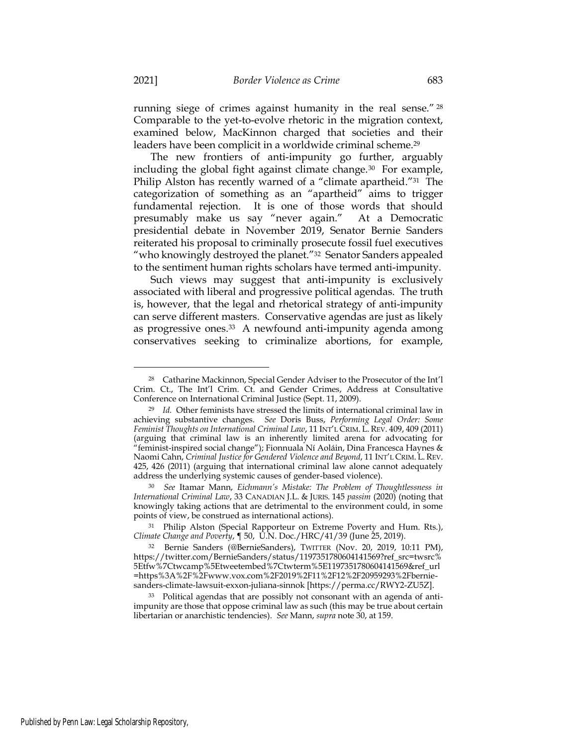running siege of crimes against humanity in the real sense."[28] Comparable to the yet-to-evolve rhetoric in the migration context, examined below, MacKinnon charged that societies and their leaders have been complicit in a worldwide criminal scheme.[29]

The new frontiers of anti-impunity go further, arguably including the global fight against climate change.[30] For example, Philip Alston has recently warned of a "climate apartheid."[31] The categorization of something as an "apartheid" aims to trigger fundamental rejection. It is one of those words that should presumably make us say "never again." At a Democratic presidential debate in November 2019, Senator Bernie Sanders reiterated his proposal to criminally prosecute fossil fuel executives "who knowingly destroyed the planet."[32] Senator Sanders appealed to the sentiment human rights scholars have termed anti-impunity.

Such views may suggest that anti-impunity is exclusively associated with liberal and progressive political agendas. The truth is, however, that the legal and rhetorical strategy of anti-impunity can serve different masters. Conservative agendas are just as likely as progressive ones.[33] A newfound anti-impunity agenda among conservatives seeking to criminalize abortions, for example,

---

[28] Catharine Mackinnon, Special Gender Adviser to the Prosecutor of the Int'l Crim. Ct., The Int'l Crim. Ct. and Gender Crimes, Address at Consultative Conference on International Criminal Justice (Sept. 11, 2009).

[29] *Id.* Other feminists have stressed the limits of international criminal law in achieving substantive changes. *See* Doris Buss, *Performing Legal Order: Some Feminist Thoughts on International Criminal Law*, 11 INT'L CRIM. L. REV. 409, 409 (2011) (arguing that criminal law is an inherently limited arena for advocating for "feminist-inspired social change"); Fionnuala Ní Aoláin, Dina Francesca Haynes & Naomi Cahn, *Criminal Justice for Gendered Violence and Beyond*, 11 INT'L CRIM. L. REV. 425, 426 (2011) (arguing that international criminal law alone cannot adequately address the underlying systemic causes of gender-based violence).

[30] *See* Itamar Mann, *Eichmann's Mistake: The Problem of Thoughtlessness in International Criminal Law*, 33 CANADIAN J.L. & JURIS. 145 *passim* (2020) (noting that knowingly taking actions that are detrimental to the environment could, in some points of view, be construed as international actions).

[31] Philip Alston (Special Rapporteur on Extreme Poverty and Hum. Rts.), *Climate Change and Poverty*, ¶ 50, U.N. Doc./HRC/41/39 (June 25, 2019).

[32] Bernie Sanders (@BernieSanders), TWITTER (Nov. 20, 2019, 10:11 PM), https://twitter.com/BernieSanders/status/1197351780604141569?ref_src=twsrc%5Etfw%7Ctwcamp%5Etweetembed%7Ctwterm%5E1197351780604141569&ref_url=https%3A%2F%2Fwww.vox.com%2F2019%2F11%2F12%2F20959293%2Fbernie-sanders-climate-lawsuit-exxon-juliana-sinnok [https://perma.cc/RWY2-ZU5Z].

[33] Political agendas that are possibly not consonant with an agenda of anti-impunity are those that oppose criminal law as such (this may be true about certain libertarian or anarchistic tendencies). *See* Mann, *supra* note 30, at 159.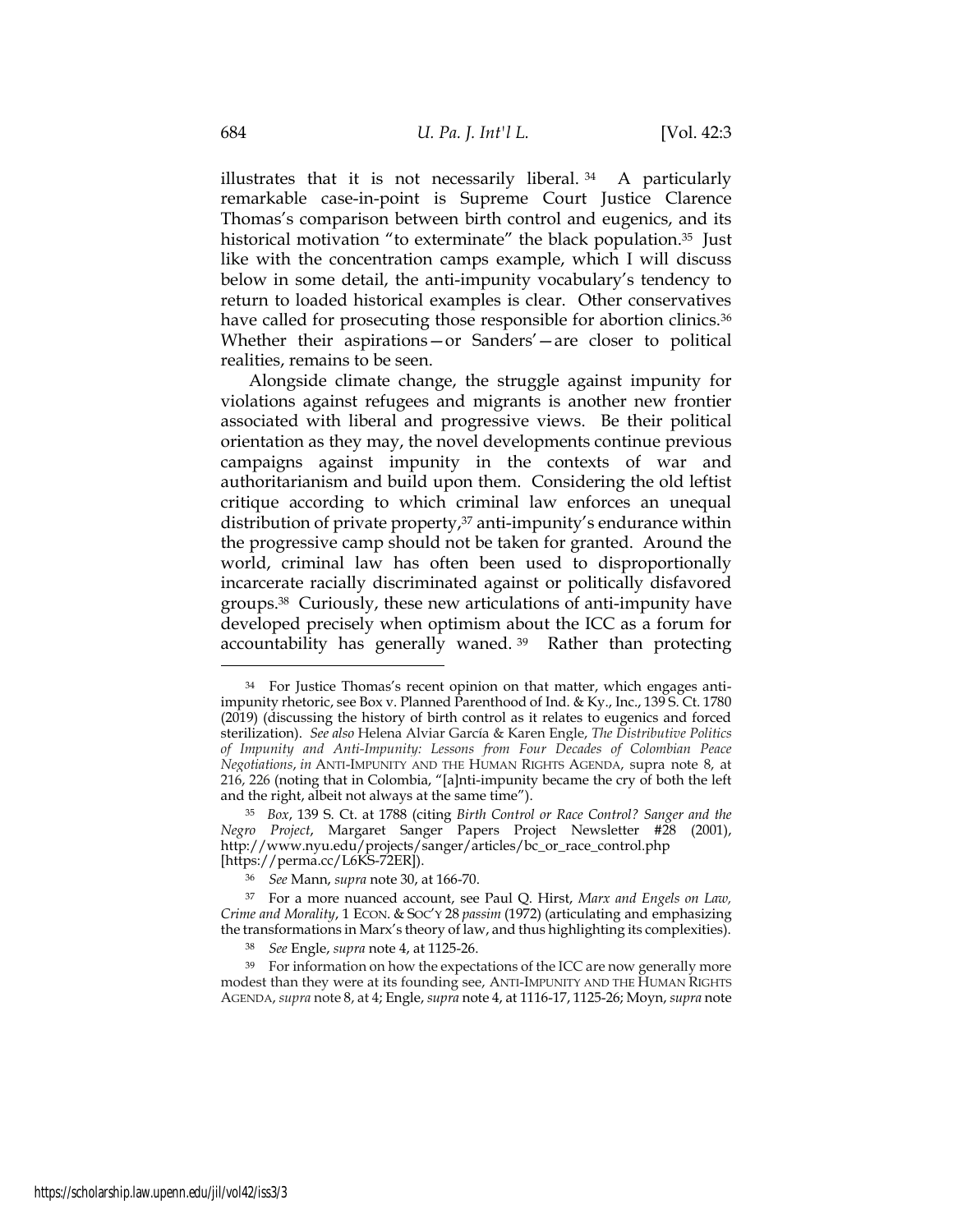illustrates that it is not necessarily liberal.[34] A particularly remarkable case-in-point is Supreme Court Justice Clarence Thomas's comparison between birth control and eugenics, and its historical motivation "to exterminate" the black population.[35] Just like with the concentration camps example, which I will discuss below in some detail, the anti-impunity vocabulary's tendency to return to loaded historical examples is clear. Other conservatives have called for prosecuting those responsible for abortion clinics.[36] Whether their aspirations—or Sanders'—are closer to political realities, remains to be seen.

Alongside climate change, the struggle against impunity for violations against refugees and migrants is another new frontier associated with liberal and progressive views. Be their political orientation as they may, the novel developments continue previous campaigns against impunity in the contexts of war and authoritarianism and build upon them. Considering the old leftist critique according to which criminal law enforces an unequal distribution of private property,[37] anti-impunity's endurance within the progressive camp should not be taken for granted. Around the world, criminal law has often been used to disproportionally incarcerate racially discriminated against or politically disfavored groups.[38] Curiously, these new articulations of anti-impunity have developed precisely when optimism about the ICC as a forum for accountability has generally waned.[39] Rather than protecting

---

[34] For Justice Thomas's recent opinion on that matter, which engages anti-impunity rhetoric, see Box v. Planned Parenthood of Ind. & Ky., Inc., 139 S. Ct. 1780 (2019) (discussing the history of birth control as it relates to eugenics and forced sterilization). *See also* Helena Alviar García & Karen Engle, *The Distributive Politics of Impunity and Anti-Impunity: Lessons from Four Decades of Colombian Peace Negotiations*, *in* ANTI-IMPUNITY AND THE HUMAN RIGHTS AGENDA, supra note 8, at 216, 226 (noting that in Colombia, "[a]nti-impunity became the cry of both the left and the right, albeit not always at the same time").

[35] *Box*, 139 S. Ct. at 1788 (citing *Birth Control or Race Control? Sanger and the Negro Project*, Margaret Sanger Papers Project Newsletter #28 (2001), http://www.nyu.edu/projects/sanger/articles/bc_or_race_control.php [https://perma.cc/L6KS-72ER]).

[36] *See* Mann, *supra* note 30, at 166-70.

[37] For a more nuanced account, see Paul Q. Hirst, *Marx and Engels on Law, Crime and Morality*, 1 ECON. & SOC'Y 28 *passim* (1972) (articulating and emphasizing the transformations in Marx's theory of law, and thus highlighting its complexities).

[38] *See* Engle, *supra* note 4, at 1125-26.

[39] For information on how the expectations of the ICC are now generally more modest than they were at its founding see, ANTI-IMPUNITY AND THE HUMAN RIGHTS AGENDA, *supra* note 8, at 4; Engle, *supra* note 4, at 1116-17, 1125-26; Moyn, *supra* note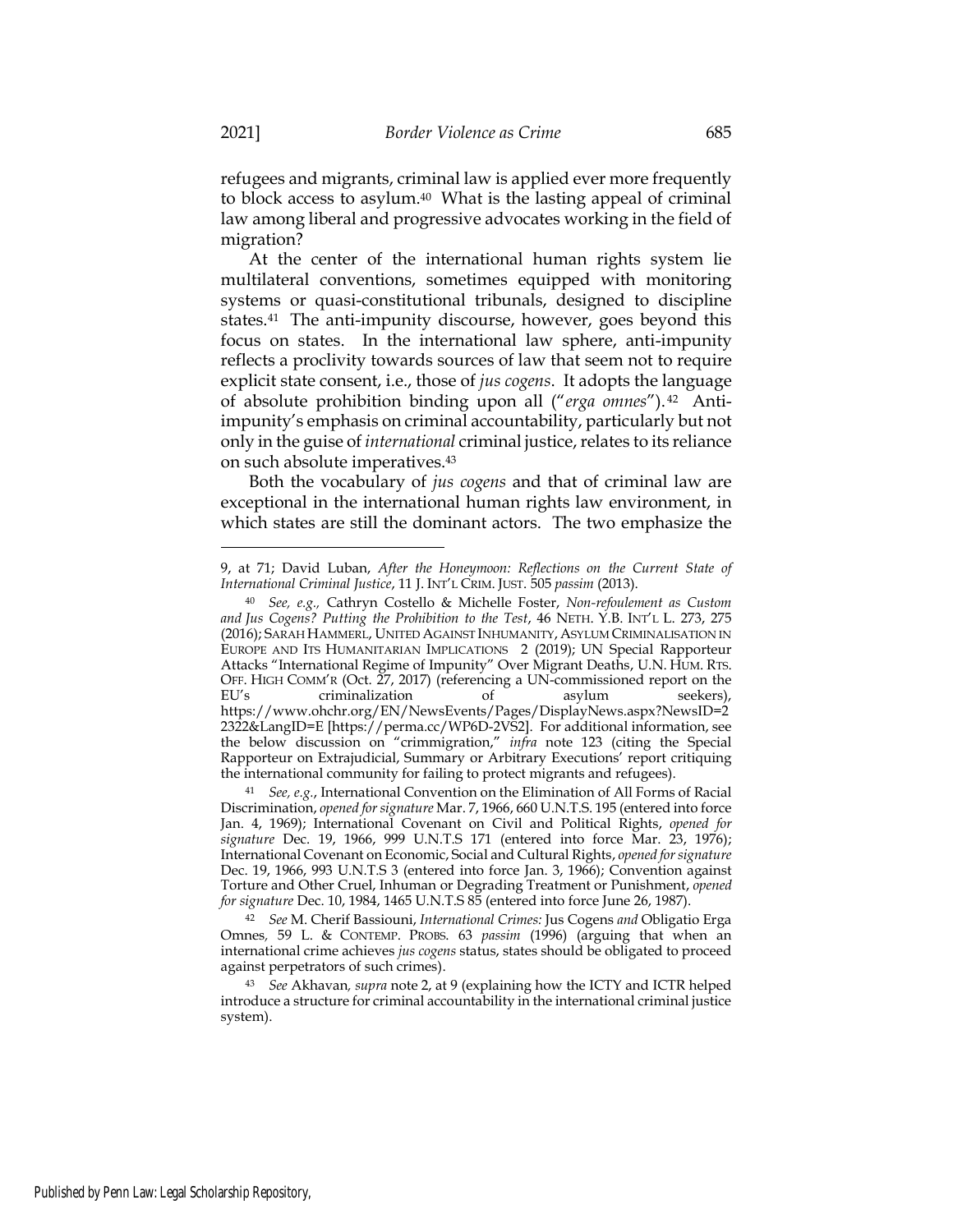refugees and migrants, criminal law is applied ever more frequently to block access to asylum.[40] What is the lasting appeal of criminal law among liberal and progressive advocates working in the field of migration?

At the center of the international human rights system lie multilateral conventions, sometimes equipped with monitoring systems or quasi-constitutional tribunals, designed to discipline states.[41] The anti-impunity discourse, however, goes beyond this focus on states. In the international law sphere, anti-impunity reflects a proclivity towards sources of law that seem not to require explicit state consent, i.e., those of *jus cogens*. It adopts the language of absolute prohibition binding upon all ("*erga omnes*").[42] Anti-impunity's emphasis on criminal accountability, particularly but not only in the guise of *international* criminal justice, relates to its reliance on such absolute imperatives.[43]

Both the vocabulary of *jus cogens* and that of criminal law are exceptional in the international human rights law environment, in which states are still the dominant actors. The two emphasize the

---

9, at 71; David Luban, *After the Honeymoon: Reflections on the Current State of International Criminal Justice*, 11 J. INT'L CRIM. JUST. 505 *passim* (2013).

[40] *See, e.g.,* Cathryn Costello & Michelle Foster, *Non-refoulement as Custom and Jus Cogens? Putting the Prohibition to the Test*, 46 NETH. Y.B. INT'L L. 273, 275 (2016); SARAH HAMMERL, UNITED AGAINST INHUMANITY, ASYLUM CRIMINALISATION IN EUROPE AND ITS HUMANITARIAN IMPLICATIONS 2 (2019); UN Special Rapporteur Attacks "International Regime of Impunity" Over Migrant Deaths, U.N. HUM. RTS. OFF. HIGH COMM'R (Oct. 27, 2017) (referencing a UN-commissioned report on the EU's criminalization of asylum seekers), https://www.ohchr.org/EN/NewsEvents/Pages/DisplayNews.aspx?NewsID=22322&LangID=E [https://perma.cc/WP6D-2VS2]. For additional information, see the below discussion on "crimmigration," *infra* note 123 (citing the Special Rapporteur on Extrajudicial, Summary or Arbitrary Executions' report critiquing the international community for failing to protect migrants and refugees).

[41] *See, e.g.*, International Convention on the Elimination of All Forms of Racial Discrimination, *opened for signature* Mar. 7, 1966, 660 U.N.T.S. 195 (entered into force Jan. 4, 1969); International Covenant on Civil and Political Rights, *opened for signature* Dec. 19, 1966, 999 U.N.T.S 171 (entered into force Mar. 23, 1976); International Covenant on Economic, Social and Cultural Rights, *opened for signature* Dec. 19, 1966, 993 U.N.T.S 3 (entered into force Jan. 3, 1966); Convention against Torture and Other Cruel, Inhuman or Degrading Treatment or Punishment, *opened for signature* Dec. 10, 1984, 1465 U.N.T.S 85 (entered into force June 26, 1987).

[42] *See* M. Cherif Bassiouni, *International Crimes:* Jus Cogens *and* Obligatio Erga Omnes, 59 L. & CONTEMP. PROBS. 63 *passim* (1996) (arguing that when an international crime achieves *jus cogens* status, states should be obligated to proceed against perpetrators of such crimes).

[43] *See* Akhavan, *supra* note 2, at 9 (explaining how the ICTY and ICTR helped introduce a structure for criminal accountability in the international criminal justice system).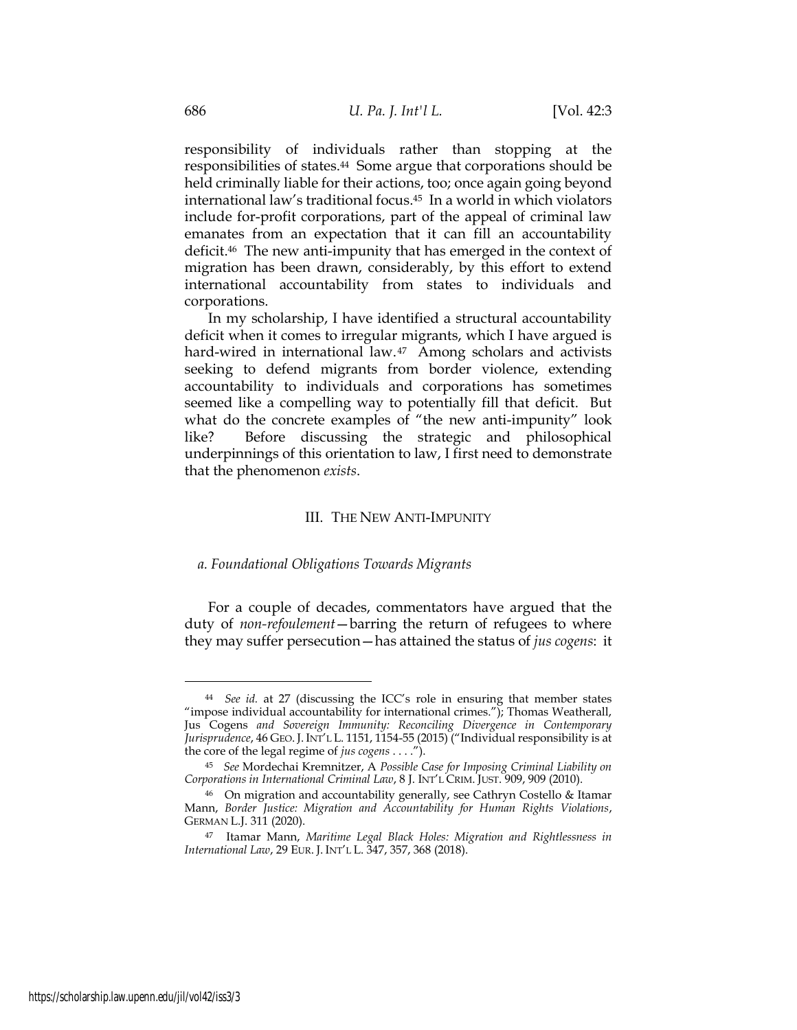responsibility of individuals rather than stopping at the responsibilities of states.[44] Some argue that corporations should be held criminally liable for their actions, too; once again going beyond international law's traditional focus.[45] In a world in which violators include for-profit corporations, part of the appeal of criminal law emanates from an expectation that it can fill an accountability deficit.[46] The new anti-impunity that has emerged in the context of migration has been drawn, considerably, by this effort to extend international accountability from states to individuals and corporations.

In my scholarship, I have identified a structural accountability deficit when it comes to irregular migrants, which I have argued is hard-wired in international law.[47] Among scholars and activists seeking to defend migrants from border violence, extending accountability to individuals and corporations has sometimes seemed like a compelling way to potentially fill that deficit. But what do the concrete examples of "the new anti-impunity" look like? Before discussing the strategic and philosophical underpinnings of this orientation to law, I first need to demonstrate that the phenomenon *exists*.

## III. THE NEW ANTI-IMPUNITY

### *a. Foundational Obligations Towards Migrants*

For a couple of decades, commentators have argued that the duty of *non-refoulement*—barring the return of refugees to where they may suffer persecution—has attained the status of *jus cogens*: it

---

[44] *See id.* at 27 (discussing the ICC's role in ensuring that member states "impose individual accountability for international crimes."); Thomas Weatherall, Jus Cogens *and Sovereign Immunity: Reconciling Divergence in Contemporary Jurisprudence*, 46 GEO. J. INT'L L. 1151, 1154-55 (2015) ("Individual responsibility is at the core of the legal regime of *jus cogens* . . . .").

[45] *See* Mordechai Kremnitzer, A *Possible Case for Imposing Criminal Liability on Corporations in International Criminal Law*, 8 J. INT'L CRIM. JUST. 909, 909 (2010).

[46] On migration and accountability generally, see Cathryn Costello & Itamar Mann, *Border Justice: Migration and Accountability for Human Rights Violations*, GERMAN L.J. 311 (2020).

[47] Itamar Mann, *Maritime Legal Black Holes: Migration and Rightlessness in International Law*, 29 EUR. J. INT'L L. 347, 357, 368 (2018).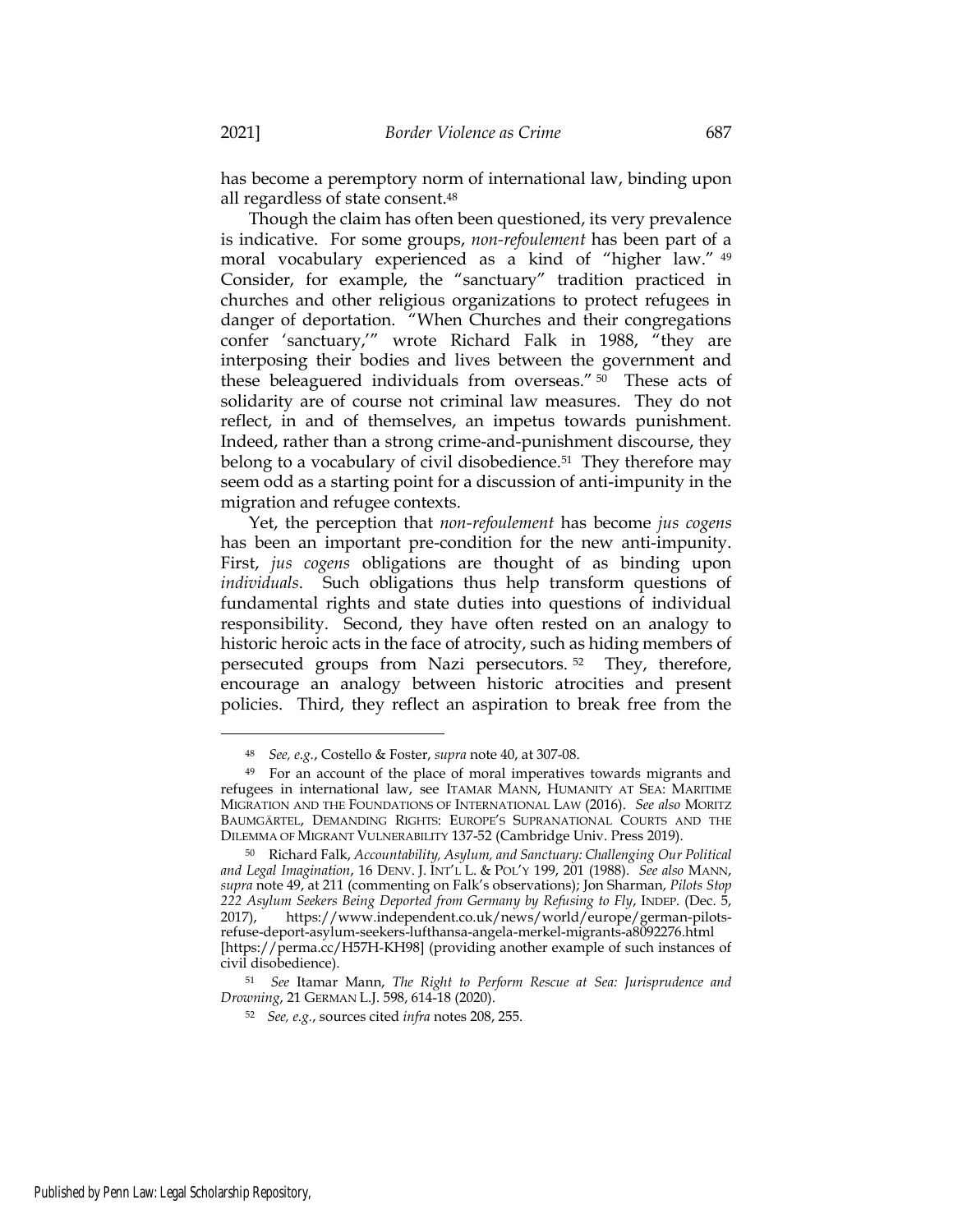has become a peremptory norm of international law, binding upon all regardless of state consent.[48]

Though the claim has often been questioned, its very prevalence is indicative. For some groups, *non-refoulement* has been part of a moral vocabulary experienced as a kind of "higher law."[49] Consider, for example, the "sanctuary" tradition practiced in churches and other religious organizations to protect refugees in danger of deportation. "When Churches and their congregations confer 'sanctuary,'" wrote Richard Falk in 1988, "they are interposing their bodies and lives between the government and these beleaguered individuals from overseas."[50] These acts of solidarity are of course not criminal law measures. They do not reflect, in and of themselves, an impetus towards punishment. Indeed, rather than a strong crime-and-punishment discourse, they belong to a vocabulary of civil disobedience.[51] They therefore may seem odd as a starting point for a discussion of anti-impunity in the migration and refugee contexts.

Yet, the perception that *non-refoulement* has become *jus cogens* has been an important pre-condition for the new anti-impunity. First, *jus cogens* obligations are thought of as binding upon *individuals*. Such obligations thus help transform questions of fundamental rights and state duties into questions of individual responsibility. Second, they have often rested on an analogy to historic heroic acts in the face of atrocity, such as hiding members of persecuted groups from Nazi persecutors.[52] They, therefore, encourage an analogy between historic atrocities and present policies. Third, they reflect an aspiration to break free from the

---

[48] *See, e.g.*, Costello & Foster, *supra* note 40, at 307-08.

[49] For an account of the place of moral imperatives towards migrants and refugees in international law, see ITAMAR MANN, HUMANITY AT SEA: MARITIME MIGRATION AND THE FOUNDATIONS OF INTERNATIONAL LAW (2016). *See also* MORITZ BAUMGÄRTEL, DEMANDING RIGHTS: EUROPE'S SUPRANATIONAL COURTS AND THE DILEMMA OF MIGRANT VULNERABILITY 137-52 (Cambridge Univ. Press 2019).

[50] Richard Falk, *Accountability, Asylum, and Sanctuary: Challenging Our Political and Legal Imagination*, 16 DENV. J. INT'L L. & POL'Y 199, 201 (1988). *See also* MANN, *supra* note 49, at 211 (commenting on Falk's observations); Jon Sharman, *Pilots Stop 222 Asylum Seekers Being Deported from Germany by Refusing to Fly*, INDEP. (Dec. 5, 2017), https://www.independent.co.uk/news/world/europe/german-pilots-refuse-deport-asylum-seekers-lufthansa-angela-merkel-migrants-a8092276.html [https://perma.cc/H57H-KH98] (providing another example of such instances of civil disobedience).

[51] *See* Itamar Mann, *The Right to Perform Rescue at Sea: Jurisprudence and Drowning*, 21 GERMAN L.J. 598, 614-18 (2020).

[52] *See, e.g.*, sources cited *infra* notes 208, 255.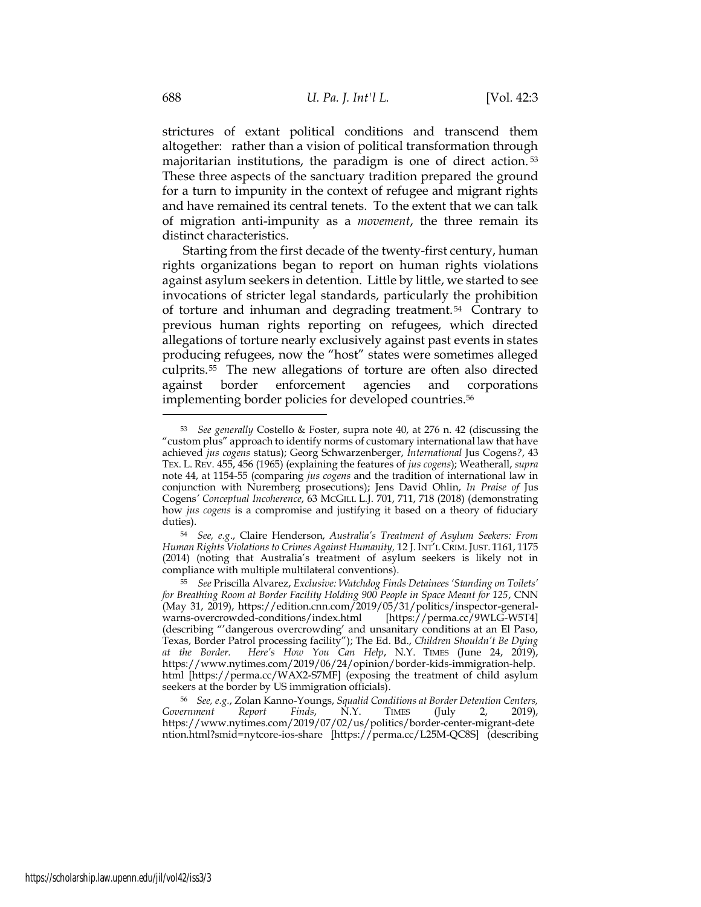strictures of extant political conditions and transcend them altogether: rather than a vision of political transformation through majoritarian institutions, the paradigm is one of direct action.[53] These three aspects of the sanctuary tradition prepared the ground for a turn to impunity in the context of refugee and migrant rights and have remained its central tenets. To the extent that we can talk of migration anti-impunity as a *movement*, the three remain its distinct characteristics.

Starting from the first decade of the twenty-first century, human rights organizations began to report on human rights violations against asylum seekers in detention. Little by little, we started to see invocations of stricter legal standards, particularly the prohibition of torture and inhuman and degrading treatment.[54] Contrary to previous human rights reporting on refugees, which directed allegations of torture nearly exclusively against past events in states producing refugees, now the "host" states were sometimes alleged culprits.[55] The new allegations of torture are often also directed against border enforcement agencies and corporations implementing border policies for developed countries.[56]

---

[53] *See generally* Costello & Foster, supra note 40, at 276 n. 42 (discussing the "custom plus" approach to identify norms of customary international law that have achieved *jus cogens* status); Georg Schwarzenberger, *International* Jus Cogens*?*, 43 TEX. L. REV. 455, 456 (1965) (explaining the features of *jus cogens*); Weatherall, *supra* note 44, at 1154-55 (comparing *jus cogens* and the tradition of international law in conjunction with Nuremberg prosecutions); Jens David Ohlin, *In Praise of* Jus Cogens*' Conceptual Incoherence*, 63 MCGILL L.J. 701, 711, 718 (2018) (demonstrating how *jus cogens* is a compromise and justifying it based on a theory of fiduciary duties).

[54] *See, e.g.*, Claire Henderson, *Australia's Treatment of Asylum Seekers: From Human Rights Violations to Crimes Against Humanity,* 12 J. INT'L CRIM. JUST. 1161, 1175 (2014) (noting that Australia's treatment of asylum seekers is likely not in compliance with multiple multilateral conventions).

[55] *See* Priscilla Alvarez, *Exclusive: Watchdog Finds Detainees 'Standing on Toilets' for Breathing Room at Border Facility Holding 900 People in Space Meant for 125*, CNN (May 31, 2019), https://edition.cnn.com/2019/05/31/politics/inspector-general-warns-overcrowded-conditions/index.html [https://perma.cc/9WLG-W5T4] (describing "'dangerous overcrowding' and unsanitary conditions at an El Paso, Texas, Border Patrol processing facility"); The Ed. Bd., *Children Shouldn't Be Dying at the Border. Here's How You Can Help*, N.Y. TIMES (June 24, 2019), https://www.nytimes.com/2019/06/24/opinion/border-kids-immigration-help.html [https://perma.cc/WAX2-S7MF] (exposing the treatment of child asylum seekers at the border by US immigration officials).

[56] *See, e.g.*, Zolan Kanno-Youngs, *Squalid Conditions at Border Detention Centers, Government Report Finds*, N.Y. TIMES (July 2, 2019), https://www.nytimes.com/2019/07/02/us/politics/border-center-migrant-detention.html?smid=nytcore-ios-share [https://perma.cc/L25M-QC8S] (describing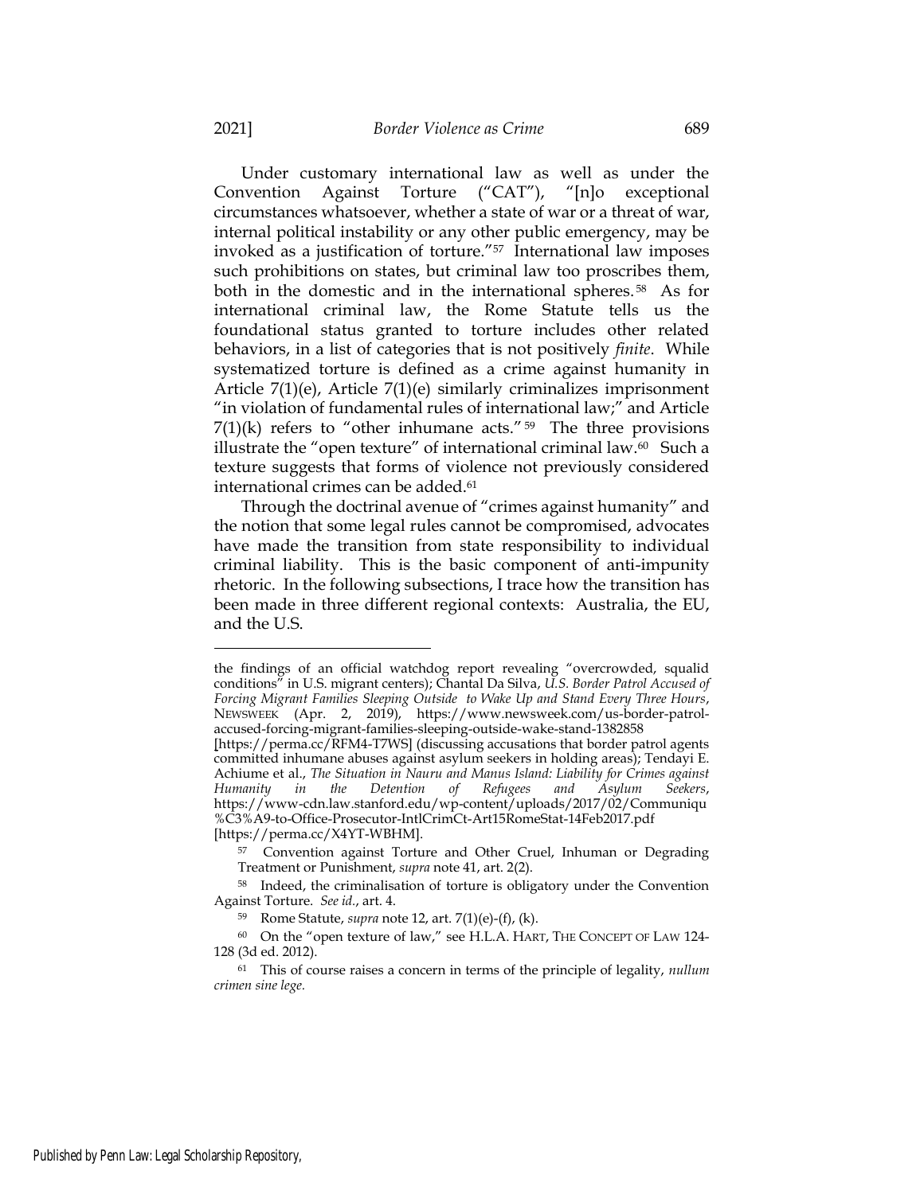Under customary international law as well as under the Convention Against Torture ("CAT"), "[n]o exceptional circumstances whatsoever, whether a state of war or a threat of war, internal political instability or any other public emergency, may be invoked as a justification of torture."[57] International law imposes such prohibitions on states, but criminal law too proscribes them, both in the domestic and in the international spheres.[58] As for international criminal law, the Rome Statute tells us the foundational status granted to torture includes other related behaviors, in a list of categories that is not positively *finite*. While systematized torture is defined as a crime against humanity in Article 7(1)(e), Article 7(1)(e) similarly criminalizes imprisonment "in violation of fundamental rules of international law;" and Article 7(1)(k) refers to "other inhumane acts."[59] The three provisions illustrate the "open texture" of international criminal law.[60] Such a texture suggests that forms of violence not previously considered international crimes can be added.[61]

Through the doctrinal avenue of "crimes against humanity" and the notion that some legal rules cannot be compromised, advocates have made the transition from state responsibility to individual criminal liability. This is the basic component of anti-impunity rhetoric. In the following subsections, I trace how the transition has been made in three different regional contexts: Australia, the EU, and the U.S.

---

the findings of an official watchdog report revealing "overcrowded, squalid conditions" in U.S. migrant centers); Chantal Da Silva, *U.S. Border Patrol Accused of Forcing Migrant Families Sleeping Outside to Wake Up and Stand Every Three Hours*, NEWSWEEK (Apr. 2, 2019), https://www.newsweek.com/us-border-patrol-accused-forcing-migrant-families-sleeping-outside-wake-stand-1382858 [https://perma.cc/RFM4-T7WS] (discussing accusations that border patrol agents committed inhumane abuses against asylum seekers in holding areas); Tendayi E. Achiume et al., *The Situation in Nauru and Manus Island: Liability for Crimes against Humanity in the Detention of Refugees and Asylum Seekers*, https://www-cdn.law.stanford.edu/wp-content/uploads/2017/02/Communiqu%C3%A9-to-Office-Prosecutor-IntlCrimCt-Art15RomeStat-14Feb2017.pdf [https://perma.cc/X4YT-WBHM].

[57] Convention against Torture and Other Cruel, Inhuman or Degrading Treatment or Punishment, *supra* note 41, art. 2(2).

[58] Indeed, the criminalisation of torture is obligatory under the Convention Against Torture. *See id.*, art. 4.

[59] Rome Statute, *supra* note 12, art. 7(1)(e)-(f), (k).

[60] On the "open texture of law," see H.L.A. HART, THE CONCEPT OF LAW 124-128 (3d ed. 2012).

[61] This of course raises a concern in terms of the principle of legality, *nullum crimen sine lege.*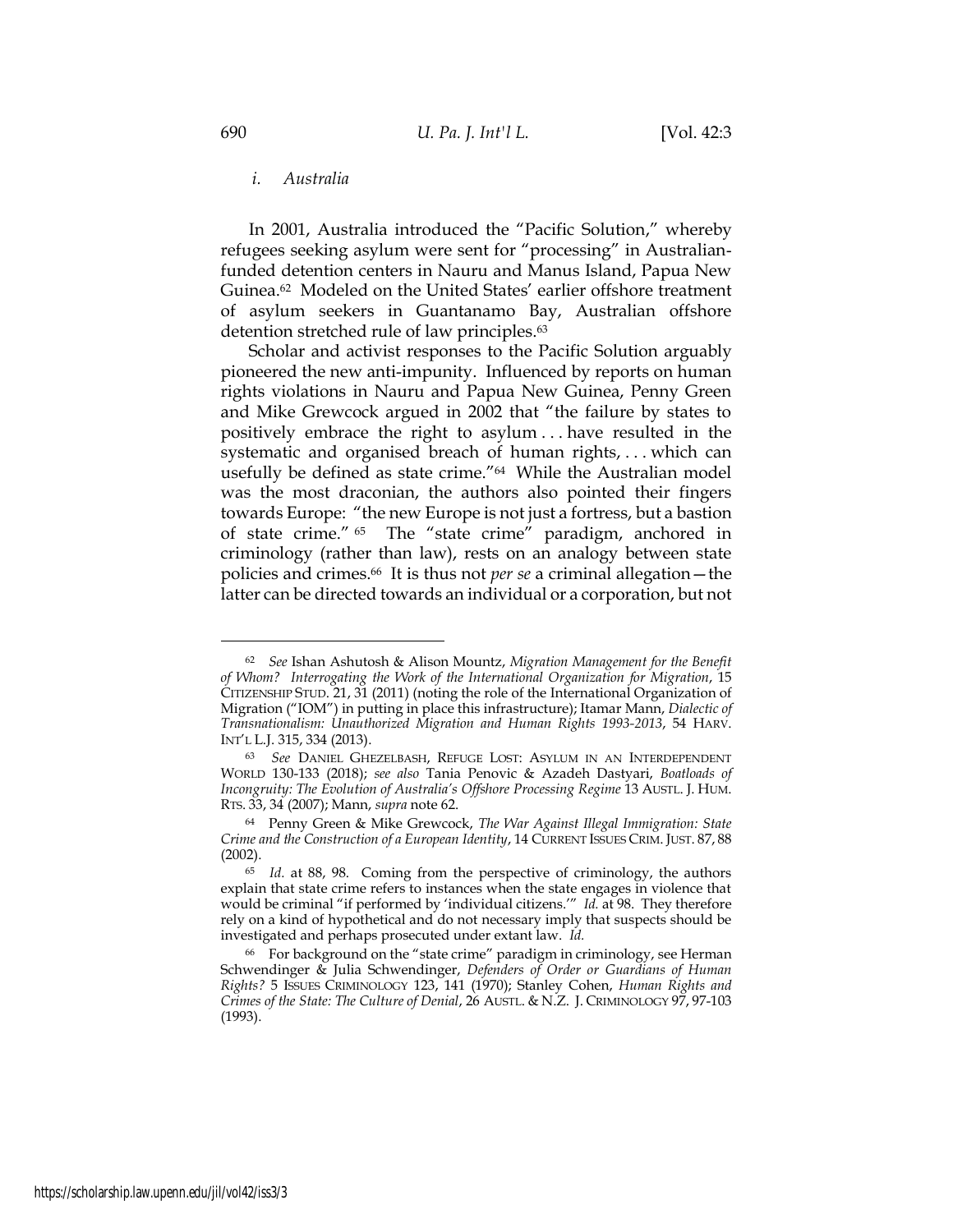*i. Australia*

In 2001, Australia introduced the "Pacific Solution," whereby refugees seeking asylum were sent for "processing" in Australian-funded detention centers in Nauru and Manus Island, Papua New Guinea.[62] Modeled on the United States' earlier offshore treatment of asylum seekers in Guantanamo Bay, Australian offshore detention stretched rule of law principles.[63]

Scholar and activist responses to the Pacific Solution arguably pioneered the new anti-impunity. Influenced by reports on human rights violations in Nauru and Papua New Guinea, Penny Green and Mike Grewcock argued in 2002 that "the failure by states to positively embrace the right to asylum . . . have resulted in the systematic and organised breach of human rights, . . . which can usefully be defined as state crime."[64] While the Australian model was the most draconian, the authors also pointed their fingers towards Europe: "the new Europe is not just a fortress, but a bastion of state crime."[65] The "state crime" paradigm, anchored in criminology (rather than law), rests on an analogy between state policies and crimes.[66] It is thus not *per se* a criminal allegation—the latter can be directed towards an individual or a corporation, but not

---

[62] *See* Ishan Ashutosh & Alison Mountz, *Migration Management for the Benefit of Whom? Interrogating the Work of the International Organization for Migration*, 15 CITIZENSHIP STUD. 21, 31 (2011) (noting the role of the International Organization of Migration ("IOM") in putting in place this infrastructure); Itamar Mann, *Dialectic of Transnationalism: Unauthorized Migration and Human Rights 1993-2013*, 54 HARV. INT'L L.J. 315, 334 (2013).

[63] *See* DANIEL GHEZELBASH, REFUGE LOST: ASYLUM IN AN INTERDEPENDENT WORLD 130-133 (2018); *see also* Tania Penovic & Azadeh Dastyari, *Boatloads of Incongruity: The Evolution of Australia's Offshore Processing Regime* 13 AUSTL. J. HUM. RTS. 33, 34 (2007); Mann, *supra* note 62.

[64] Penny Green & Mike Grewcock, *The War Against Illegal Immigration: State Crime and the Construction of a European Identity*, 14 CURRENT ISSUES CRIM. JUST. 87, 88 (2002).

[65] *Id.* at 88, 98. Coming from the perspective of criminology, the authors explain that state crime refers to instances when the state engages in violence that would be criminal "if performed by 'individual citizens.'" *Id.* at 98. They therefore rely on a kind of hypothetical and do not necessary imply that suspects should be investigated and perhaps prosecuted under extant law. *Id.*

[66] For background on the "state crime" paradigm in criminology, see Herman Schwendinger & Julia Schwendinger, *Defenders of Order or Guardians of Human Rights?* 5 ISSUES CRIMINOLOGY 123, 141 (1970); Stanley Cohen, *Human Rights and Crimes of the State: The Culture of Denial*, 26 AUSTL. & N.Z. J. CRIMINOLOGY 97, 97-103 (1993).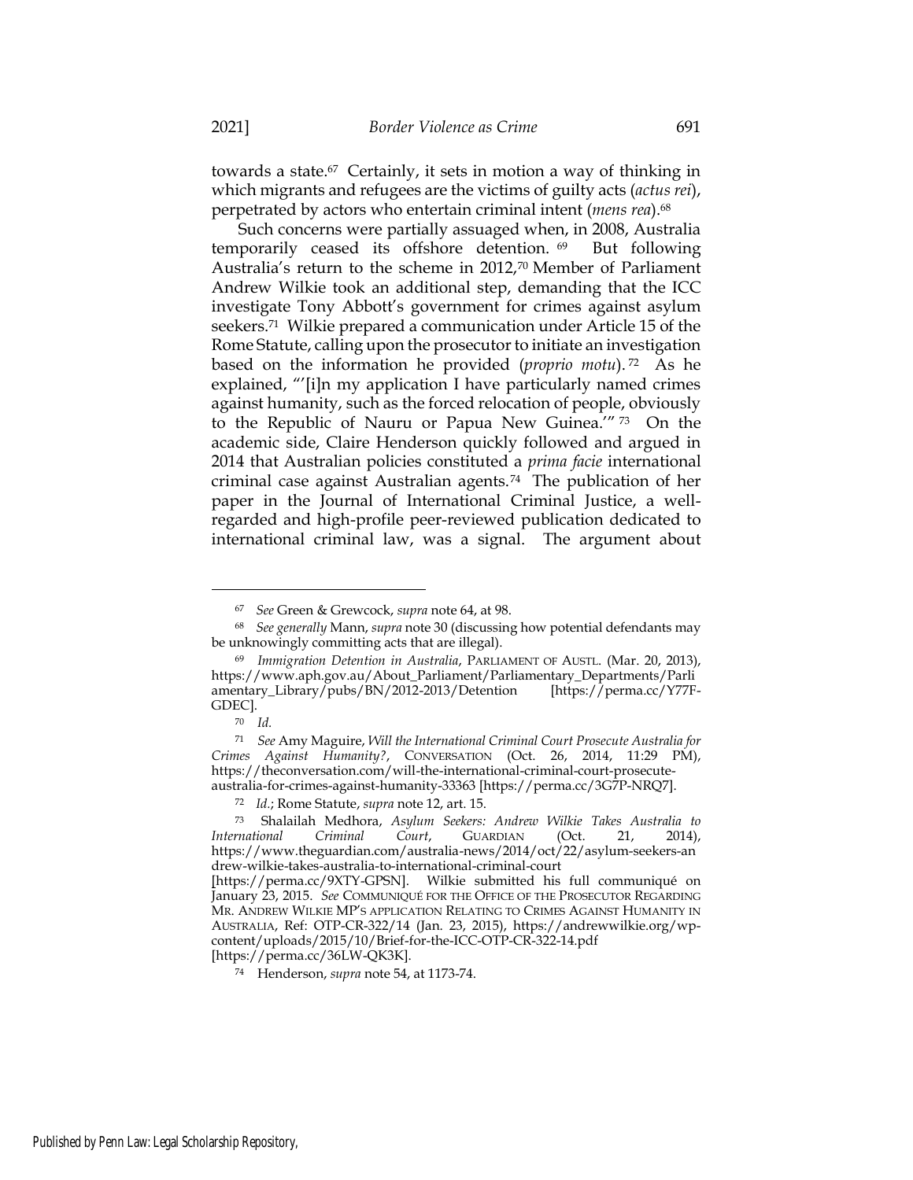towards a state.[67] Certainly, it sets in motion a way of thinking in which migrants and refugees are the victims of guilty acts (*actus rei*), perpetrated by actors who entertain criminal intent (*mens rea*).[68]

Such concerns were partially assuaged when, in 2008, Australia temporarily ceased its offshore detention.[69] But following Australia's return to the scheme in 2012,[70] Member of Parliament Andrew Wilkie took an additional step, demanding that the ICC investigate Tony Abbott's government for crimes against asylum seekers.[71] Wilkie prepared a communication under Article 15 of the Rome Statute, calling upon the prosecutor to initiate an investigation based on the information he provided (*proprio motu*).[72] As he explained, "'[i]n my application I have particularly named crimes against humanity, such as the forced relocation of people, obviously to the Republic of Nauru or Papua New Guinea.'"[73] On the academic side, Claire Henderson quickly followed and argued in 2014 that Australian policies constituted a *prima facie* international criminal case against Australian agents.[74] The publication of her paper in the Journal of International Criminal Justice, a well-regarded and high-profile peer-reviewed publication dedicated to international criminal law, was a signal. The argument about

---

[67] *See* Green & Grewcock, *supra* note 64, at 98.

[68] *See generally* Mann, *supra* note 30 (discussing how potential defendants may be unknowingly committing acts that are illegal).

[69] *Immigration Detention in Australia*, PARLIAMENT OF AUSTL. (Mar. 20, 2013), https://www.aph.gov.au/About_Parliament/Parliamentary_Departments/Parliamentary_Library/pubs/BN/2012-2013/Detention [https://perma.cc/Y77F-GDEC].

[70] *Id.*

[71] *See* Amy Maguire, *Will the International Criminal Court Prosecute Australia for Crimes Against Humanity?*, CONVERSATION (Oct. 26, 2014, 11:29 PM), https://theconversation.com/will-the-international-criminal-court-prosecute-australia-for-crimes-against-humanity-33363 [https://perma.cc/3G7P-NRQ7].

[72] *Id.*; Rome Statute, *supra* note 12, art. 15.

[73] Shalailah Medhora, *Asylum Seekers: Andrew Wilkie Takes Australia to International Criminal Court*, GUARDIAN (Oct. 21, 2014), https://www.theguardian.com/australia-news/2014/oct/22/asylum-seekers-andrew-wilkie-takes-australia-to-international-criminal-court [https://perma.cc/9XTY-GPSN]. Wilkie submitted his full communiqué on January 23, 2015. *See* COMMUNIQUÉ FOR THE OFFICE OF THE PROSECUTOR REGARDING MR. ANDREW WILKIE MP'S APPLICATION RELATING TO CRIMES AGAINST HUMANITY IN AUSTRALIA, Ref: OTP-CR-322/14 (Jan. 23, 2015), https://andrewwilkie.org/wp-content/uploads/2015/10/Brief-for-the-ICC-OTP-CR-322-14.pdf [https://perma.cc/36LW-QK3K].

[74] Henderson, *supra* note 54, at 1173-74.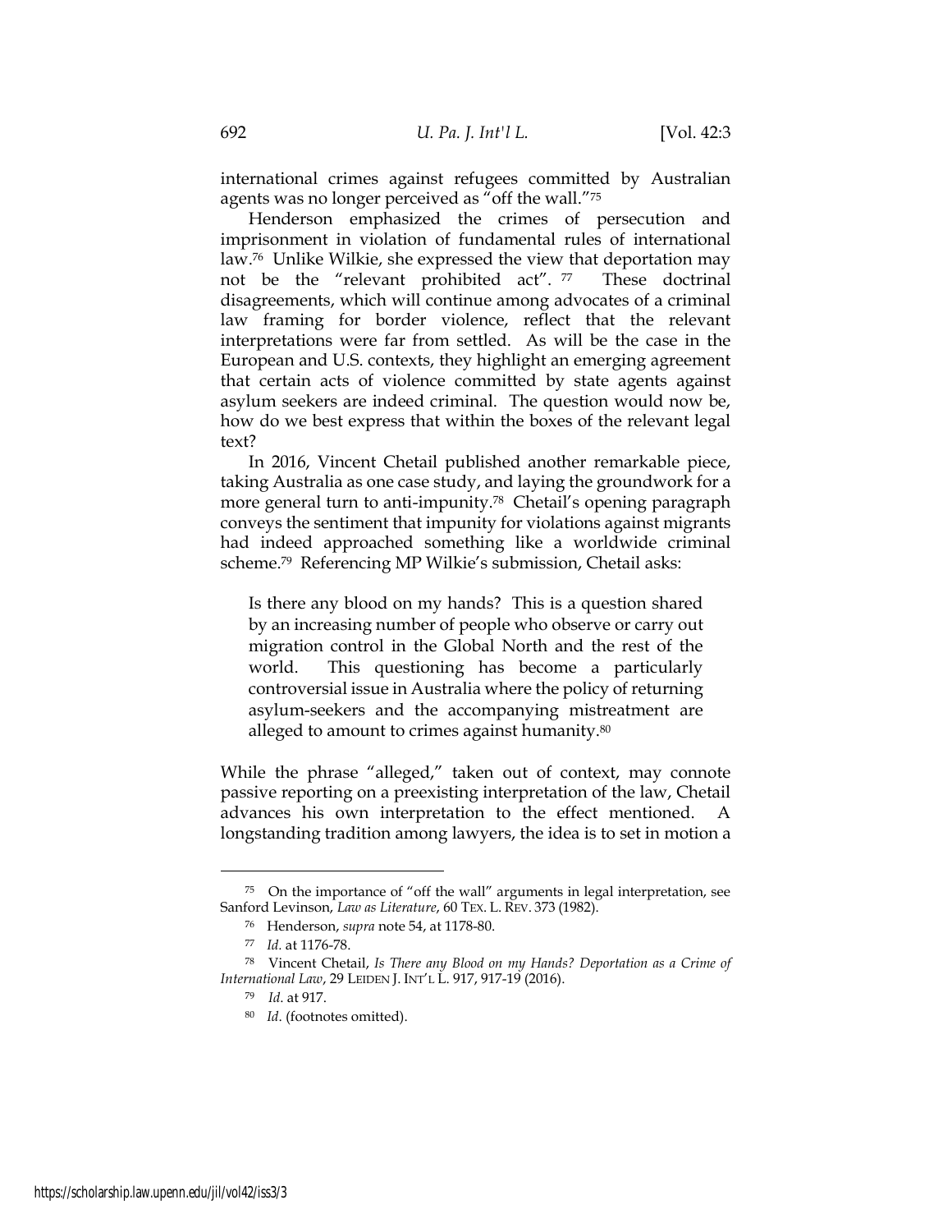international crimes against refugees committed by Australian agents was no longer perceived as "off the wall."[75]

Henderson emphasized the crimes of persecution and imprisonment in violation of fundamental rules of international law.[76] Unlike Wilkie, she expressed the view that deportation may not be the "relevant prohibited act".[77] These doctrinal disagreements, which will continue among advocates of a criminal law framing for border violence, reflect that the relevant interpretations were far from settled. As will be the case in the European and U.S. contexts, they highlight an emerging agreement that certain acts of violence committed by state agents against asylum seekers are indeed criminal. The question would now be, how do we best express that within the boxes of the relevant legal text?

In 2016, Vincent Chetail published another remarkable piece, taking Australia as one case study, and laying the groundwork for a more general turn to anti-impunity.[78] Chetail's opening paragraph conveys the sentiment that impunity for violations against migrants had indeed approached something like a worldwide criminal scheme.[79] Referencing MP Wilkie's submission, Chetail asks:

> Is there any blood on my hands? This is a question shared by an increasing number of people who observe or carry out migration control in the Global North and the rest of the world. This questioning has become a particularly controversial issue in Australia where the policy of returning asylum-seekers and the accompanying mistreatment are alleged to amount to crimes against humanity.[80]

While the phrase "alleged," taken out of context, may connote passive reporting on a preexisting interpretation of the law, Chetail advances his own interpretation to the effect mentioned. A longstanding tradition among lawyers, the idea is to set in motion a

---

[75] On the importance of "off the wall" arguments in legal interpretation, see Sanford Levinson, *Law as Literature*, 60 TEX. L. REV. 373 (1982).

[76] Henderson, *supra* note 54, at 1178-80.

[77] *Id.* at 1176-78.

[78] Vincent Chetail, *Is There any Blood on my Hands? Deportation as a Crime of International Law*, 29 LEIDEN J. INT'L L. 917, 917-19 (2016).

[79] *Id*. at 917.

[80] *Id*. (footnotes omitted).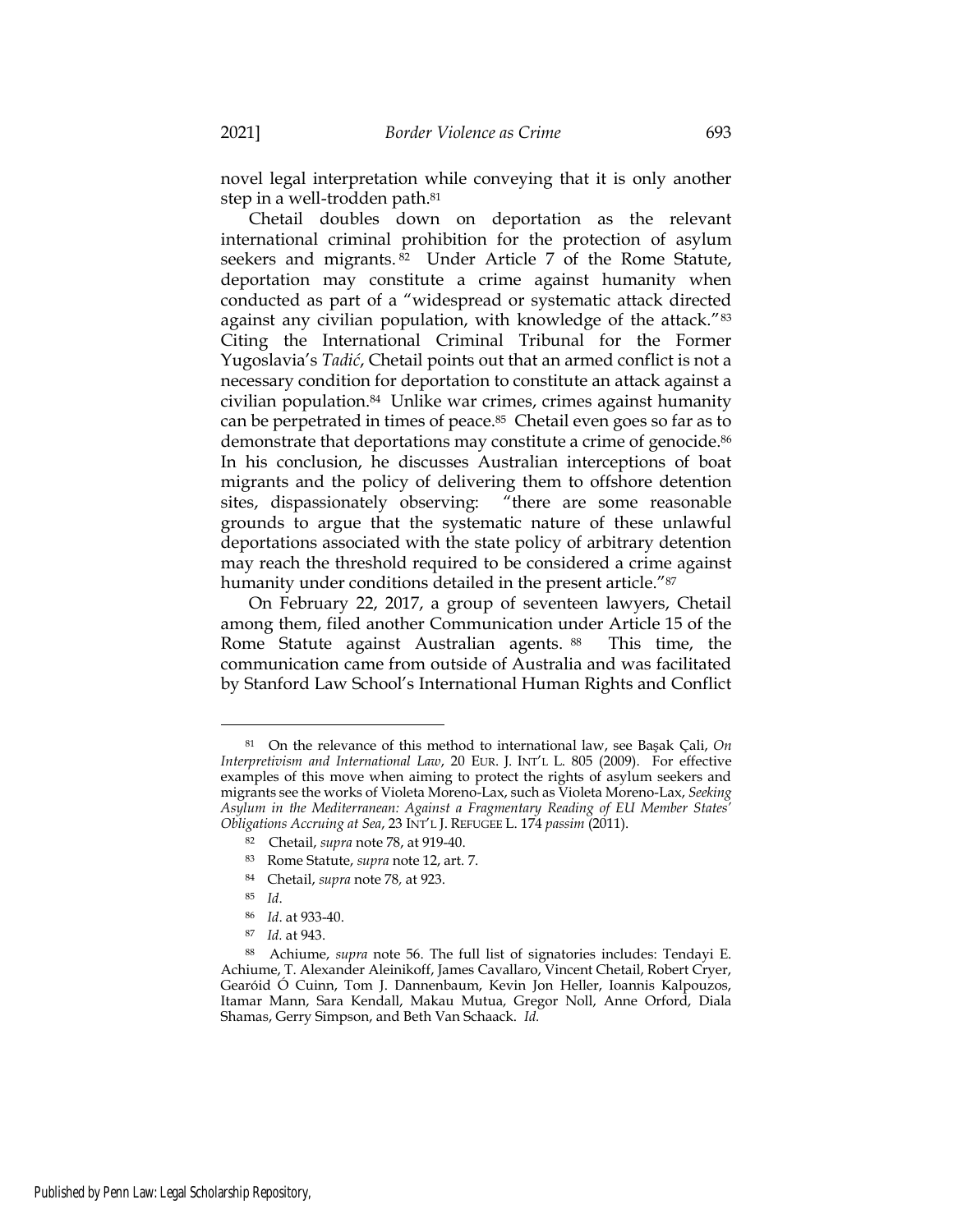novel legal interpretation while conveying that it is only another step in a well-trodden path.[81]

Chetail doubles down on deportation as the relevant international criminal prohibition for the protection of asylum seekers and migrants.[82] Under Article 7 of the Rome Statute, deportation may constitute a crime against humanity when conducted as part of a "widespread or systematic attack directed against any civilian population, with knowledge of the attack."[83] Citing the International Criminal Tribunal for the Former Yugoslavia's *Tadić*, Chetail points out that an armed conflict is not a necessary condition for deportation to constitute an attack against a civilian population.[84] Unlike war crimes, crimes against humanity can be perpetrated in times of peace.[85] Chetail even goes so far as to demonstrate that deportations may constitute a crime of genocide.[86] In his conclusion, he discusses Australian interceptions of boat migrants and the policy of delivering them to offshore detention sites, dispassionately observing: "there are some reasonable grounds to argue that the systematic nature of these unlawful deportations associated with the state policy of arbitrary detention may reach the threshold required to be considered a crime against humanity under conditions detailed in the present article."[87]

On February 22, 2017, a group of seventeen lawyers, Chetail among them, filed another Communication under Article 15 of the Rome Statute against Australian agents.[88] This time, the communication came from outside of Australia and was facilitated by Stanford Law School's International Human Rights and Conflict

---

[81] On the relevance of this method to international law, see Başak Çali, *On Interpretivism and International Law*, 20 EUR. J. INT'L L. 805 (2009). For effective examples of this move when aiming to protect the rights of asylum seekers and migrants see the works of Violeta Moreno-Lax, such as Violeta Moreno-Lax, *Seeking Asylum in the Mediterranean: Against a Fragmentary Reading of EU Member States' Obligations Accruing at Sea*, 23 INT'L J. REFUGEE L. 174 *passim* (2011).

[82] Chetail, *supra* note 78, at 919-40.

[83] Rome Statute, *supra* note 12, art. 7.

[84] Chetail, *supra* note 78, at 923.

[85] *Id*.

[86] *Id*. at 933-40.

[87] *Id.* at 943.

[88] Achiume, *supra* note 56. The full list of signatories includes: Tendayi E. Achiume, T. Alexander Aleinikoff, James Cavallaro, Vincent Chetail, Robert Cryer, Gearóid Ó Cuinn, Tom J. Dannenbaum, Kevin Jon Heller, Ioannis Kalpouzos, Itamar Mann, Sara Kendall, Makau Mutua, Gregor Noll, Anne Orford, Diala Shamas, Gerry Simpson, and Beth Van Schaack. *Id.*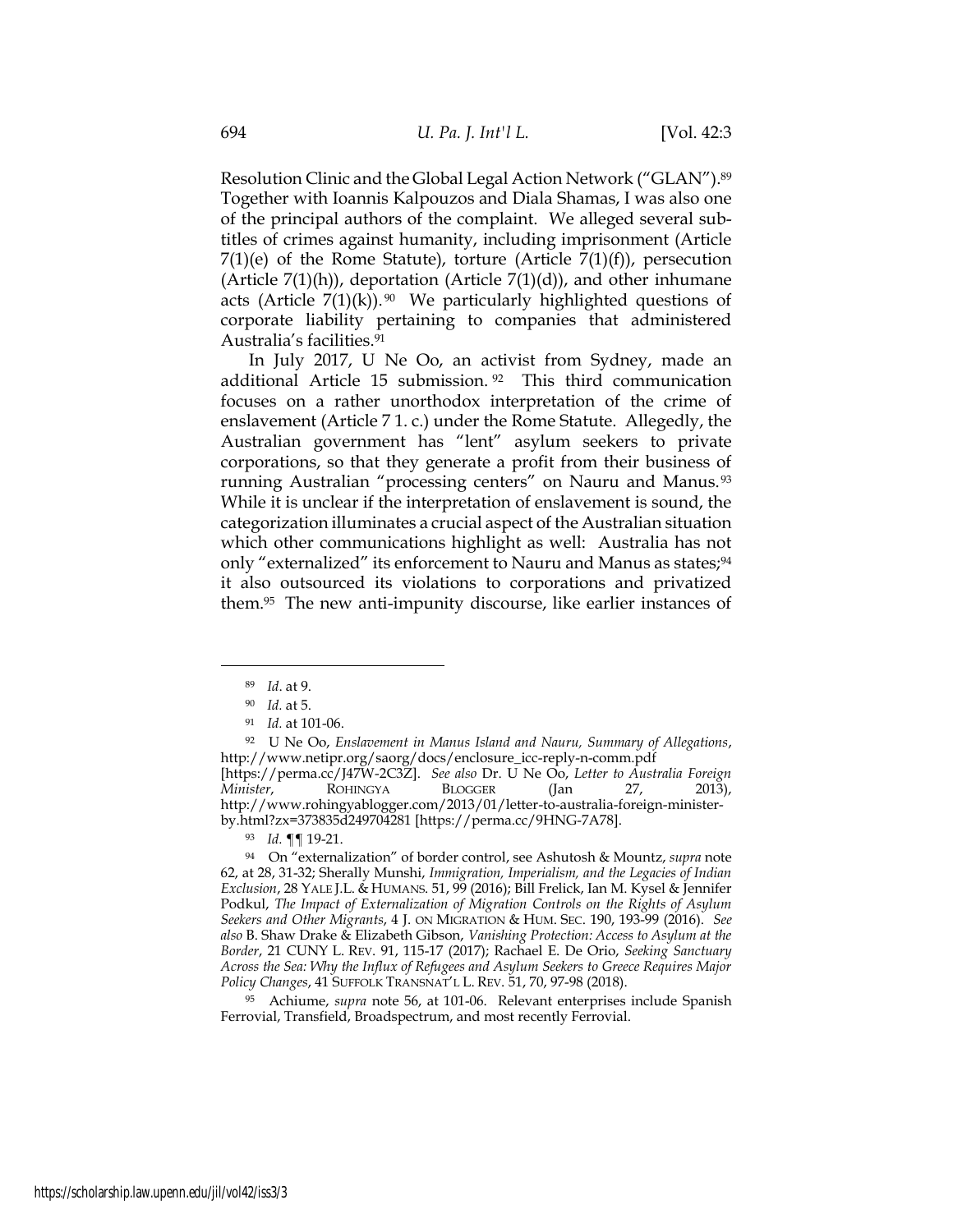Resolution Clinic and the Global Legal Action Network ("GLAN").[89] Together with Ioannis Kalpouzos and Diala Shamas, I was also one of the principal authors of the complaint. We alleged several subtitles of crimes against humanity, including imprisonment (Article 7(1)(e) of the Rome Statute), torture (Article 7(1)(f)), persecution (Article 7(1)(h)), deportation (Article 7(1)(d)), and other inhumane acts (Article 7(1)(k)).[90] We particularly highlighted questions of corporate liability pertaining to companies that administered Australia's facilities.[91]

In July 2017, U Ne Oo, an activist from Sydney, made an additional Article 15 submission.[92] This third communication focuses on a rather unorthodox interpretation of the crime of enslavement (Article 7 1. c.) under the Rome Statute. Allegedly, the Australian government has "lent" asylum seekers to private corporations, so that they generate a profit from their business of running Australian "processing centers" on Nauru and Manus.[93] While it is unclear if the interpretation of enslavement is sound, the categorization illuminates a crucial aspect of the Australian situation which other communications highlight as well: Australia has not only "externalized" its enforcement to Nauru and Manus as states;[94] it also outsourced its violations to corporations and privatized them.[95] The new anti-impunity discourse, like earlier instances of

---

[89] *Id*. at 9.

[90] *Id.* at 5.

[91] *Id.* at 101-06.

[92] U Ne Oo, *Enslavement in Manus Island and Nauru, Summary of Allegations*, http://www.netipr.org/saorg/docs/enclosure_icc-reply-n-comm.pdf [https://perma.cc/J47W-2C3Z]. *See also* Dr. U Ne Oo, *Letter to Australia Foreign Minister*, ROHINGYA BLOGGER (Jan 27, 2013), http://www.rohingyablogger.com/2013/01/letter-to-australia-foreign-minister-by.html?zx=373835d249704281 [https://perma.cc/9HNG-7A78].

[93] *Id.* ¶¶ 19-21.

[94] On "externalization" of border control, see Ashutosh & Mountz, *supra* note 62, at 28, 31-32; Sherally Munshi, *Immigration, Imperialism, and the Legacies of Indian Exclusion*, 28 YALE J.L. & HUMANS. 51, 99 (2016); Bill Frelick, Ian M. Kysel & Jennifer Podkul, *The Impact of Externalization of Migration Controls on the Rights of Asylum Seekers and Other Migrants*, 4 J. ON MIGRATION & HUM. SEC. 190, 193-99 (2016). *See also* B. Shaw Drake & Elizabeth Gibson, *Vanishing Protection: Access to Asylum at the Border*, 21 CUNY L. REV. 91, 115-17 (2017); Rachael E. De Orio, *Seeking Sanctuary Across the Sea: Why the Influx of Refugees and Asylum Seekers to Greece Requires Major Policy Changes*, 41 SUFFOLK TRANSNAT'L L. REV. 51, 70, 97-98 (2018).

[95] Achiume, *supra* note 56, at 101-06. Relevant enterprises include Spanish Ferrovial, Transfield, Broadspectrum, and most recently Ferrovial.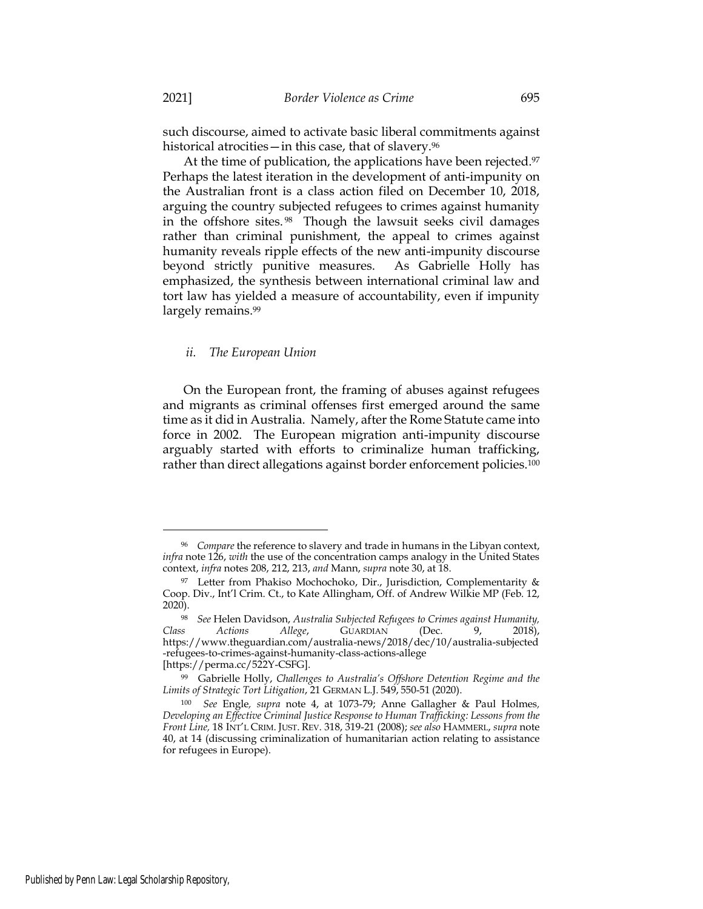such discourse, aimed to activate basic liberal commitments against historical atrocities—in this case, that of slavery.[96]

At the time of publication, the applications have been rejected.[97] Perhaps the latest iteration in the development of anti-impunity on the Australian front is a class action filed on December 10, 2018, arguing the country subjected refugees to crimes against humanity in the offshore sites.[98] Though the lawsuit seeks civil damages rather than criminal punishment, the appeal to crimes against humanity reveals ripple effects of the new anti-impunity discourse beyond strictly punitive measures. As Gabrielle Holly has emphasized, the synthesis between international criminal law and tort law has yielded a measure of accountability, even if impunity largely remains.[99]

### *ii. The European Union*

On the European front, the framing of abuses against refugees and migrants as criminal offenses first emerged around the same time as it did in Australia. Namely, after the Rome Statute came into force in 2002. The European migration anti-impunity discourse arguably started with efforts to criminalize human trafficking, rather than direct allegations against border enforcement policies.[100]

---

[96] *Compare* the reference to slavery and trade in humans in the Libyan context, *infra* note 126, *with* the use of the concentration camps analogy in the United States context, *infra* notes 208, 212, 213, *and* Mann, *supra* note 30, at 18.

[97] Letter from Phakiso Mochochoko, Dir., Jurisdiction, Complementarity & Coop. Div., Int'l Crim. Ct., to Kate Allingham, Off. of Andrew Wilkie MP (Feb. 12, 2020).

[98] *See* Helen Davidson, *Australia Subjected Refugees to Crimes against Humanity, Class Actions Allege*, GUARDIAN (Dec. 9, 2018), https://www.theguardian.com/australia-news/2018/dec/10/australia-subjected-refugees-to-crimes-against-humanity-class-actions-allege [https://perma.cc/522Y-CSFG].

[99] Gabrielle Holly, *Challenges to Australia's Offshore Detention Regime and the Limits of Strategic Tort Litigation*, 21 GERMAN L.J. 549, 550-51 (2020).

[100] *See* Engle, *supra* note 4, at 1073-79; Anne Gallagher & Paul Holmes, *Developing an Effective Criminal Justice Response to Human Trafficking: Lessons from the Front Line*, 18 INT'L CRIM. JUST. REV. 318, 319-21 (2008); *see also* HAMMERL, *supra* note 40, at 14 (discussing criminalization of humanitarian action relating to assistance for refugees in Europe).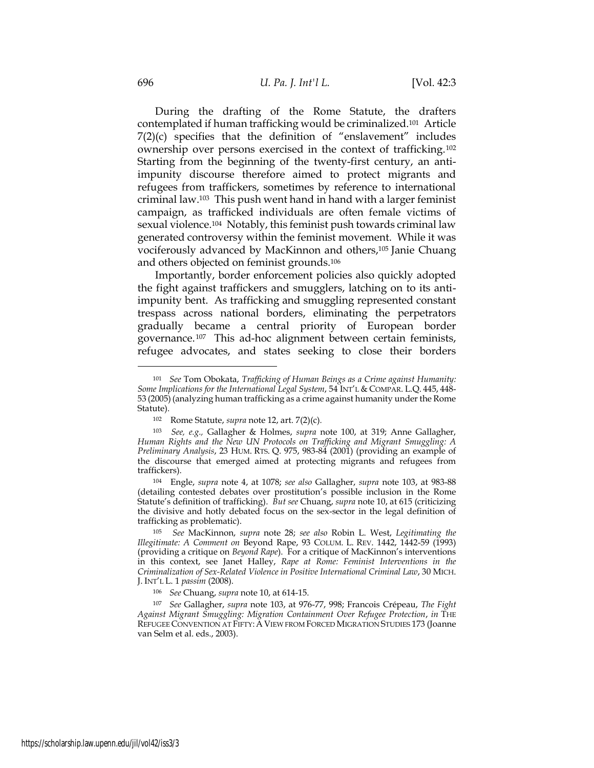During the drafting of the Rome Statute, the drafters contemplated if human trafficking would be criminalized.[101] Article 7(2)(c) specifies that the definition of "enslavement" includes ownership over persons exercised in the context of trafficking.[102] Starting from the beginning of the twenty-first century, an anti-impunity discourse therefore aimed to protect migrants and refugees from traffickers, sometimes by reference to international criminal law.[103] This push went hand in hand with a larger feminist campaign, as trafficked individuals are often female victims of sexual violence.[104] Notably, this feminist push towards criminal law generated controversy within the feminist movement. While it was vociferously advanced by MacKinnon and others,[105] Janie Chuang and others objected on feminist grounds.[106]

Importantly, border enforcement policies also quickly adopted the fight against traffickers and smugglers, latching on to its anti-impunity bent. As trafficking and smuggling represented constant trespass across national borders, eliminating the perpetrators gradually became a central priority of European border governance.[107] This ad-hoc alignment between certain feminists, refugee advocates, and states seeking to close their borders

---

[101] *See* Tom Obokata, *Trafficking of Human Beings as a Crime against Humanity: Some Implications for the International Legal System*, 54 INT'L & COMPAR. L.Q. 445, 448-53 (2005) (analyzing human trafficking as a crime against humanity under the Rome Statute).

[102] Rome Statute, *supra* note 12, art. 7(2)(c).

[103] *See, e.g.,* Gallagher & Holmes, *supra* note 100, at 319; Anne Gallagher, *Human Rights and the New UN Protocols on Trafficking and Migrant Smuggling: A Preliminary Analysis*, 23 HUM. RTS. Q. 975, 983-84 (2001) (providing an example of the discourse that emerged aimed at protecting migrants and refugees from traffickers).

[104] Engle, *supra* note 4, at 1078; *see also* Gallagher, *supra* note 103, at 983-88 (detailing contested debates over prostitution's possible inclusion in the Rome Statute's definition of trafficking). *But see* Chuang, *supra* note 10, at 615 (criticizing the divisive and hotly debated focus on the sex-sector in the legal definition of trafficking as problematic).

[105] *See* MacKinnon, *supra* note 28; *see also* Robin L. West, *Legitimating the Illegitimate: A Comment on* Beyond Rape, 93 COLUM. L. REV. 1442, 1442-59 (1993) (providing a critique on *Beyond Rape*). For a critique of MacKinnon's interventions in this context, see Janet Halley, *Rape at Rome: Feminist Interventions in the Criminalization of Sex-Related Violence in Positive International Criminal Law*, 30 MICH. J. INT'L L. 1 *passim* (2008).

[106] *See* Chuang, *supra* note 10, at 614-15.

[107] *See* Gallagher, *supra* note 103, at 976-77, 998; Francois Crépeau, *The Fight Against Migrant Smuggling: Migration Containment Over Refugee Protection*, *in* THE REFUGEE CONVENTION AT FIFTY: A VIEW FROM FORCED MIGRATION STUDIES 173 (Joanne van Selm et al. eds., 2003).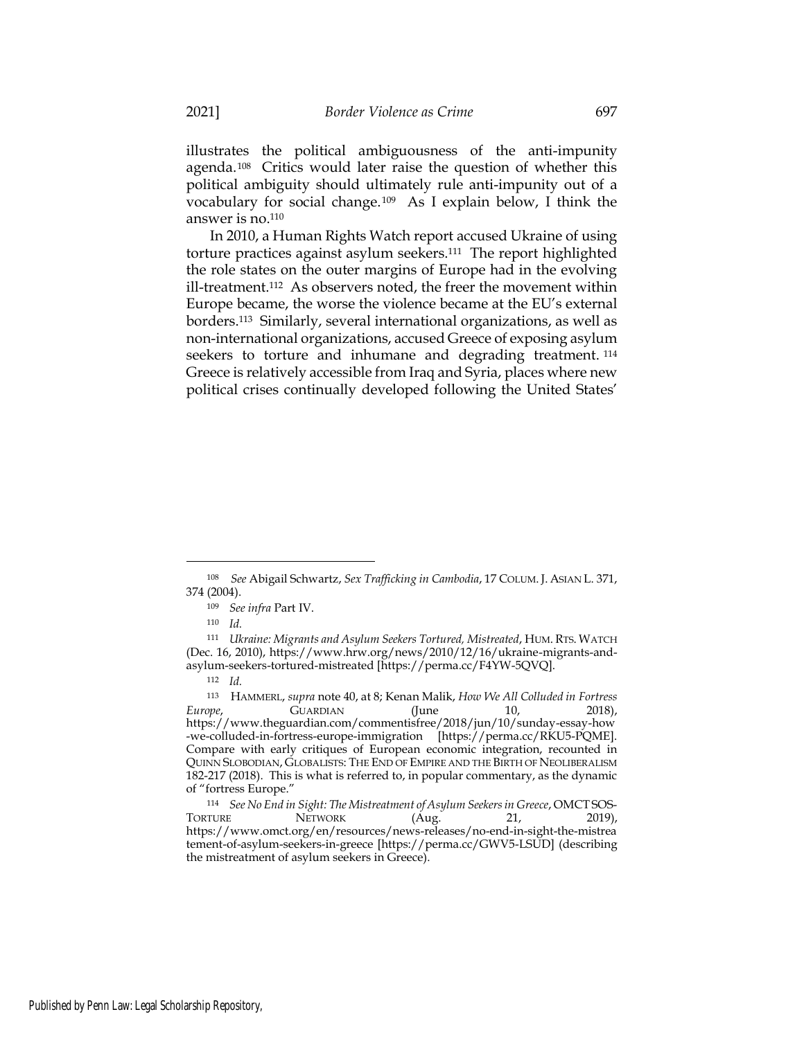illustrates the political ambiguousness of the anti-impunity agenda.[108] Critics would later raise the question of whether this political ambiguity should ultimately rule anti-impunity out of a vocabulary for social change.[109] As I explain below, I think the answer is no.[110]

In 2010, a Human Rights Watch report accused Ukraine of using torture practices against asylum seekers.[111] The report highlighted the role states on the outer margins of Europe had in the evolving ill-treatment.[112] As observers noted, the freer the movement within Europe became, the worse the violence became at the EU's external borders.[113] Similarly, several international organizations, as well as non-international organizations, accused Greece of exposing asylum seekers to torture and inhumane and degrading treatment.[114] Greece is relatively accessible from Iraq and Syria, places where new political crises continually developed following the United States'

---

[108] *See* Abigail Schwartz, *Sex Trafficking in Cambodia*, 17 COLUM. J. ASIAN L. 371, 374 (2004).

[109] *See infra* Part IV.

[110] *Id.*

[111] *Ukraine: Migrants and Asylum Seekers Tortured, Mistreated*, HUM. RTS. WATCH (Dec. 16, 2010), https://www.hrw.org/news/2010/12/16/ukraine-migrants-and-asylum-seekers-tortured-mistreated [https://perma.cc/F4YW-5QVQ].

[112] *Id.*

[113] HAMMERL, *supra* note 40, at 8; Kenan Malik, *How We All Colluded in Fortress Europe*, GUARDIAN (June 10, 2018), https://www.theguardian.com/commentisfree/2018/jun/10/sunday-essay-how-we-colluded-in-fortress-europe-immigration [https://perma.cc/RKU5-PQME]. Compare with early critiques of European economic integration, recounted in QUINN SLOBODIAN, GLOBALISTS: THE END OF EMPIRE AND THE BIRTH OF NEOLIBERALISM 182-217 (2018). This is what is referred to, in popular commentary, as the dynamic of "fortress Europe."

[114] *See No End in Sight: The Mistreatment of Asylum Seekers in Greece*, OMCT SOS-TORTURE NETWORK (Aug. 21, 2019), https://www.omct.org/en/resources/news-releases/no-end-in-sight-the-mistreatement-of-asylum-seekers-in-greece [https://perma.cc/GWV5-LSUD] (describing the mistreatment of asylum seekers in Greece).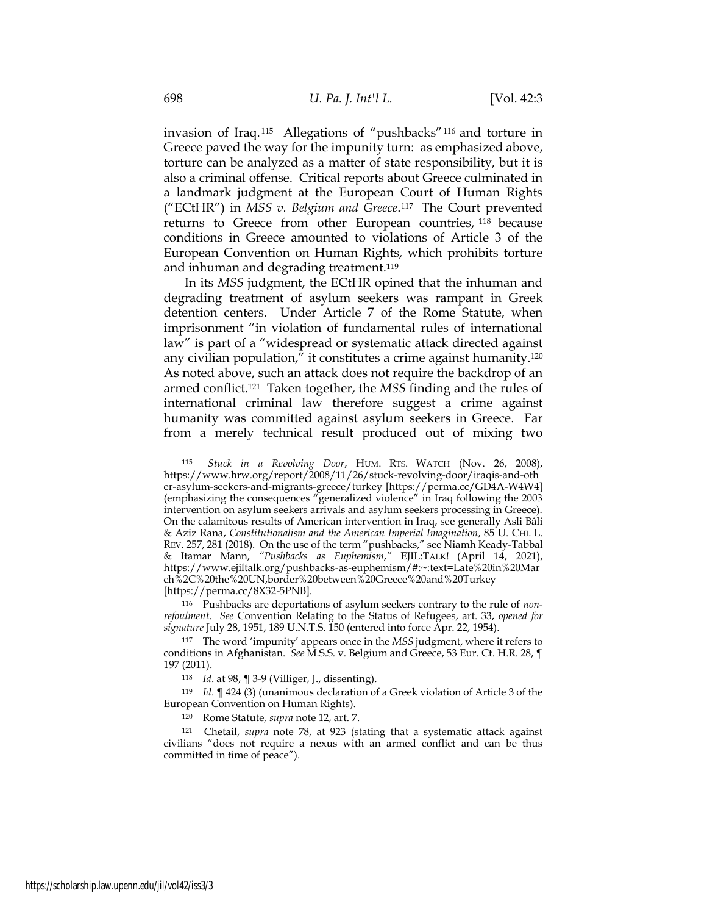invasion of Iraq.[115] Allegations of "pushbacks"[116] and torture in Greece paved the way for the impunity turn: as emphasized above, torture can be analyzed as a matter of state responsibility, but it is also a criminal offense. Critical reports about Greece culminated in a landmark judgment at the European Court of Human Rights ("ECtHR") in *MSS v. Belgium and Greece*.[117] The Court prevented returns to Greece from other European countries, [118] because conditions in Greece amounted to violations of Article 3 of the European Convention on Human Rights, which prohibits torture and inhuman and degrading treatment.[119]

In its *MSS* judgment, the ECtHR opined that the inhuman and degrading treatment of asylum seekers was rampant in Greek detention centers. Under Article 7 of the Rome Statute, when imprisonment "in violation of fundamental rules of international law" is part of a "widespread or systematic attack directed against any civilian population," it constitutes a crime against humanity.[120] As noted above, such an attack does not require the backdrop of an armed conflict.[121] Taken together, the *MSS* finding and the rules of international criminal law therefore suggest a crime against humanity was committed against asylum seekers in Greece. Far from a merely technical result produced out of mixing two

---

[115] *Stuck in a Revolving Door*, HUM. RTS. WATCH (Nov. 26, 2008), https://www.hrw.org/report/2008/11/26/stuck-revolving-door/iraqis-and-other-asylum-seekers-and-migrants-greece/turkey [https://perma.cc/GD4A-W4W4] (emphasizing the consequences "generalized violence" in Iraq following the 2003 intervention on asylum seekers arrivals and asylum seekers processing in Greece). On the calamitous results of American intervention in Iraq, see generally Asli Bâli & Aziz Rana, *Constitutionalism and the American Imperial Imagination*, 85 U. CHI. L. REV. 257, 281 (2018). On the use of the term "pushbacks," see Niamh Keady-Tabbal & Itamar Mann, *"Pushbacks as Euphemism*,*"* EJIL:TALK! (April 14, 2021), https://www.ejiltalk.org/pushbacks-as-euphemism/#:~:text=Late%20in%20March%2C%20the%20UN,border%20between%20Greece%20and%20Turkey [https://perma.cc/8X32-5PNB].

[116] Pushbacks are deportations of asylum seekers contrary to the rule of *non-refoulment*. *See* Convention Relating to the Status of Refugees, art. 33, *opened for signature* July 28, 1951, 189 U.N.T.S. 150 (entered into force Apr. 22, 1954).

[117] The word 'impunity' appears once in the *MSS* judgment, where it refers to conditions in Afghanistan. *See* M.S.S. v. Belgium and Greece, 53 Eur. Ct. H.R. 28, ¶ 197 (2011).

[118] *Id*. at 98, ¶ 3-9 (Villiger, J., dissenting).

[119] *Id*. ¶ 424 (3) (unanimous declaration of a Greek violation of Article 3 of the European Convention on Human Rights).

[120] Rome Statute*, supra* note 12, art. 7.

[121] Chetail, *supra* note 78, at 923 (stating that a systematic attack against civilians "does not require a nexus with an armed conflict and can be thus committed in time of peace").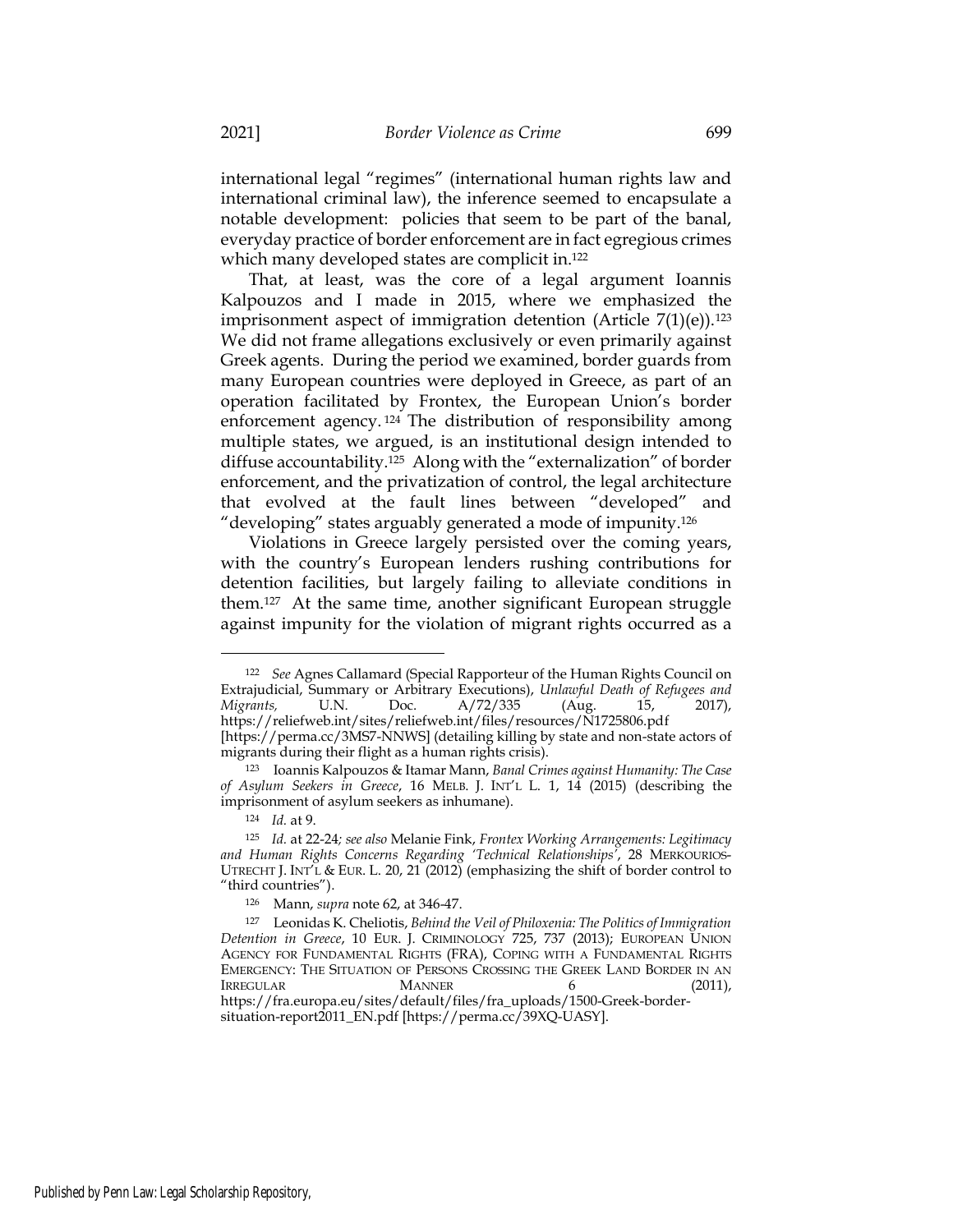international legal "regimes" (international human rights law and international criminal law), the inference seemed to encapsulate a notable development: policies that seem to be part of the banal, everyday practice of border enforcement are in fact egregious crimes which many developed states are complicit in.[122]

That, at least, was the core of a legal argument Ioannis Kalpouzos and I made in 2015, where we emphasized the imprisonment aspect of immigration detention (Article 7(1)(e)).[123] We did not frame allegations exclusively or even primarily against Greek agents. During the period we examined, border guards from many European countries were deployed in Greece, as part of an operation facilitated by Frontex, the European Union's border enforcement agency.[124] The distribution of responsibility among multiple states, we argued, is an institutional design intended to diffuse accountability.[125] Along with the "externalization" of border enforcement, and the privatization of control, the legal architecture that evolved at the fault lines between "developed" and "developing" states arguably generated a mode of impunity.[126]

Violations in Greece largely persisted over the coming years, with the country's European lenders rushing contributions for detention facilities, but largely failing to alleviate conditions in them.[127] At the same time, another significant European struggle against impunity for the violation of migrant rights occurred as a

---

[122] *See* Agnes Callamard (Special Rapporteur of the Human Rights Council on Extrajudicial, Summary or Arbitrary Executions), *Unlawful Death of Refugees and Migrants,* U.N. Doc. A/72/335 (Aug. 15, 2017), https://reliefweb.int/sites/reliefweb.int/files/resources/N1725806.pdf [https://perma.cc/3MS7-NNWS] (detailing killing by state and non-state actors of migrants during their flight as a human rights crisis).

[123] Ioannis Kalpouzos & Itamar Mann, *Banal Crimes against Humanity: The Case of Asylum Seekers in Greece*, 16 MELB. J. INT'L L. 1, 14 (2015) (describing the imprisonment of asylum seekers as inhumane).

[124] *Id.* at 9.

[125] *Id.* at 22-24*; see also* Melanie Fink, *Frontex Working Arrangements: Legitimacy and Human Rights Concerns Regarding 'Technical Relationships'*, 28 MERKOURIOS-UTRECHT J. INT'L & EUR. L. 20, 21 (2012) (emphasizing the shift of border control to "third countries").

[126] Mann, *supra* note 62, at 346-47.

[127] Leonidas K. Cheliotis, *Behind the Veil of Philoxenia: The Politics of Immigration Detention in Greece*, 10 EUR. J. CRIMINOLOGY 725, 737 (2013); EUROPEAN UNION AGENCY FOR FUNDAMENTAL RIGHTS (FRA), COPING WITH A FUNDAMENTAL RIGHTS EMERGENCY: THE SITUATION OF PERSONS CROSSING THE GREEK LAND BORDER IN AN IRREGULAR MANNER 6 (2011), https://fra.europa.eu/sites/default/files/fra_uploads/1500-Greek-border-situation-report2011_EN.pdf [https://perma.cc/39XQ-UASY].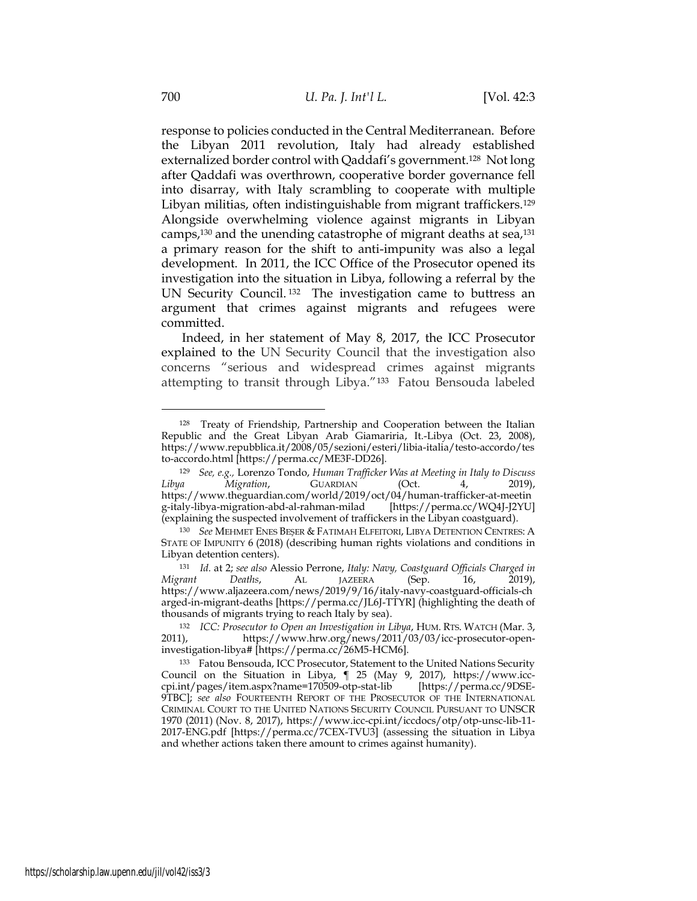response to policies conducted in the Central Mediterranean. Before the Libyan 2011 revolution, Italy had already established externalized border control with Qaddafi's government.[128] Not long after Qaddafi was overthrown, cooperative border governance fell into disarray, with Italy scrambling to cooperate with multiple Libyan militias, often indistinguishable from migrant traffickers.[129] Alongside overwhelming violence against migrants in Libyan camps,[130] and the unending catastrophe of migrant deaths at sea,[131] a primary reason for the shift to anti-impunity was also a legal development. In 2011, the ICC Office of the Prosecutor opened its investigation into the situation in Libya, following a referral by the UN Security Council.[132] The investigation came to buttress an argument that crimes against migrants and refugees were committed.

Indeed, in her statement of May 8, 2017, the ICC Prosecutor explained to the UN Security Council that the investigation also concerns "serious and widespread crimes against migrants attempting to transit through Libya."[133] Fatou Bensouda labeled

---

[128] Treaty of Friendship, Partnership and Cooperation between the Italian Republic and the Great Libyan Arab Giamariria, It.-Libya (Oct. 23, 2008), https://www.repubblica.it/2008/05/sezioni/esteri/libia-italia/testo-accordo/testo-accordo.html [https://perma.cc/ME3F-DD26].

[129] *See, e.g.,* Lorenzo Tondo, *Human Trafficker Was at Meeting in Italy to Discuss Libya Migration*, GUARDIAN (Oct. 4, 2019), https://www.theguardian.com/world/2019/oct/04/human-trafficker-at-meeting-italy-libya-migration-abd-al-rahman-milad [https://perma.cc/WQ4J-J2YU] (explaining the suspected involvement of traffickers in the Libyan coastguard).

[130] *See* MEHMET ENES BEŞER & FATIMAH ELFEITORI, LIBYA DETENTION CENTRES: A STATE OF IMPUNITY 6 (2018) (describing human rights violations and conditions in Libyan detention centers).

[131] *Id.* at 2; *see also* Alessio Perrone, *Italy: Navy, Coastguard Officials Charged in Migrant Deaths*, AL JAZEERA (Sep. 16, 2019), https://www.aljazeera.com/news/2019/9/16/italy-navy-coastguard-officials-charged-in-migrant-deaths [https://perma.cc/JL6J-TTYR] (highlighting the death of thousands of migrants trying to reach Italy by sea).

[132] *ICC: Prosecutor to Open an Investigation in Libya*, HUM. RTS. WATCH (Mar. 3, 2011), https://www.hrw.org/news/2011/03/03/icc-prosecutor-open-investigation-libya# [https://perma.cc/26M5-HCM6].

[133] Fatou Bensouda, ICC Prosecutor, Statement to the United Nations Security Council on the Situation in Libya, ¶ 25 (May 9, 2017), https://www.icc-cpi.int/pages/item.aspx?name=170509-otp-stat-lib [https://perma.cc/9DSE-9TBC]; *see also* FOURTEENTH REPORT OF THE PROSECUTOR OF THE INTERNATIONAL CRIMINAL COURT TO THE UNITED NATIONS SECURITY COUNCIL PURSUANT TO UNSCR 1970 (2011) (Nov. 8, 2017), https://www.icc-cpi.int/iccdocs/otp/otp-unsc-lib-11-2017-ENG.pdf [https://perma.cc/7CEX-TVU3] (assessing the situation in Libya and whether actions taken there amount to crimes against humanity).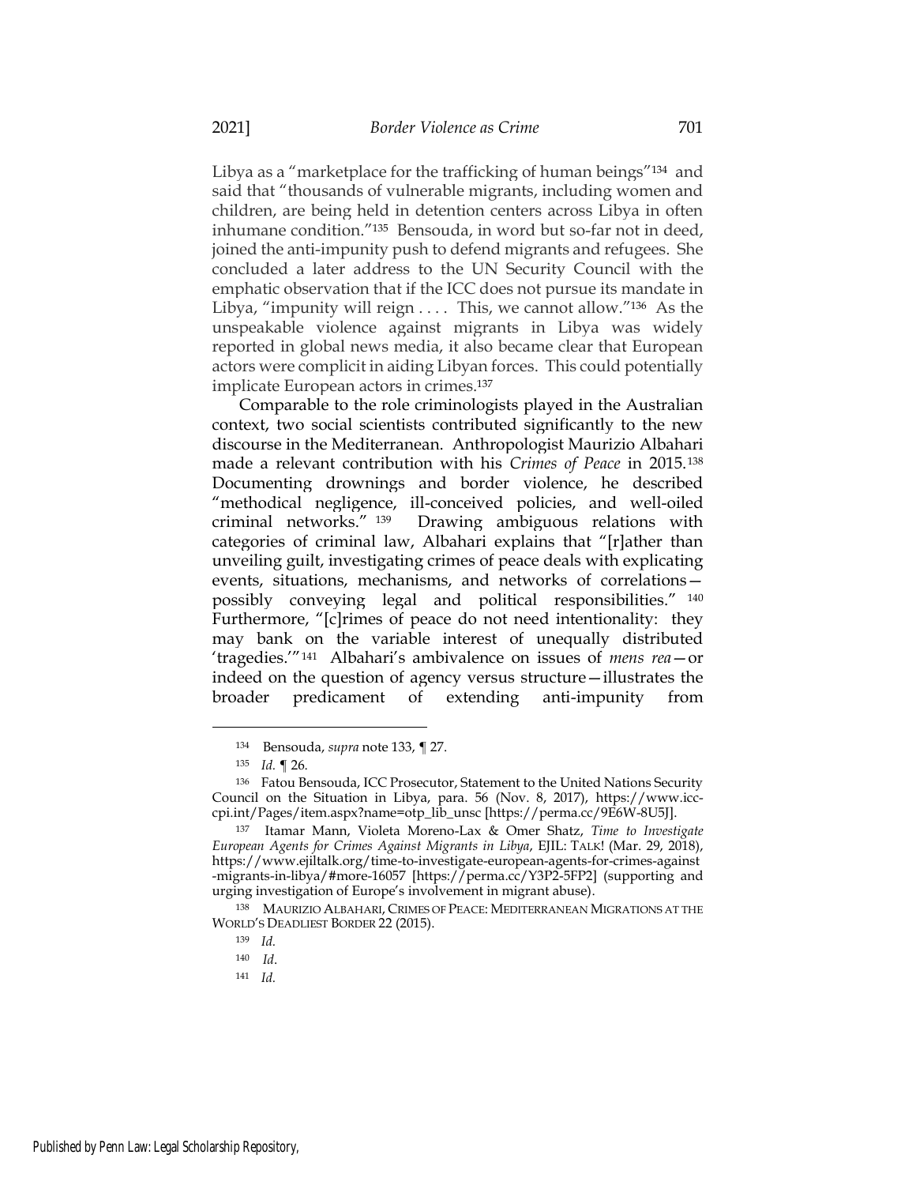Libya as a "marketplace for the trafficking of human beings"[134] and said that "thousands of vulnerable migrants, including women and children, are being held in detention centers across Libya in often inhumane condition."[135] Bensouda, in word but so-far not in deed, joined the anti-impunity push to defend migrants and refugees. She concluded a later address to the UN Security Council with the emphatic observation that if the ICC does not pursue its mandate in Libya, "impunity will reign . . . . This, we cannot allow."[136] As the unspeakable violence against migrants in Libya was widely reported in global news media, it also became clear that European actors were complicit in aiding Libyan forces. This could potentially implicate European actors in crimes.[137]

Comparable to the role criminologists played in the Australian context, two social scientists contributed significantly to the new discourse in the Mediterranean. Anthropologist Maurizio Albahari made a relevant contribution with his *Crimes of Peace* in 2015.[138] Documenting drownings and border violence, he described "methodical negligence, ill-conceived policies, and well-oiled criminal networks."[139] Drawing ambiguous relations with categories of criminal law, Albahari explains that "[r]ather than unveiling guilt, investigating crimes of peace deals with explicating events, situations, mechanisms, and networks of correlations—possibly conveying legal and political responsibilities."[140] Furthermore, "[c]rimes of peace do not need intentionality: they may bank on the variable interest of unequally distributed 'tragedies.'"[141] Albahari's ambivalence on issues of *mens rea*—or indeed on the question of agency versus structure—illustrates the broader predicament of extending anti-impunity from

---

[134] Bensouda, *supra* note 133, ¶ 27.

[135] *Id.* ¶ 26.

[136] Fatou Bensouda, ICC Prosecutor, Statement to the United Nations Security Council on the Situation in Libya, para. 56 (Nov. 8, 2017), https://www.icc-cpi.int/Pages/item.aspx?name=otp_lib_unsc [https://perma.cc/9E6W-8U5J].

[137] Itamar Mann, Violeta Moreno-Lax & Omer Shatz, *Time to Investigate European Agents for Crimes Against Migrants in Libya*, EJIL: TALK! (Mar. 29, 2018), https://www.ejiltalk.org/time-to-investigate-european-agents-for-crimes-against-migrants-in-libya/#more-16057 [https://perma.cc/Y3P2-5FP2] (supporting and urging investigation of Europe's involvement in migrant abuse).

[138] MAURIZIO ALBAHARI, CRIMES OF PEACE: MEDITERRANEAN MIGRATIONS AT THE WORLD'S DEADLIEST BORDER 22 (2015).

[139] *Id.*

[140] *Id.*

[141] *Id.*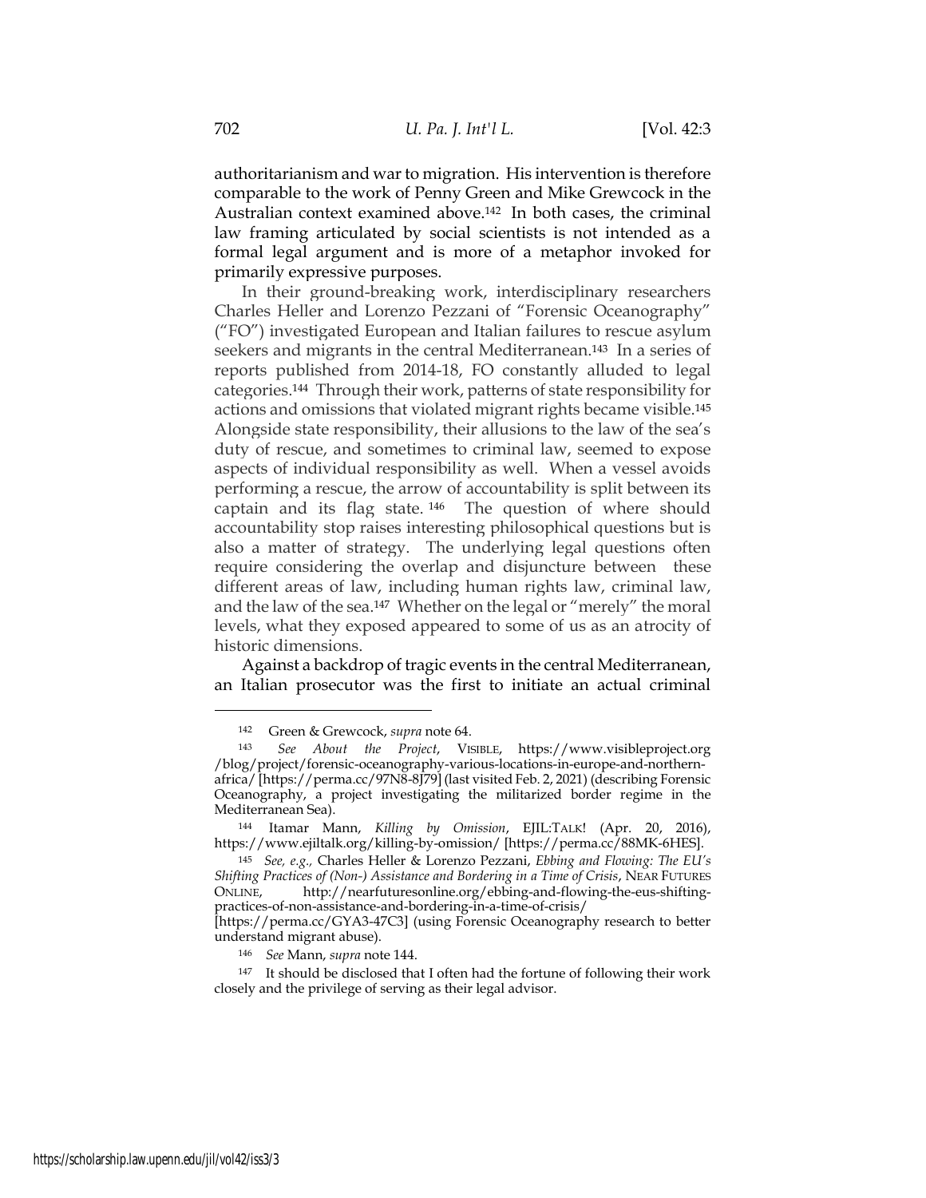authoritarianism and war to migration. His intervention is therefore comparable to the work of Penny Green and Mike Grewcock in the Australian context examined above.[142] In both cases, the criminal law framing articulated by social scientists is not intended as a formal legal argument and is more of a metaphor invoked for primarily expressive purposes.

In their ground-breaking work, interdisciplinary researchers Charles Heller and Lorenzo Pezzani of "Forensic Oceanography" ("FO") investigated European and Italian failures to rescue asylum seekers and migrants in the central Mediterranean.[143] In a series of reports published from 2014-18, FO constantly alluded to legal categories.[144] Through their work, patterns of state responsibility for actions and omissions that violated migrant rights became visible.[145] Alongside state responsibility, their allusions to the law of the sea's duty of rescue, and sometimes to criminal law, seemed to expose aspects of individual responsibility as well. When a vessel avoids performing a rescue, the arrow of accountability is split between its captain and its flag state.[146] The question of where should accountability stop raises interesting philosophical questions but is also a matter of strategy. The underlying legal questions often require considering the overlap and disjuncture between these different areas of law, including human rights law, criminal law, and the law of the sea.[147] Whether on the legal or "merely" the moral levels, what they exposed appeared to some of us as an atrocity of historic dimensions.

Against a backdrop of tragic events in the central Mediterranean, an Italian prosecutor was the first to initiate an actual criminal

---

[142] Green & Grewcock, *supra* note 64.

[143] *See About the Project*, VISIBLE, https://www.visibleproject.org/blog/project/forensic-oceanography-various-locations-in-europe-and-northern-africa/ [https://perma.cc/97N8-8J79] (last visited Feb. 2, 2021) (describing Forensic Oceanography, a project investigating the militarized border regime in the Mediterranean Sea).

[144] Itamar Mann, *Killing by Omission*, EJIL:TALK! (Apr. 20, 2016), https://www.ejiltalk.org/killing-by-omission/ [https://perma.cc/88MK-6HES].

[145] *See, e.g.,* Charles Heller & Lorenzo Pezzani, *Ebbing and Flowing: The EU's Shifting Practices of (Non-) Assistance and Bordering in a Time of Crisis*, NEAR FUTURES ONLINE, http://nearfuturesonline.org/ebbing-and-flowing-the-eus-shifting-practices-of-non-assistance-and-bordering-in-a-time-of-crisis/ [https://perma.cc/GYA3-47C3] (using Forensic Oceanography research to better understand migrant abuse).

[146] *See* Mann, *supra* note 144.

[147] It should be disclosed that I often had the fortune of following their work closely and the privilege of serving as their legal advisor.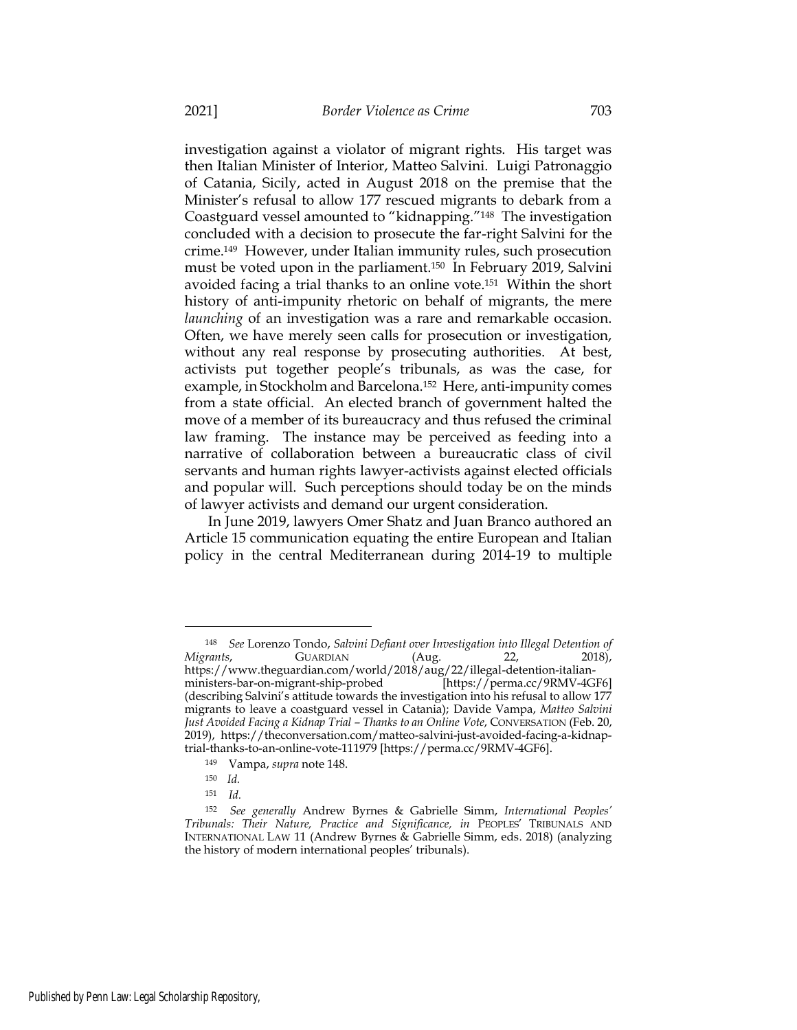investigation against a violator of migrant rights. His target was then Italian Minister of Interior, Matteo Salvini. Luigi Patronaggio of Catania, Sicily, acted in August 2018 on the premise that the Minister's refusal to allow 177 rescued migrants to debark from a Coastguard vessel amounted to "kidnapping."[148] The investigation concluded with a decision to prosecute the far-right Salvini for the crime.[149] However, under Italian immunity rules, such prosecution must be voted upon in the parliament.[150] In February 2019, Salvini avoided facing a trial thanks to an online vote.[151] Within the short history of anti-impunity rhetoric on behalf of migrants, the mere *launching* of an investigation was a rare and remarkable occasion. Often, we have merely seen calls for prosecution or investigation, without any real response by prosecuting authorities. At best, activists put together people's tribunals, as was the case, for example, in Stockholm and Barcelona.[152] Here, anti-impunity comes from a state official. An elected branch of government halted the move of a member of its bureaucracy and thus refused the criminal law framing. The instance may be perceived as feeding into a narrative of collaboration between a bureaucratic class of civil servants and human rights lawyer-activists against elected officials and popular will. Such perceptions should today be on the minds of lawyer activists and demand our urgent consideration.

In June 2019, lawyers Omer Shatz and Juan Branco authored an Article 15 communication equating the entire European and Italian policy in the central Mediterranean during 2014-19 to multiple

---

[148] *See* Lorenzo Tondo, *Salvini Defiant over Investigation into Illegal Detention of Migrants*, GUARDIAN (Aug. 22, 2018), https://www.theguardian.com/world/2018/aug/22/illegal-detention-italian-ministers-bar-on-migrant-ship-probed [https://perma.cc/9RMV-4GF6] (describing Salvini's attitude towards the investigation into his refusal to allow 177 migrants to leave a coastguard vessel in Catania); Davide Vampa, *Matteo Salvini Just Avoided Facing a Kidnap Trial – Thanks to an Online Vote*, CONVERSATION (Feb. 20, 2019), https://theconversation.com/matteo-salvini-just-avoided-facing-a-kidnap-trial-thanks-to-an-online-vote-111979 [https://perma.cc/9RMV-4GF6].

[149] Vampa, *supra* note 148.

[150] *Id.*

[151] *Id.*

[152] *See generally* Andrew Byrnes & Gabrielle Simm, *International Peoples' Tribunals: Their Nature, Practice and Significance, in* PEOPLES' TRIBUNALS AND INTERNATIONAL LAW 11 (Andrew Byrnes & Gabrielle Simm, eds. 2018) (analyzing the history of modern international peoples' tribunals).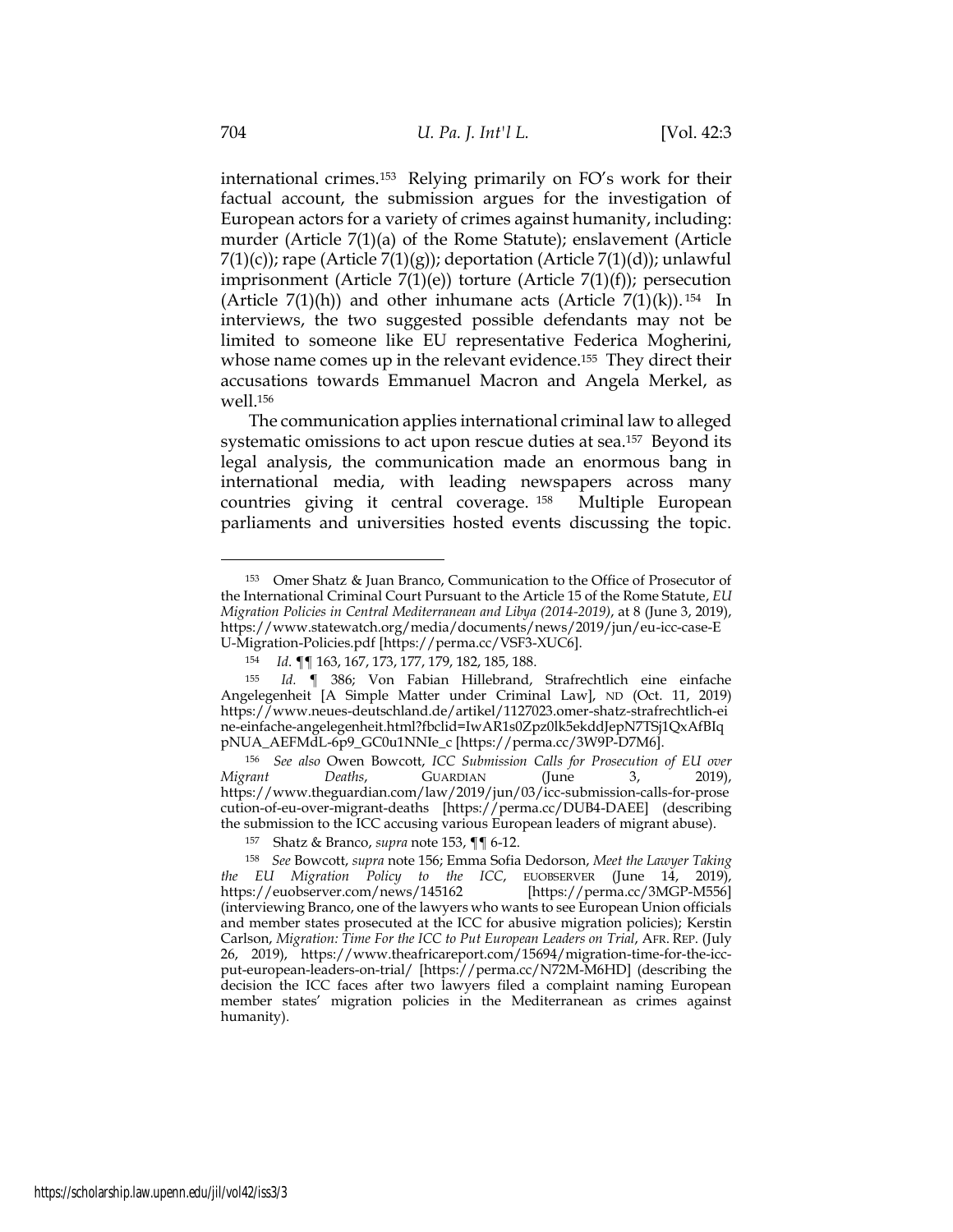international crimes.[153] Relying primarily on FO's work for their factual account, the submission argues for the investigation of European actors for a variety of crimes against humanity, including: murder (Article 7(1)(a) of the Rome Statute); enslavement (Article 7(1)(c)); rape (Article 7(1)(g)); deportation (Article 7(1)(d)); unlawful imprisonment (Article 7(1)(e)) torture (Article 7(1)(f)); persecution (Article 7(1)(h)) and other inhumane acts (Article 7(1)(k)).[154] In interviews, the two suggested possible defendants may not be limited to someone like EU representative Federica Mogherini, whose name comes up in the relevant evidence.[155] They direct their accusations towards Emmanuel Macron and Angela Merkel, as well.[156]

The communication applies international criminal law to alleged systematic omissions to act upon rescue duties at sea.[157] Beyond its legal analysis, the communication made an enormous bang in international media, with leading newspapers across many countries giving it central coverage.[158] Multiple European parliaments and universities hosted events discussing the topic.

---

[153] Omer Shatz & Juan Branco, Communication to the Office of Prosecutor of the International Criminal Court Pursuant to the Article 15 of the Rome Statute, *EU Migration Policies in Central Mediterranean and Libya (2014-2019)*, at 8 (June 3, 2019), https://www.statewatch.org/media/documents/news/2019/jun/eu-icc-case-EU-Migration-Policies.pdf [https://perma.cc/VSF3-XUC6].

[154] *Id.* ¶¶ 163, 167, 173, 177, 179, 182, 185, 188.

[155] *Id.* ¶ 386; Von Fabian Hillebrand, Strafrechtlich eine einfache Angelegenheit [A Simple Matter under Criminal Law], ND (Oct. 11, 2019) https://www.neues-deutschland.de/artikel/1127023.omer-shatz-strafrechtlich-eine-einfache-angelegenheit.html?fbclid=IwAR1s0Zpz0lk5ekddJepN7TSj1QxAfBIqpNUA_AEFMdL-6p9_GC0u1NNIe_c [https://perma.cc/3W9P-D7M6].

[156] *See also* Owen Bowcott, *ICC Submission Calls for Prosecution of EU over Migrant Deaths*, GUARDIAN (June 3, 2019), https://www.theguardian.com/law/2019/jun/03/icc-submission-calls-for-prosecution-of-eu-over-migrant-deaths [https://perma.cc/DUB4-DAEE] (describing the submission to the ICC accusing various European leaders of migrant abuse).

[157] Shatz & Branco, *supra* note 153, ¶¶ 6-12.

[158] *See* Bowcott, *supra* note 156; Emma Sofia Dedorson, *Meet the Lawyer Taking the EU Migration Policy to the ICC*, EUOBSERVER (June 14, 2019), https://euobserver.com/news/145162 [https://perma.cc/3MGP-M556] (interviewing Branco, one of the lawyers who wants to see European Union officials and member states prosecuted at the ICC for abusive migration policies); Kerstin Carlson, *Migration: Time For the ICC to Put European Leaders on Trial*, AFR. REP. (July 26, 2019), https://www.theafricareport.com/15694/migration-time-for-the-icc-put-european-leaders-on-trial/ [https://perma.cc/N72M-M6HD] (describing the decision the ICC faces after two lawyers filed a complaint naming European member states' migration policies in the Mediterranean as crimes against humanity).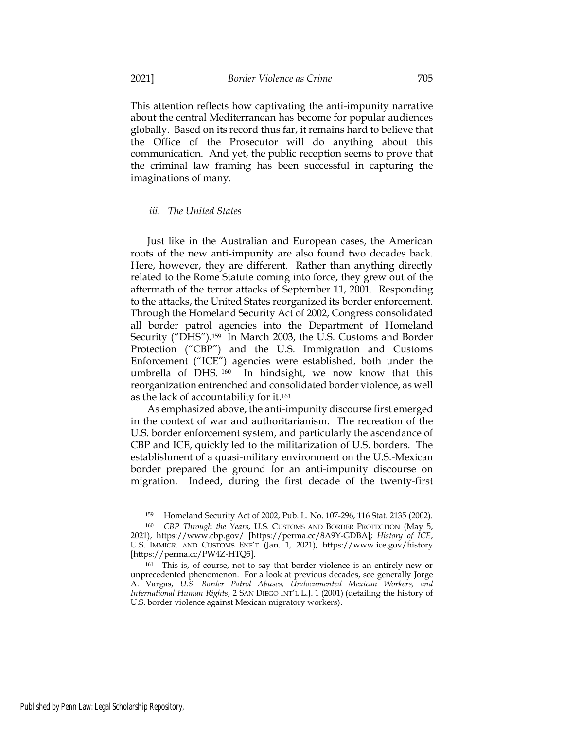This attention reflects how captivating the anti-impunity narrative about the central Mediterranean has become for popular audiences globally. Based on its record thus far, it remains hard to believe that the Office of the Prosecutor will do anything about this communication. And yet, the public reception seems to prove that the criminal law framing has been successful in capturing the imaginations of many.

### *iii. The United States*

Just like in the Australian and European cases, the American roots of the new anti-impunity are also found two decades back. Here, however, they are different. Rather than anything directly related to the Rome Statute coming into force, they grew out of the aftermath of the terror attacks of September 11, 2001. Responding to the attacks, the United States reorganized its border enforcement. Through the Homeland Security Act of 2002, Congress consolidated all border patrol agencies into the Department of Homeland Security ("DHS").[159] In March 2003, the U.S. Customs and Border Protection ("CBP") and the U.S. Immigration and Customs Enforcement ("ICE") agencies were established, both under the umbrella of DHS.[160] In hindsight, we now know that this reorganization entrenched and consolidated border violence, as well as the lack of accountability for it.[161]

As emphasized above, the anti-impunity discourse first emerged in the context of war and authoritarianism. The recreation of the U.S. border enforcement system, and particularly the ascendance of CBP and ICE, quickly led to the militarization of U.S. borders. The establishment of a quasi-military environment on the U.S.-Mexican border prepared the ground for an anti-impunity discourse on migration. Indeed, during the first decade of the twenty-first

---

[159] Homeland Security Act of 2002, Pub. L. No. 107-296, 116 Stat. 2135 (2002).

[160] *CBP Through the Years*, U.S. CUSTOMS AND BORDER PROTECTION (May 5, 2021), https://www.cbp.gov/ [https://perma.cc/8A9Y-GDBA]; *History of ICE*, U.S. IMMIGR. AND CUSTOMS ENF'T (Jan. 1, 2021), https://www.ice.gov/history [https://perma.cc/PW4Z-HTQ5].

[161] This is, of course, not to say that border violence is an entirely new or unprecedented phenomenon. For a look at previous decades, see generally Jorge A. Vargas, *U.S. Border Patrol Abuses, Undocumented Mexican Workers, and International Human Rights*, 2 SAN DIEGO INT'L L.J. 1 (2001) (detailing the history of U.S. border violence against Mexican migratory workers).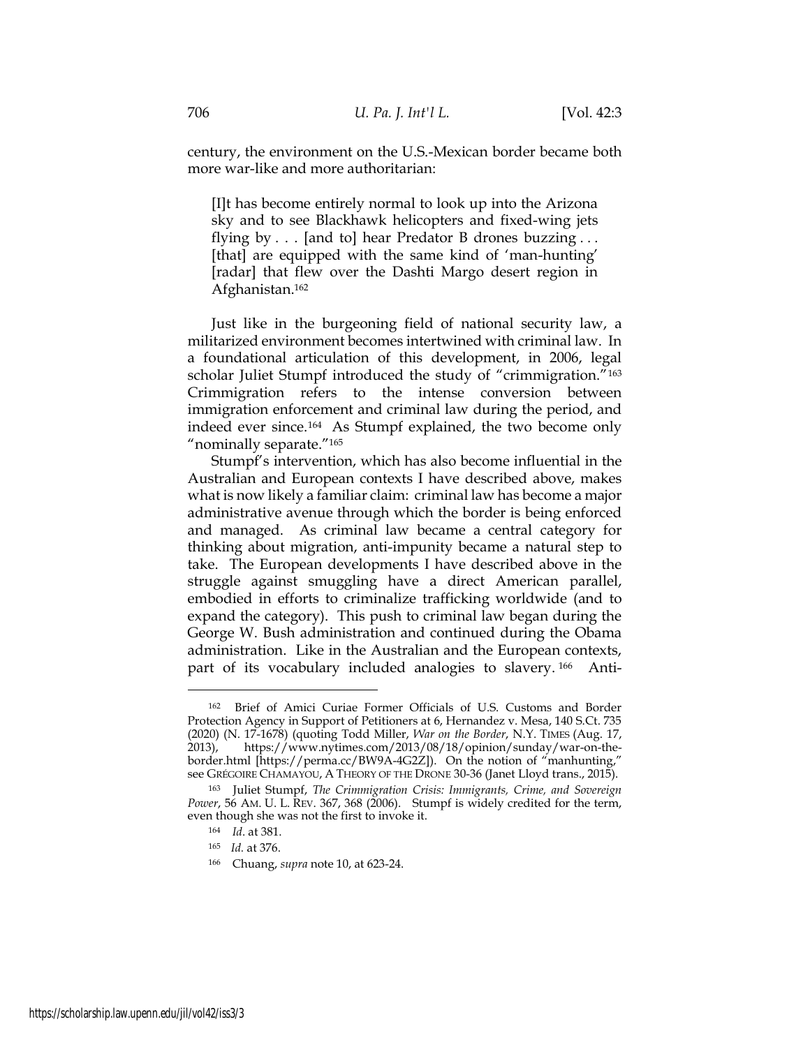century, the environment on the U.S.-Mexican border became both more war-like and more authoritarian:

> [I]t has become entirely normal to look up into the Arizona sky and to see Blackhawk helicopters and fixed-wing jets flying by . . . [and to] hear Predator B drones buzzing . . . [that] are equipped with the same kind of 'man-hunting' [radar] that flew over the Dashti Margo desert region in Afghanistan.[162]

Just like in the burgeoning field of national security law, a militarized environment becomes intertwined with criminal law. In a foundational articulation of this development, in 2006, legal scholar Juliet Stumpf introduced the study of "crimmigration."[163] Crimmigration refers to the intense conversion between immigration enforcement and criminal law during the period, and indeed ever since.[164] As Stumpf explained, the two become only "nominally separate."[165]

Stumpf's intervention, which has also become influential in the Australian and European contexts I have described above, makes what is now likely a familiar claim: criminal law has become a major administrative avenue through which the border is being enforced and managed. As criminal law became a central category for thinking about migration, anti-impunity became a natural step to take. The European developments I have described above in the struggle against smuggling have a direct American parallel, embodied in efforts to criminalize trafficking worldwide (and to expand the category). This push to criminal law began during the George W. Bush administration and continued during the Obama administration. Like in the Australian and the European contexts, part of its vocabulary included analogies to slavery.[166] Anti-

---

[162] Brief of Amici Curiae Former Officials of U.S. Customs and Border Protection Agency in Support of Petitioners at 6, Hernandez v. Mesa, 140 S.Ct. 735 (2020) (N. 17-1678) (quoting Todd Miller, *War on the Border*, N.Y. TIMES (Aug. 17, 2013), https://www.nytimes.com/2013/08/18/opinion/sunday/war-on-the-border.html [https://perma.cc/BW9A-4G2Z]). On the notion of "manhunting," see GRÉGOIRE CHAMAYOU, A THEORY OF THE DRONE 30-36 (Janet Lloyd trans., 2015).

[163] Juliet Stumpf, *The Crimmigration Crisis: Immigrants, Crime, and Sovereign Power*, 56 AM. U. L. REV. 367, 368 (2006). Stumpf is widely credited for the term, even though she was not the first to invoke it.

[164] *Id*. at 381.

[165] *Id.* at 376.

[166] Chuang, *supra* note 10, at 623-24.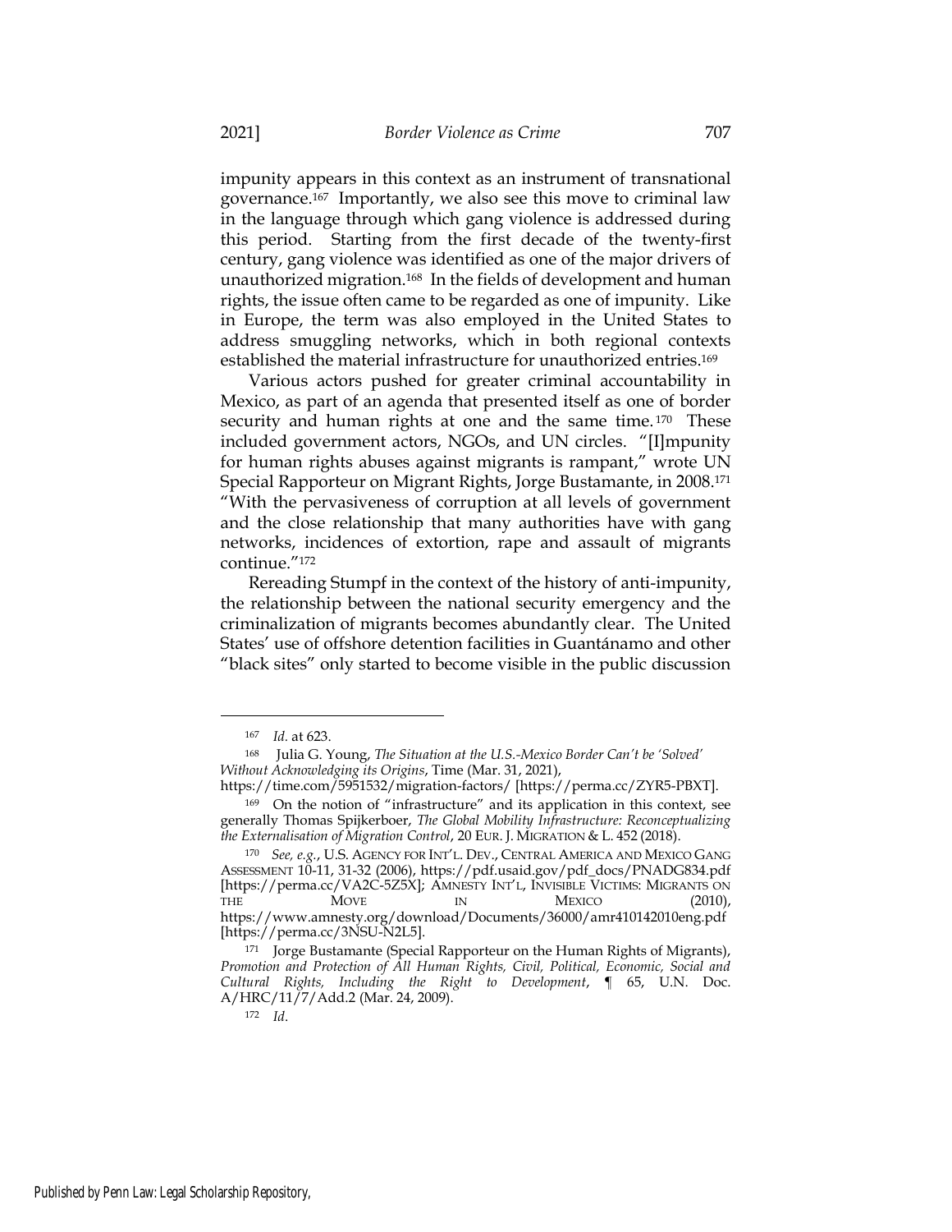impunity appears in this context as an instrument of transnational governance.[167] Importantly, we also see this move to criminal law in the language through which gang violence is addressed during this period. Starting from the first decade of the twenty-first century, gang violence was identified as one of the major drivers of unauthorized migration.[168] In the fields of development and human rights, the issue often came to be regarded as one of impunity. Like in Europe, the term was also employed in the United States to address smuggling networks, which in both regional contexts established the material infrastructure for unauthorized entries.[169]

Various actors pushed for greater criminal accountability in Mexico, as part of an agenda that presented itself as one of border security and human rights at one and the same time.[170] These included government actors, NGOs, and UN circles. "[I]mpunity for human rights abuses against migrants is rampant," wrote UN Special Rapporteur on Migrant Rights, Jorge Bustamante, in 2008.[171] "With the pervasiveness of corruption at all levels of government and the close relationship that many authorities have with gang networks, incidences of extortion, rape and assault of migrants continue."[172]

Rereading Stumpf in the context of the history of anti-impunity, the relationship between the national security emergency and the criminalization of migrants becomes abundantly clear. The United States' use of offshore detention facilities in Guantánamo and other "black sites" only started to become visible in the public discussion

---

[167] *Id.* at 623.

[168] Julia G. Young, *The Situation at the U.S.-Mexico Border Can't be 'Solved' Without Acknowledging its Origins*, Time (Mar. 31, 2021), https://time.com/5951532/migration-factors/ [https://perma.cc/ZYR5-PBXT].

[169] On the notion of "infrastructure" and its application in this context, see generally Thomas Spijkerboer, *The Global Mobility Infrastructure: Reconceptualizing the Externalisation of Migration Control*, 20 EUR. J. MIGRATION & L. 452 (2018).

[170] *See, e.g.*, U.S. AGENCY FOR INT'L. DEV., CENTRAL AMERICA AND MEXICO GANG ASSESSMENT 10-11, 31-32 (2006), https://pdf.usaid.gov/pdf_docs/PNADG834.pdf [https://perma.cc/VA2C-5Z5X]; AMNESTY INT'L, INVISIBLE VICTIMS: MIGRANTS ON THE MOVE IN MEXICO (2010), https://www.amnesty.org/download/Documents/36000/amr410142010eng.pdf [https://perma.cc/3NSU-N2L5].

[171] Jorge Bustamante (Special Rapporteur on the Human Rights of Migrants), *Promotion and Protection of All Human Rights, Civil, Political, Economic, Social and Cultural Rights, Including the Right to Development*, ¶ 65, U.N. Doc. A/HRC/11/7/Add.2 (Mar. 24, 2009).

[172] *Id*.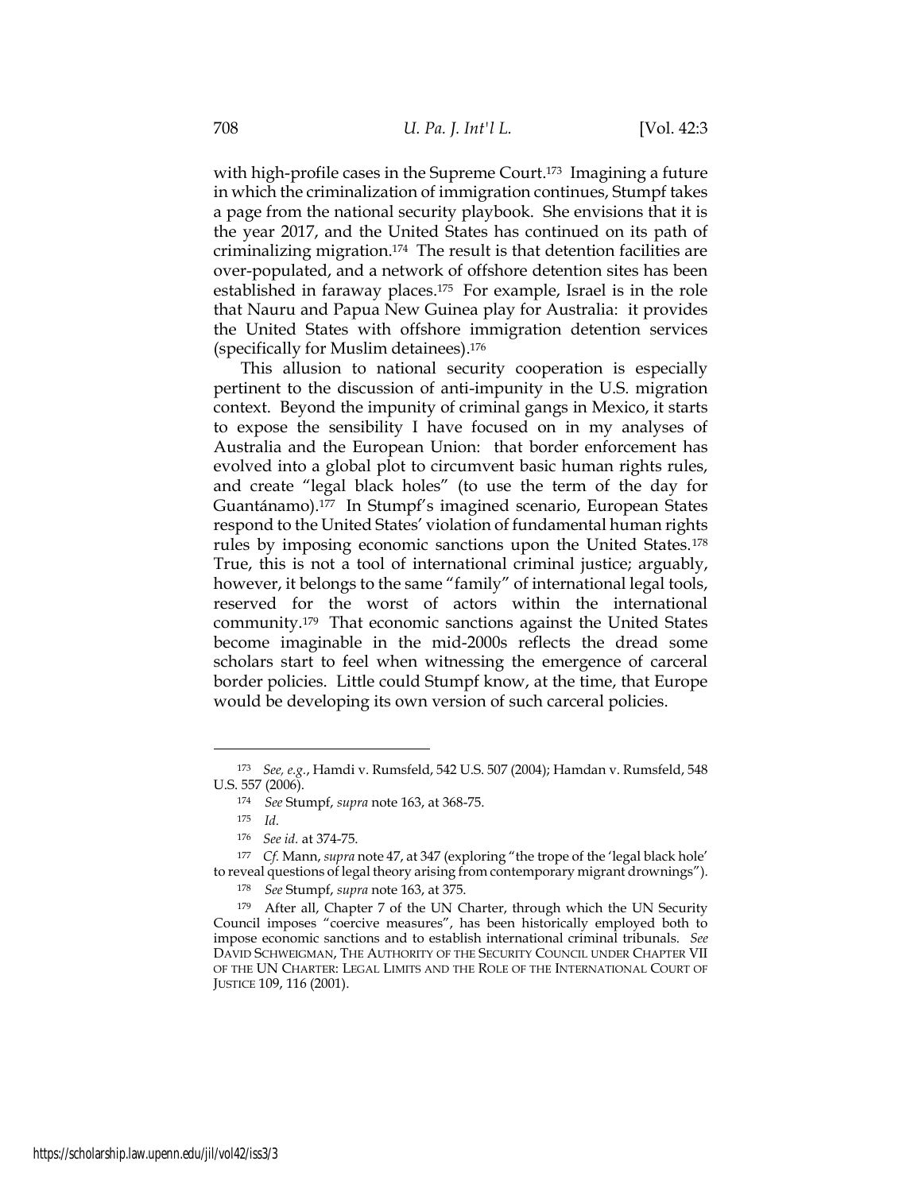with high-profile cases in the Supreme Court.[173] Imagining a future in which the criminalization of immigration continues, Stumpf takes a page from the national security playbook. She envisions that it is the year 2017, and the United States has continued on its path of criminalizing migration.[174] The result is that detention facilities are over-populated, and a network of offshore detention sites has been established in faraway places.[175] For example, Israel is in the role that Nauru and Papua New Guinea play for Australia: it provides the United States with offshore immigration detention services (specifically for Muslim detainees).[176]

This allusion to national security cooperation is especially pertinent to the discussion of anti-impunity in the U.S. migration context. Beyond the impunity of criminal gangs in Mexico, it starts to expose the sensibility I have focused on in my analyses of Australia and the European Union: that border enforcement has evolved into a global plot to circumvent basic human rights rules, and create "legal black holes" (to use the term of the day for Guantánamo).[177] In Stumpf's imagined scenario, European States respond to the United States' violation of fundamental human rights rules by imposing economic sanctions upon the United States.[178] True, this is not a tool of international criminal justice; arguably, however, it belongs to the same "family" of international legal tools, reserved for the worst of actors within the international community.[179] That economic sanctions against the United States become imaginable in the mid-2000s reflects the dread some scholars start to feel when witnessing the emergence of carceral border policies. Little could Stumpf know, at the time, that Europe would be developing its own version of such carceral policies.

---

[173] *See, e.g.*, Hamdi v. Rumsfeld, 542 U.S. 507 (2004); Hamdan v. Rumsfeld, 548 U.S. 557 (2006).

[174] *See* Stumpf, *supra* note 163, at 368-75.

[175] *Id.*

[176] *See id.* at 374-75.

[177] *Cf.* Mann, *supra* note 47, at 347 (exploring "the trope of the 'legal black hole' to reveal questions of legal theory arising from contemporary migrant drownings").

[178] *See* Stumpf, *supra* note 163, at 375.

[179] After all, Chapter 7 of the UN Charter, through which the UN Security Council imposes "coercive measures", has been historically employed both to impose economic sanctions and to establish international criminal tribunals. *See* DAVID SCHWEIGMAN, THE AUTHORITY OF THE SECURITY COUNCIL UNDER CHAPTER VII OF THE UN CHARTER: LEGAL LIMITS AND THE ROLE OF THE INTERNATIONAL COURT OF JUSTICE 109, 116 (2001).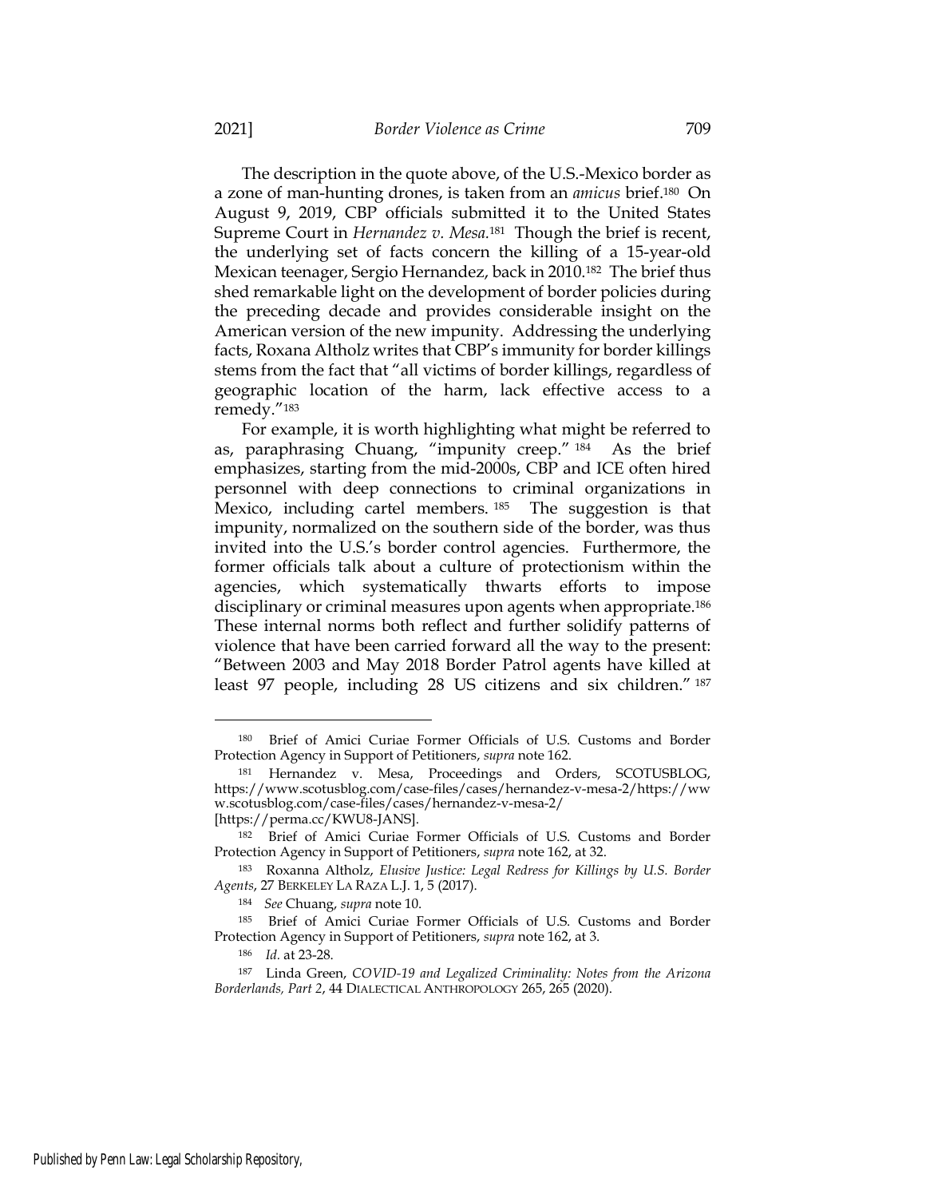The description in the quote above, of the U.S.-Mexico border as a zone of man-hunting drones, is taken from an *amicus* brief.[180] On August 9, 2019, CBP officials submitted it to the United States Supreme Court in *Hernandez v. Mesa*.[181] Though the brief is recent, the underlying set of facts concern the killing of a 15-year-old Mexican teenager, Sergio Hernandez, back in 2010.[182] The brief thus shed remarkable light on the development of border policies during the preceding decade and provides considerable insight on the American version of the new impunity. Addressing the underlying facts, Roxana Altholz writes that CBP's immunity for border killings stems from the fact that "all victims of border killings, regardless of geographic location of the harm, lack effective access to a remedy."[183]

For example, it is worth highlighting what might be referred to as, paraphrasing Chuang, "impunity creep."[184] As the brief emphasizes, starting from the mid-2000s, CBP and ICE often hired personnel with deep connections to criminal organizations in Mexico, including cartel members.[185] The suggestion is that impunity, normalized on the southern side of the border, was thus invited into the U.S.'s border control agencies. Furthermore, the former officials talk about a culture of protectionism within the agencies, which systematically thwarts efforts to impose disciplinary or criminal measures upon agents when appropriate.[186] These internal norms both reflect and further solidify patterns of violence that have been carried forward all the way to the present: "Between 2003 and May 2018 Border Patrol agents have killed at least 97 people, including 28 US citizens and six children."[187]

---

[180] Brief of Amici Curiae Former Officials of U.S. Customs and Border Protection Agency in Support of Petitioners, *supra* note 162.

[181] Hernandez v. Mesa, Proceedings and Orders, SCOTUSBLOG, https://www.scotusblog.com/case-files/cases/hernandez-v-mesa-2/https://www.scotusblog.com/case-files/cases/hernandez-v-mesa-2/ [https://perma.cc/KWU8-JANS].

[182] Brief of Amici Curiae Former Officials of U.S. Customs and Border Protection Agency in Support of Petitioners, *supra* note 162, at 32.

[183] Roxanna Altholz, *Elusive Justice: Legal Redress for Killings by U.S. Border Agents*, 27 BERKELEY LA RAZA L.J. 1, 5 (2017).

[184] *See* Chuang, *supra* note 10.

[185] Brief of Amici Curiae Former Officials of U.S. Customs and Border Protection Agency in Support of Petitioners, *supra* note 162, at 3.

[186] *Id.* at 23-28.

[187] Linda Green, *COVID-19 and Legalized Criminality: Notes from the Arizona Borderlands, Part 2*, 44 DIALECTICAL ANTHROPOLOGY 265, 265 (2020).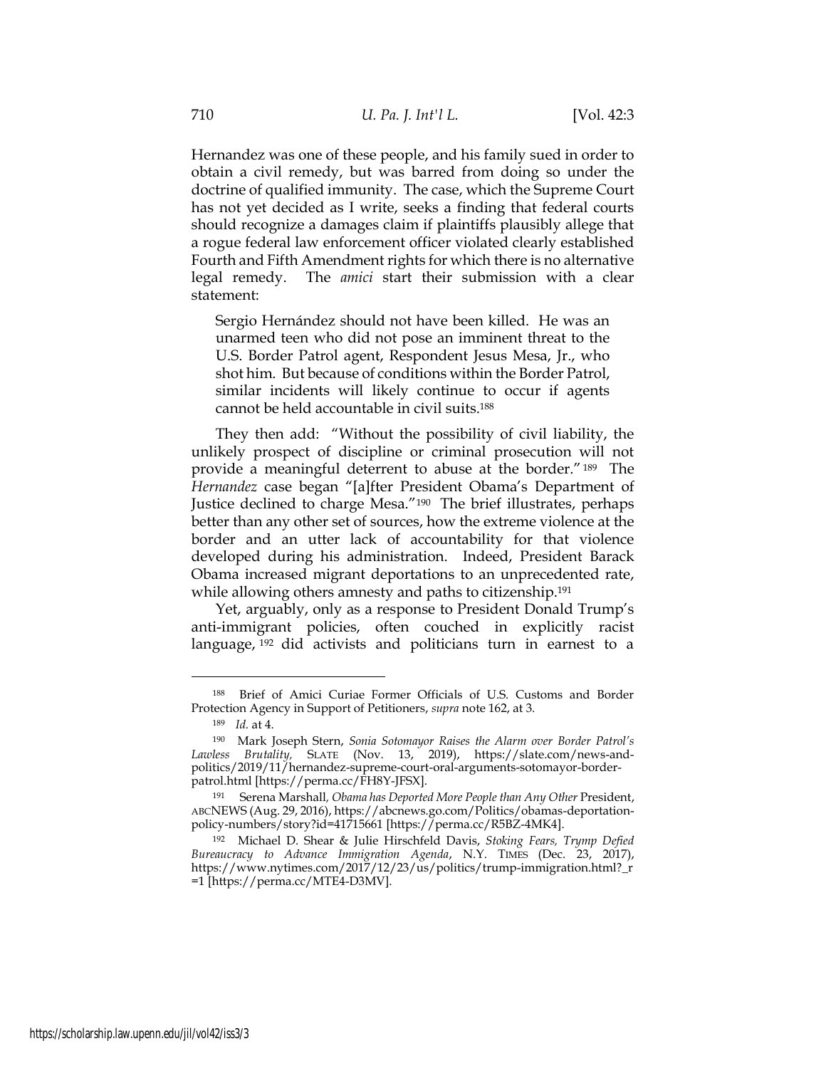Hernandez was one of these people, and his family sued in order to obtain a civil remedy, but was barred from doing so under the doctrine of qualified immunity. The case, which the Supreme Court has not yet decided as I write, seeks a finding that federal courts should recognize a damages claim if plaintiffs plausibly allege that a rogue federal law enforcement officer violated clearly established Fourth and Fifth Amendment rights for which there is no alternative legal remedy. The *amici* start their submission with a clear statement:

> Sergio Hernández should not have been killed. He was an unarmed teen who did not pose an imminent threat to the U.S. Border Patrol agent, Respondent Jesus Mesa, Jr., who shot him. But because of conditions within the Border Patrol, similar incidents will likely continue to occur if agents cannot be held accountable in civil suits.[188]

They then add: "Without the possibility of civil liability, the unlikely prospect of discipline or criminal prosecution will not provide a meaningful deterrent to abuse at the border."[189] The *Hernandez* case began "[a]fter President Obama's Department of Justice declined to charge Mesa."[190] The brief illustrates, perhaps better than any other set of sources, how the extreme violence at the border and an utter lack of accountability for that violence developed during his administration. Indeed, President Barack Obama increased migrant deportations to an unprecedented rate, while allowing others amnesty and paths to citizenship.[191]

Yet, arguably, only as a response to President Donald Trump's anti-immigrant policies, often couched in explicitly racist language,[192] did activists and politicians turn in earnest to a

---

[188] Brief of Amici Curiae Former Officials of U.S. Customs and Border Protection Agency in Support of Petitioners, *supra* note 162, at 3.

[189] *Id.* at 4.

[190] Mark Joseph Stern, *Sonia Sotomayor Raises the Alarm over Border Patrol's Lawless Brutality*, SLATE (Nov. 13, 2019), https://slate.com/news-and-politics/2019/11/hernandez-supreme-court-oral-arguments-sotomayor-border-patrol.html [https://perma.cc/FH8Y-JFSX].

[191] Serena Marshall, *Obama has Deported More People than Any Other* President, ABCNEWS (Aug. 29, 2016), https://abcnews.go.com/Politics/obamas-deportation-policy-numbers/story?id=41715661 [https://perma.cc/R5BZ-4MK4].

[192] Michael D. Shear & Julie Hirschfeld Davis, *Stoking Fears, Trymp Defied Bureaucracy to Advance Immigration Agenda*, N.Y. TIMES (Dec. 23, 2017), https://www.nytimes.com/2017/12/23/us/politics/trump-immigration.html?_r=1 [https://perma.cc/MTE4-D3MV].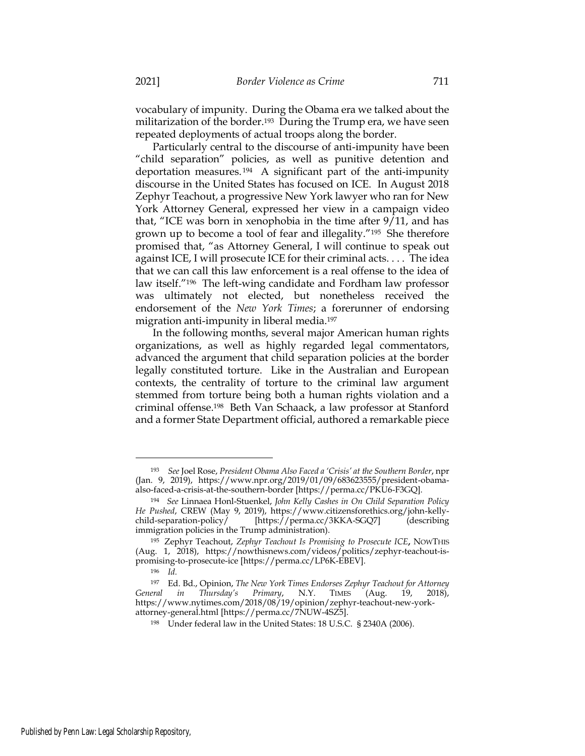vocabulary of impunity. During the Obama era we talked about the militarization of the border.[193] During the Trump era, we have seen repeated deployments of actual troops along the border.

Particularly central to the discourse of anti-impunity have been "child separation" policies, as well as punitive detention and deportation measures.[194] A significant part of the anti-impunity discourse in the United States has focused on ICE. In August 2018 Zephyr Teachout, a progressive New York lawyer who ran for New York Attorney General, expressed her view in a campaign video that, "ICE was born in xenophobia in the time after 9/11, and has grown up to become a tool of fear and illegality."[195] She therefore promised that, "as Attorney General, I will continue to speak out against ICE, I will prosecute ICE for their criminal acts. . . . The idea that we can call this law enforcement is a real offense to the idea of law itself."[196] The left-wing candidate and Fordham law professor was ultimately not elected, but nonetheless received the endorsement of the *New York Times*; a forerunner of endorsing migration anti-impunity in liberal media.[197]

In the following months, several major American human rights organizations, as well as highly regarded legal commentators, advanced the argument that child separation policies at the border legally constituted torture. Like in the Australian and European contexts, the centrality of torture to the criminal law argument stemmed from torture being both a human rights violation and a criminal offense.[198] Beth Van Schaack, a law professor at Stanford and a former State Department official, authored a remarkable piece

---

[193] *See* Joel Rose, *President Obama Also Faced a 'Crisis' at the Southern Border*, npr (Jan. 9, 2019), https://www.npr.org/2019/01/09/683623555/president-obama-also-faced-a-crisis-at-the-southern-border [https://perma.cc/PKU6-F3GQ].

[194] *See* Linnaea Honl-Stuenkel, *John Kelly Cashes in On Child Separation Policy He Pushed*, CREW (May 9, 2019), https://www.citizensforethics.org/john-kelly-child-separation-policy/ [https://perma.cc/3KKA-SGQ7] (describing immigration policies in the Trump administration).

[195] Zephyr Teachout, *Zephyr Teachout Is Promising to Prosecute ICE*, NOWTHIS (Aug. 1, 2018), https://nowthisnews.com/videos/politics/zephyr-teachout-is-promising-to-prosecute-ice [https://perma.cc/LP6K-EBEV].

[196] *Id.*

[197] Ed. Bd., Opinion, *The New York Times Endorses Zephyr Teachout for Attorney General in Thursday's Primary*, N.Y. TIMES (Aug. 19, 2018), https://www.nytimes.com/2018/08/19/opinion/zephyr-teachout-new-york-attorney-general.html [https://perma.cc/7NUW-4SZ5].

[198] Under federal law in the United States: 18 U.S.C. § 2340A (2006).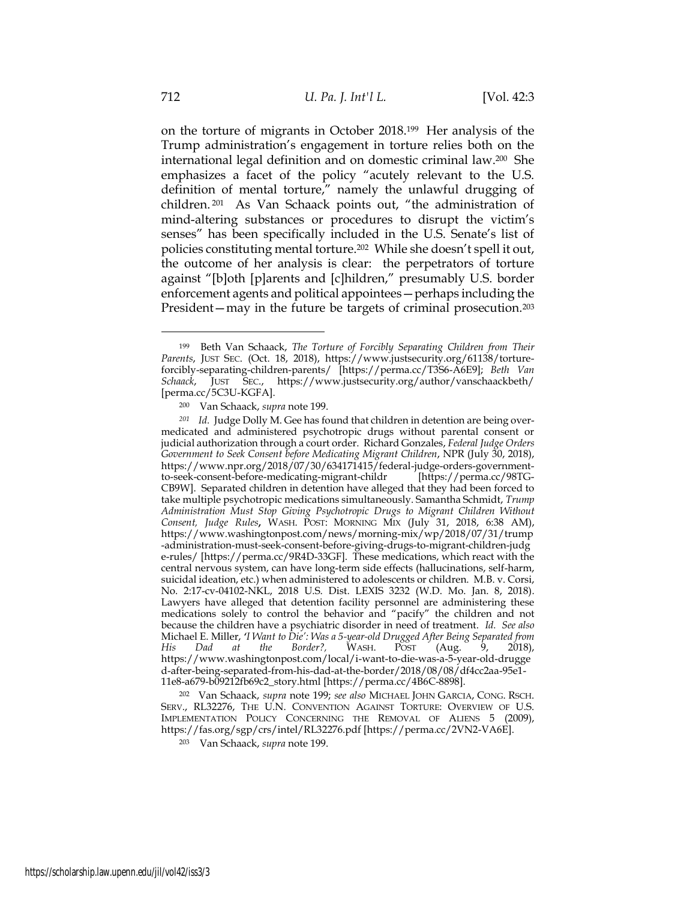on the torture of migrants in October 2018.[199] Her analysis of the Trump administration's engagement in torture relies both on the international legal definition and on domestic criminal law.[200] She emphasizes a facet of the policy "acutely relevant to the U.S. definition of mental torture," namely the unlawful drugging of children.[201] As Van Schaack points out, "the administration of mind-altering substances or procedures to disrupt the victim's senses" has been specifically included in the U.S. Senate's list of policies constituting mental torture.[202] While she doesn't spell it out, the outcome of her analysis is clear: the perpetrators of torture against "[b]oth [p]arents and [c]hildren," presumably U.S. border enforcement agents and political appointees—perhaps including the President—may in the future be targets of criminal prosecution.[203]

---

[199] Beth Van Schaack, *The Torture of Forcibly Separating Children from Their Parents*, JUST SEC. (Oct. 18, 2018), https://www.justsecurity.org/61138/torture-forcibly-separating-children-parents/ [https://perma.cc/T3S6-A6E9]; *Beth Van Schaack*, JUST SEC., https://www.justsecurity.org/author/vanschaackbeth/ [perma.cc/5C3U-KGFA].

[200] Van Schaack, *supra* note 199.

[201] *Id.* Judge Dolly M. Gee has found that children in detention are being over-medicated and administered psychotropic drugs without parental consent or judicial authorization through a court order. Richard Gonzales, *Federal Judge Orders Government to Seek Consent before Medicating Migrant Children*, NPR (July 30, 2018), https://www.npr.org/2018/07/30/634171415/federal-judge-orders-government-to-seek-consent-before-medicating-migrant-childr [https://perma.cc/98TG-CB9W]. Separated children in detention have alleged that they had been forced to take multiple psychotropic medications simultaneously. Samantha Schmidt, *Trump Administration Must Stop Giving Psychotropic Drugs to Migrant Children Without Consent, Judge Rules*, WASH. POST: MORNING MIX (July 31, 2018, 6:38 AM), https://www.washingtonpost.com/news/morning-mix/wp/2018/07/31/trump-administration-must-seek-consent-before-giving-drugs-to-migrant-children-judge-rules/ [https://perma.cc/9R4D-33GF]. These medications, which react with the central nervous system, can have long-term side effects (hallucinations, self-harm, suicidal ideation, etc.) when administered to adolescents or children. M.B. v. Corsi, No. 2:17-cv-04102-NKL, 2018 U.S. Dist. LEXIS 3232 (W.D. Mo. Jan. 8, 2018). Lawyers have alleged that detention facility personnel are administering these medications solely to control the behavior and "pacify" the children and not because the children have a psychiatric disorder in need of treatment. *Id. See also* Michael E. Miller, *'I Want to Die': Was a 5-year-old Drugged After Being Separated from His Dad at the Border?*, WASH. POST (Aug. 9, 2018), https://www.washingtonpost.com/local/i-want-to-die-was-a-5-year-old-drugged-after-being-separated-from-his-dad-at-the-border/2018/08/08/df4cc2aa-95e1-11e8-a679-b09212fb69c2_story.html [https://perma.cc/4B6C-8898].

[202] Van Schaack, *supra* note 199; *see also* MICHAEL JOHN GARCIA, CONG. RSCH. SERV., RL32276, THE U.N. CONVENTION AGAINST TORTURE: OVERVIEW OF U.S. IMPLEMENTATION POLICY CONCERNING THE REMOVAL OF ALIENS 5 (2009), https://fas.org/sgp/crs/intel/RL32276.pdf [https://perma.cc/2VN2-VA6E].

[203] Van Schaack, *supra* note 199.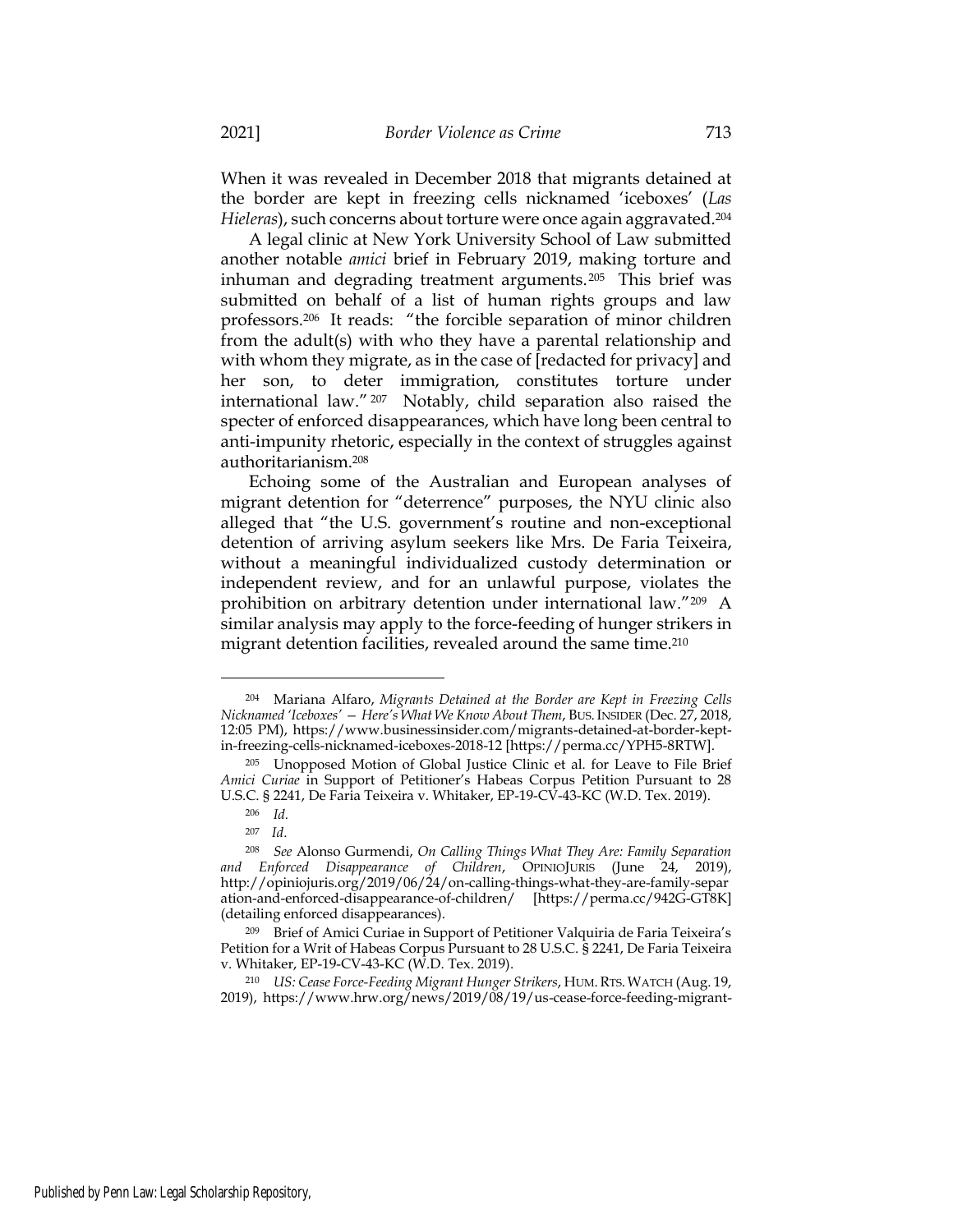When it was revealed in December 2018 that migrants detained at the border are kept in freezing cells nicknamed 'iceboxes' (*Las Hieleras*), such concerns about torture were once again aggravated.[204]

A legal clinic at New York University School of Law submitted another notable *amici* brief in February 2019, making torture and inhuman and degrading treatment arguments.[205] This brief was submitted on behalf of a list of human rights groups and law professors.[206] It reads: "the forcible separation of minor children from the adult(s) with who they have a parental relationship and with whom they migrate, as in the case of [redacted for privacy] and her son, to deter immigration, constitutes torture under international law."[207] Notably, child separation also raised the specter of enforced disappearances, which have long been central to anti-impunity rhetoric, especially in the context of struggles against authoritarianism.[208]

Echoing some of the Australian and European analyses of migrant detention for "deterrence" purposes, the NYU clinic also alleged that "the U.S. government's routine and non-exceptional detention of arriving asylum seekers like Mrs. De Faria Teixeira, without a meaningful individualized custody determination or independent review, and for an unlawful purpose, violates the prohibition on arbitrary detention under international law."[209] A similar analysis may apply to the force-feeding of hunger strikers in migrant detention facilities, revealed around the same time.[210]

---

[204] Mariana Alfaro, *Migrants Detained at the Border are Kept in Freezing Cells Nicknamed 'Iceboxes' — Here's What We Know About Them*, BUS. INSIDER (Dec. 27, 2018, 12:05 PM), https://www.businessinsider.com/migrants-detained-at-border-kept-in-freezing-cells-nicknamed-iceboxes-2018-12 [https://perma.cc/YPH5-8RTW].

[205] Unopposed Motion of Global Justice Clinic et al. for Leave to File Brief *Amici Curiae* in Support of Petitioner's Habeas Corpus Petition Pursuant to 28 U.S.C. § 2241, De Faria Teixeira v. Whitaker, EP-19-CV-43-KC (W.D. Tex. 2019).

[206] *Id.*

[207] *Id.*

[208] *See* Alonso Gurmendi, *On Calling Things What They Are: Family Separation and Enforced Disappearance of Children*, OPINIOJURIS (June 24, 2019), http://opiniojuris.org/2019/06/24/on-calling-things-what-they-are-family-separation-and-enforced-disappearance-of-children/ [https://perma.cc/942G-GT8K] (detailing enforced disappearances).

[209] Brief of Amici Curiae in Support of Petitioner Valquiria de Faria Teixeira's Petition for a Writ of Habeas Corpus Pursuant to 28 U.S.C. § 2241, De Faria Teixeira v. Whitaker, EP-19-CV-43-KC (W.D. Tex. 2019).

[210] *US: Cease Force-Feeding Migrant Hunger Strikers*, HUM. RTS. WATCH (Aug. 19, 2019), https://www.hrw.org/news/2019/08/19/us-cease-force-feeding-migrant-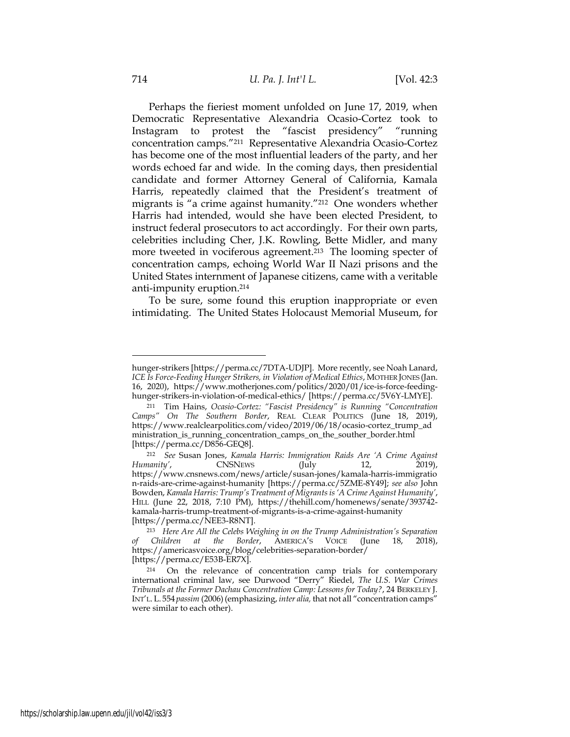Perhaps the fieriest moment unfolded on June 17, 2019, when Democratic Representative Alexandria Ocasio-Cortez took to Instagram to protest the "fascist presidency" "running concentration camps."[211] Representative Alexandria Ocasio-Cortez has become one of the most influential leaders of the party, and her words echoed far and wide. In the coming days, then presidential candidate and former Attorney General of California, Kamala Harris, repeatedly claimed that the President's treatment of migrants is "a crime against humanity."[212] One wonders whether Harris had intended, would she have been elected President, to instruct federal prosecutors to act accordingly. For their own parts, celebrities including Cher, J.K. Rowling, Bette Midler, and many more tweeted in vociferous agreement.[213] The looming specter of concentration camps, echoing World War II Nazi prisons and the United States internment of Japanese citizens, came with a veritable anti-impunity eruption.[214]

To be sure, some found this eruption inappropriate or even intimidating. The United States Holocaust Memorial Museum, for

---

hunger-strikers [https://perma.cc/7DTA-UDJP]. More recently, see Noah Lanard, *ICE Is Force-Feeding Hunger Strikers, in Violation of Medical Ethics*, MOTHER JONES (Jan. 16, 2020), https://www.motherjones.com/politics/2020/01/ice-is-force-feeding-hunger-strikers-in-violation-of-medical-ethics/ [https://perma.cc/5V6Y-LMYE].

[211] Tim Hains, *Ocasio-Cortez: "Fascist Presidency" is Running "Concentration Camps" On The Southern Border*, REAL CLEAR POLITICS (June 18, 2019), https://www.realclearpolitics.com/video/2019/06/18/ocasio-cortez_trump_administration_is_running_concentration_camps_on_the_souther_border.html [https://perma.cc/D856-GEQ8].

[212] *See* Susan Jones, *Kamala Harris: Immigration Raids Are 'A Crime Against Humanity'*, CNSNEWS (July 12, 2019), https://www.cnsnews.com/news/article/susan-jones/kamala-harris-immigration-raids-are-crime-against-humanity [https://perma.cc/5ZME-8Y49]; *see also* John Bowden, *Kamala Harris: Trump's Treatment of Migrants is 'A Crime Against Humanity'*, HILL (June 22, 2018, 7:10 PM), https://thehill.com/homenews/senate/393742-kamala-harris-trump-treatment-of-migrants-is-a-crime-against-humanity [https://perma.cc/NEE3-R8NT].

[213] *Here Are All the Celebs Weighing in on the Trump Administration's Separation of Children at the Border*, AMERICA'S VOICE (June 18, 2018), https://americasvoice.org/blog/celebrities-separation-border/ [https://perma.cc/E53B-ER7X].

[214] On the relevance of concentration camp trials for contemporary international criminal law, see Durwood "Derry" Riedel, *The U.S. War Crimes Tribunals at the Former Dachau Concentration Camp: Lessons for Today?*, 24 BERKELEY J. INT'L L. 554 *passim* (2006) (emphasizing, *inter alia,* that not all "concentration camps" were similar to each other).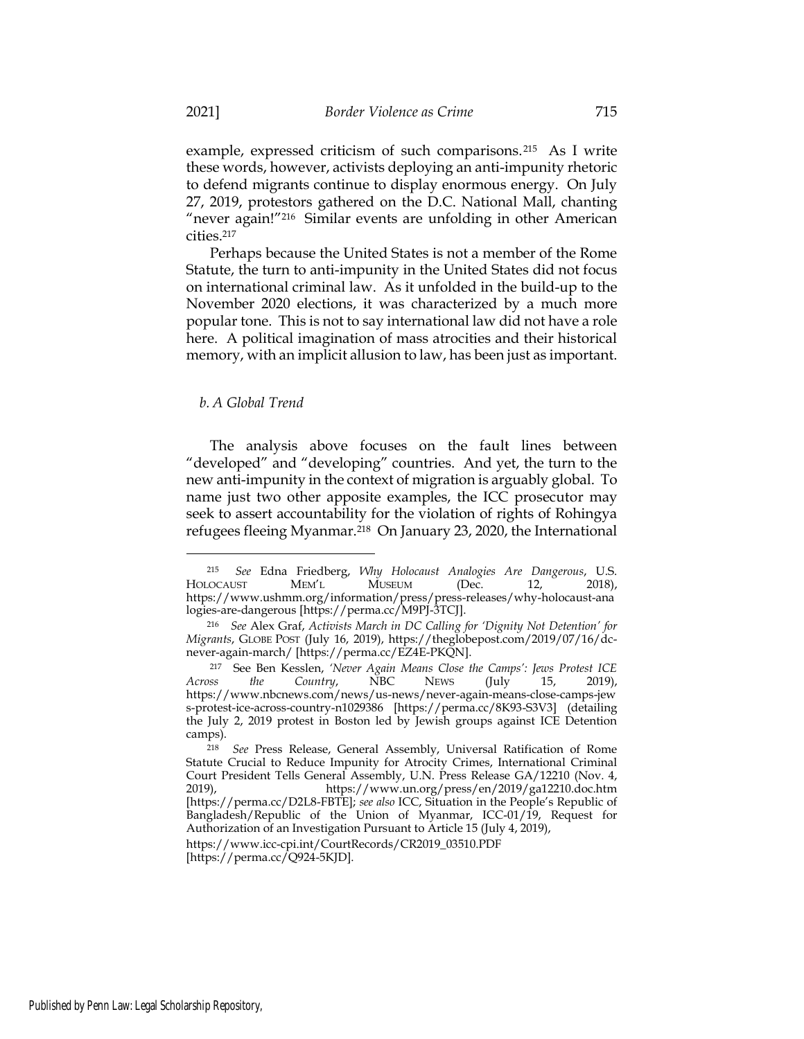example, expressed criticism of such comparisons.[215] As I write these words, however, activists deploying an anti-impunity rhetoric to defend migrants continue to display enormous energy. On July 27, 2019, protestors gathered on the D.C. National Mall, chanting "never again!"[216] Similar events are unfolding in other American cities.[217]

Perhaps because the United States is not a member of the Rome Statute, the turn to anti-impunity in the United States did not focus on international criminal law. As it unfolded in the build-up to the November 2020 elections, it was characterized by a much more popular tone. This is not to say international law did not have a role here. A political imagination of mass atrocities and their historical memory, with an implicit allusion to law, has been just as important.

### *b. A Global Trend*

The analysis above focuses on the fault lines between "developed" and "developing" countries. And yet, the turn to the new anti-impunity in the context of migration is arguably global. To name just two other apposite examples, the ICC prosecutor may seek to assert accountability for the violation of rights of Rohingya refugees fleeing Myanmar.[218] On January 23, 2020, the International

---

[215] *See* Edna Friedberg, *Why Holocaust Analogies Are Dangerous*, U.S. HOLOCAUST MEM'L MUSEUM (Dec. 12, 2018), https://www.ushmm.org/information/press/press-releases/why-holocaust-analogies-are-dangerous [https://perma.cc/M9PJ-3TCJ].

[216] *See* Alex Graf, *Activists March in DC Calling for 'Dignity Not Detention' for Migrants*, GLOBE POST (July 16, 2019), https://theglobepost.com/2019/07/16/dc-never-again-march/ [https://perma.cc/EZ4E-PKQN].

[217] See Ben Kesslen, *'Never Again Means Close the Camps': Jews Protest ICE Across the Country*, NBC NEWS (July 15, 2019), https://www.nbcnews.com/news/us-news/never-again-means-close-camps-jews-protest-ice-across-country-n1029386 [https://perma.cc/8K93-S3V3] (detailing the July 2, 2019 protest in Boston led by Jewish groups against ICE Detention camps).

[218] *See* Press Release, General Assembly, Universal Ratification of Rome Statute Crucial to Reduce Impunity for Atrocity Crimes, International Criminal Court President Tells General Assembly, U.N. Press Release GA/12210 (Nov. 4, 2019), https://www.un.org/press/en/2019/ga12210.doc.htm [https://perma.cc/D2L8-FBTE]; *see also* ICC, Situation in the People's Republic of Bangladesh/Republic of the Union of Myanmar, ICC-01/19, Request for Authorization of an Investigation Pursuant to Article 15 (July 4, 2019), https://www.icc-cpi.int/CourtRecords/CR2019_03510.PDF [https://perma.cc/Q924-5KJD].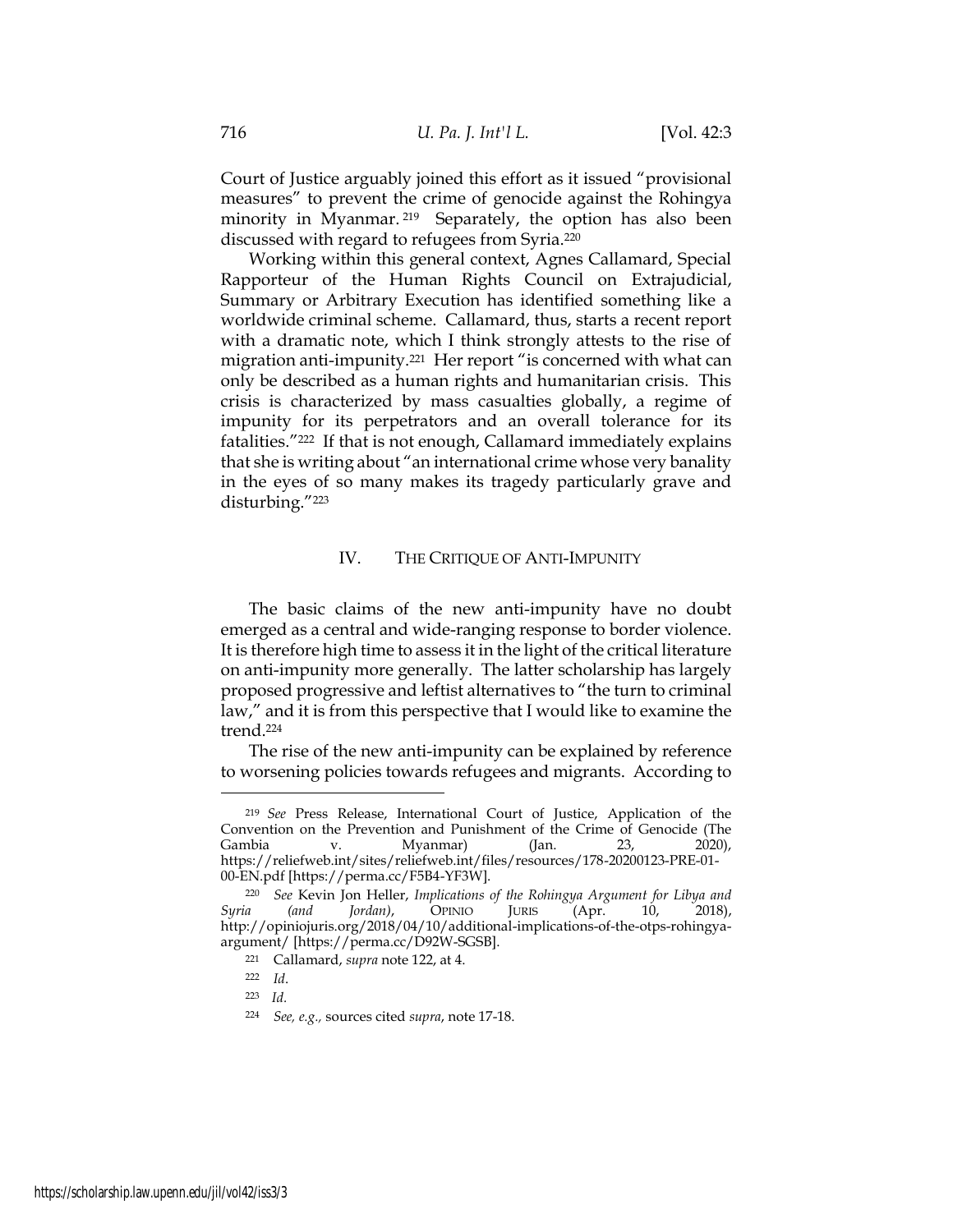Court of Justice arguably joined this effort as it issued "provisional measures" to prevent the crime of genocide against the Rohingya minority in Myanmar.[219] Separately, the option has also been discussed with regard to refugees from Syria.[220]

Working within this general context, Agnes Callamard, Special Rapporteur of the Human Rights Council on Extrajudicial, Summary or Arbitrary Execution has identified something like a worldwide criminal scheme. Callamard, thus, starts a recent report with a dramatic note, which I think strongly attests to the rise of migration anti-impunity.[221] Her report "is concerned with what can only be described as a human rights and humanitarian crisis. This crisis is characterized by mass casualties globally, a regime of impunity for its perpetrators and an overall tolerance for its fatalities."[222] If that is not enough, Callamard immediately explains that she is writing about "an international crime whose very banality in the eyes of so many makes its tragedy particularly grave and disturbing."[223]

## IV. THE CRITIQUE OF ANTI-IMPUNITY

The basic claims of the new anti-impunity have no doubt emerged as a central and wide-ranging response to border violence. It is therefore high time to assess it in the light of the critical literature on anti-impunity more generally. The latter scholarship has largely proposed progressive and leftist alternatives to "the turn to criminal law," and it is from this perspective that I would like to examine the trend.[224]

The rise of the new anti-impunity can be explained by reference to worsening policies towards refugees and migrants. According to

---

[219] *See* Press Release, International Court of Justice, Application of the Convention on the Prevention and Punishment of the Crime of Genocide (The Gambia v. Myanmar) (Jan. 23, 2020), https://reliefweb.int/sites/reliefweb.int/files/resources/178-20200123-PRE-01-00-EN.pdf [https://perma.cc/F5B4-YF3W].

[220] *See* Kevin Jon Heller, *Implications of the Rohingya Argument for Libya and Syria (and Jordan)*, OPINIO JURIS (Apr. 10, 2018), http://opiniojuris.org/2018/04/10/additional-implications-of-the-otps-rohingya-argument/ [https://perma.cc/D92W-SGSB].

[221] Callamard, *supra* note 122, at 4.

[222] *Id.*

[223] *Id.*

[224] *See, e.g.,* sources cited *supra*, note 17-18.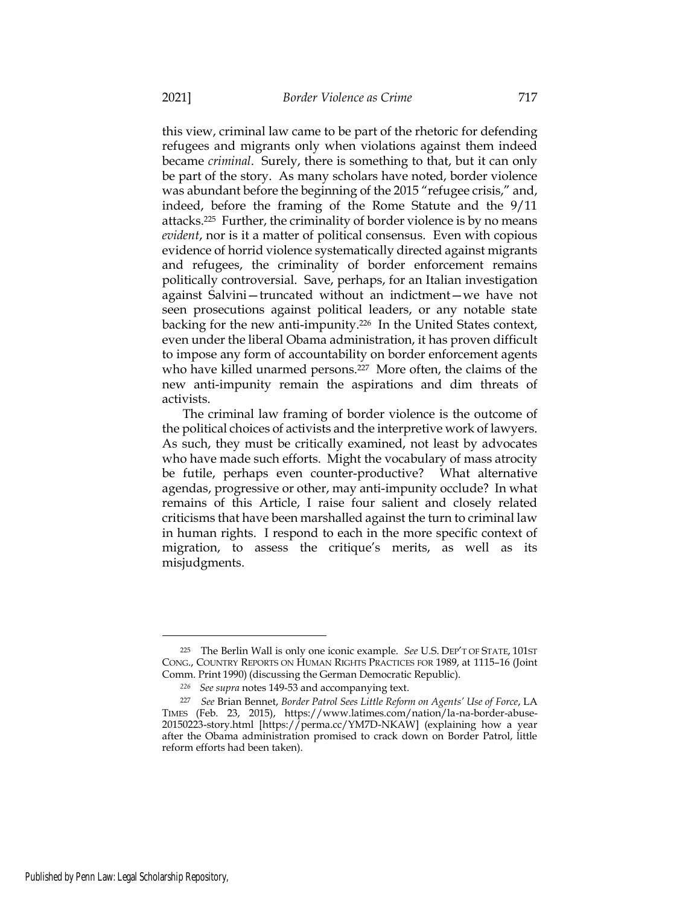this view, criminal law came to be part of the rhetoric for defending refugees and migrants only when violations against them indeed became *criminal*. Surely, there is something to that, but it can only be part of the story. As many scholars have noted, border violence was abundant before the beginning of the 2015 "refugee crisis," and, indeed, before the framing of the Rome Statute and the 9/11 attacks.[225] Further, the criminality of border violence is by no means *evident*, nor is it a matter of political consensus. Even with copious evidence of horrid violence systematically directed against migrants and refugees, the criminality of border enforcement remains politically controversial. Save, perhaps, for an Italian investigation against Salvini—truncated without an indictment—we have not seen prosecutions against political leaders, or any notable state backing for the new anti-impunity.[226] In the United States context, even under the liberal Obama administration, it has proven difficult to impose any form of accountability on border enforcement agents who have killed unarmed persons.[227] More often, the claims of the new anti-impunity remain the aspirations and dim threats of activists.

The criminal law framing of border violence is the outcome of the political choices of activists and the interpretive work of lawyers. As such, they must be critically examined, not least by advocates who have made such efforts. Might the vocabulary of mass atrocity be futile, perhaps even counter-productive? What alternative agendas, progressive or other, may anti-impunity occlude? In what remains of this Article, I raise four salient and closely related criticisms that have been marshalled against the turn to criminal law in human rights. I respond to each in the more specific context of migration, to assess the critique's merits, as well as its misjudgments.

---

[225] The Berlin Wall is only one iconic example. *See* U.S. DEP'T OF STATE, 101ST CONG., COUNTRY REPORTS ON HUMAN RIGHTS PRACTICES FOR 1989, at 1115–16 (Joint Comm. Print 1990) (discussing the German Democratic Republic).

[226] *See supra* notes 149-53 and accompanying text.

[227] *See* Brian Bennet, *Border Patrol Sees Little Reform on Agents' Use of Force*, LA TIMES (Feb. 23, 2015), https://www.latimes.com/nation/la-na-border-abuse-20150223-story.html [https://perma.cc/YM7D-NKAW] (explaining how a year after the Obama administration promised to crack down on Border Patrol, little reform efforts had been taken).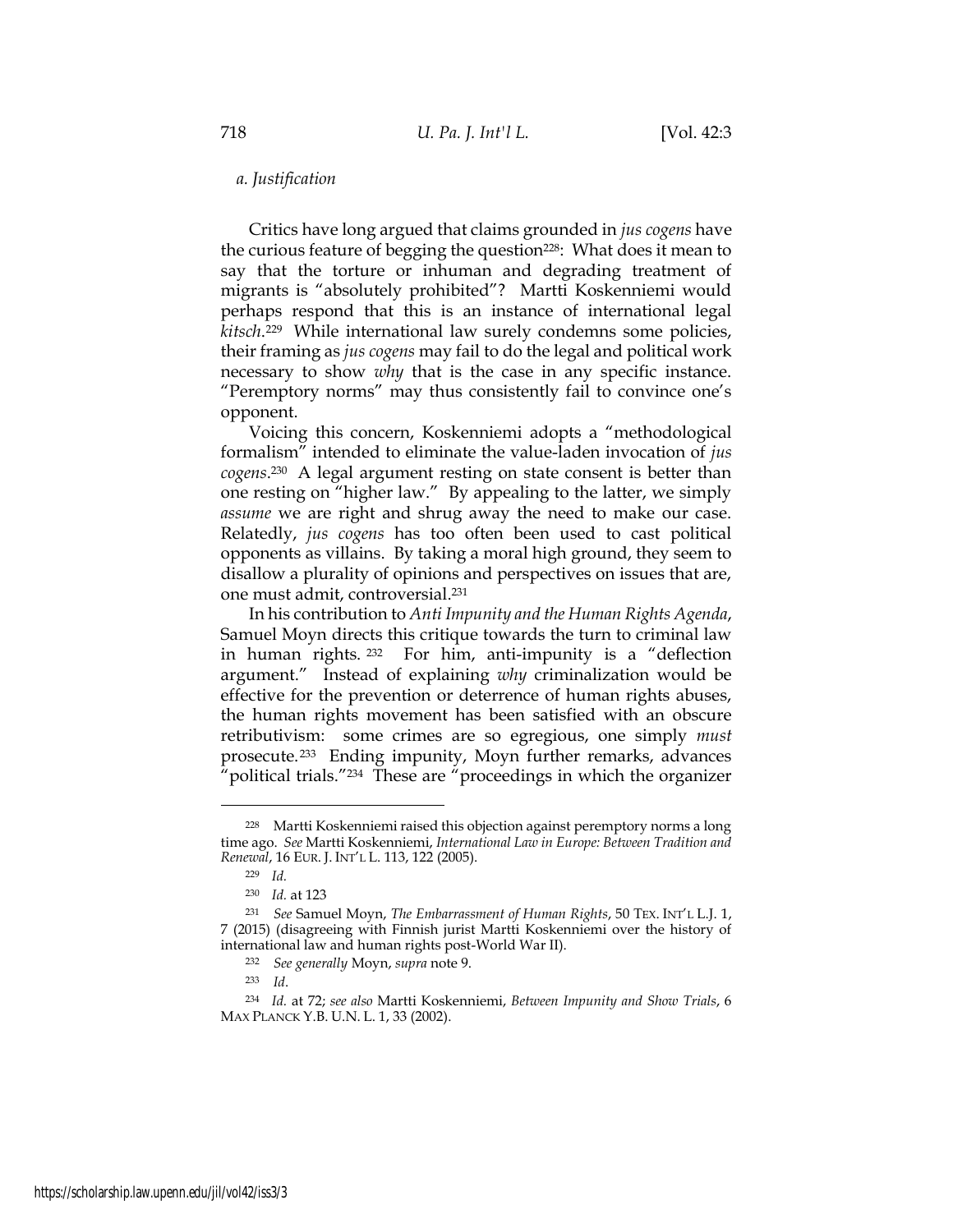*a. Justification*

Critics have long argued that claims grounded in *jus cogens* have the curious feature of begging the question[228]: What does it mean to say that the torture or inhuman and degrading treatment of migrants is "absolutely prohibited"? Martti Koskenniemi would perhaps respond that this is an instance of international legal *kitsch*.[229] While international law surely condemns some policies, their framing as *jus cogens* may fail to do the legal and political work necessary to show *why* that is the case in any specific instance. "Peremptory norms" may thus consistently fail to convince one's opponent.

Voicing this concern, Koskenniemi adopts a "methodological formalism" intended to eliminate the value-laden invocation of *jus cogens*.[230] A legal argument resting on state consent is better than one resting on "higher law." By appealing to the latter, we simply *assume* we are right and shrug away the need to make our case. Relatedly, *jus cogens* has too often been used to cast political opponents as villains. By taking a moral high ground, they seem to disallow a plurality of opinions and perspectives on issues that are, one must admit, controversial.[231]

In his contribution to *Anti Impunity and the Human Rights Agenda*, Samuel Moyn directs this critique towards the turn to criminal law in human rights.[232] For him, anti-impunity is a "deflection argument." Instead of explaining *why* criminalization would be effective for the prevention or deterrence of human rights abuses, the human rights movement has been satisfied with an obscure retributivism: some crimes are so egregious, one simply *must* prosecute.[233] Ending impunity, Moyn further remarks, advances "political trials."[234] These are "proceedings in which the organizer

---

[228] Martti Koskenniemi raised this objection against peremptory norms a long time ago. *See* Martti Koskenniemi, *International Law in Europe: Between Tradition and Renewal*, 16 EUR. J. INT'L L. 113, 122 (2005).

[229] *Id.*

[230] *Id.* at 123

[231] *See* Samuel Moyn, *The Embarrassment of Human Rights*, 50 TEX. INT'L L.J. 1, 7 (2015) (disagreeing with Finnish jurist Martti Koskenniemi over the history of international law and human rights post-World War II).

[232] *See generally* Moyn, *supra* note 9.

[233] *Id*.

[234] *Id.* at 72; *see also* Martti Koskenniemi, *Between Impunity and Show Trials*, 6 MAX PLANCK Y.B. U.N. L. 1, 33 (2002).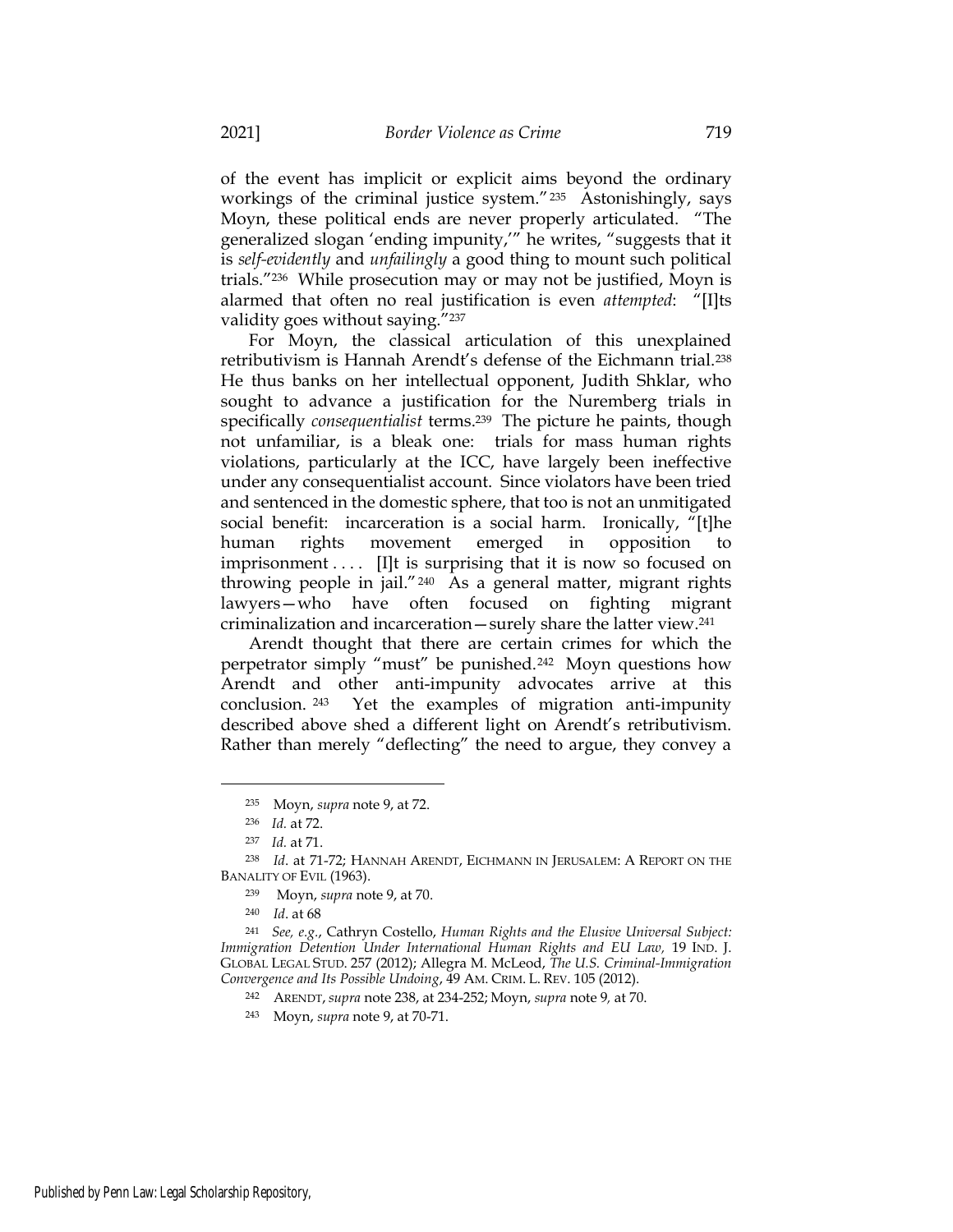of the event has implicit or explicit aims beyond the ordinary workings of the criminal justice system."[235] Astonishingly, says Moyn, these political ends are never properly articulated. "The generalized slogan 'ending impunity,'" he writes, "suggests that it is *self-evidently* and *unfailingly* a good thing to mount such political trials."[236] While prosecution may or may not be justified, Moyn is alarmed that often no real justification is even *attempted*: "[I]ts validity goes without saying."[237]

For Moyn, the classical articulation of this unexplained retributivism is Hannah Arendt's defense of the Eichmann trial.[238] He thus banks on her intellectual opponent, Judith Shklar, who sought to advance a justification for the Nuremberg trials in specifically *consequentialist* terms.[239] The picture he paints, though not unfamiliar, is a bleak one: trials for mass human rights violations, particularly at the ICC, have largely been ineffective under any consequentialist account. Since violators have been tried and sentenced in the domestic sphere, that too is not an unmitigated social benefit: incarceration is a social harm. Ironically, "[t]he human rights movement emerged in opposition to imprisonment . . . . [I]t is surprising that it is now so focused on throwing people in jail."[240] As a general matter, migrant rights lawyers—who have often focused on fighting migrant criminalization and incarceration—surely share the latter view.[241]

Arendt thought that there are certain crimes for which the perpetrator simply "must" be punished.[242] Moyn questions how Arendt and other anti-impunity advocates arrive at this conclusion.[243] Yet the examples of migration anti-impunity described above shed a different light on Arendt's retributivism. Rather than merely "deflecting" the need to argue, they convey a

---

[235] Moyn, *supra* note 9, at 72.

[236] *Id.* at 72.

[237] *Id.* at 71.

[238] *Id*. at 71-72; HANNAH ARENDT, EICHMANN IN JERUSALEM: A REPORT ON THE BANALITY OF EVIL (1963).

[239] Moyn, *supra* note 9, at 70.

[240] *Id*. at 68

[241] *See, e.g.*, Cathryn Costello, *Human Rights and the Elusive Universal Subject: Immigration Detention Under International Human Rights and EU Law,* 19 IND. J. GLOBAL LEGAL STUD. 257 (2012); Allegra M. McLeod, *The U.S. Criminal-Immigration Convergence and Its Possible Undoing*, 49 AM. CRIM. L. REV. 105 (2012).

[242] ARENDT, *supra* note 238, at 234-252; Moyn, *supra* note 9*,* at 70.

[243] Moyn, *supra* note 9, at 70-71.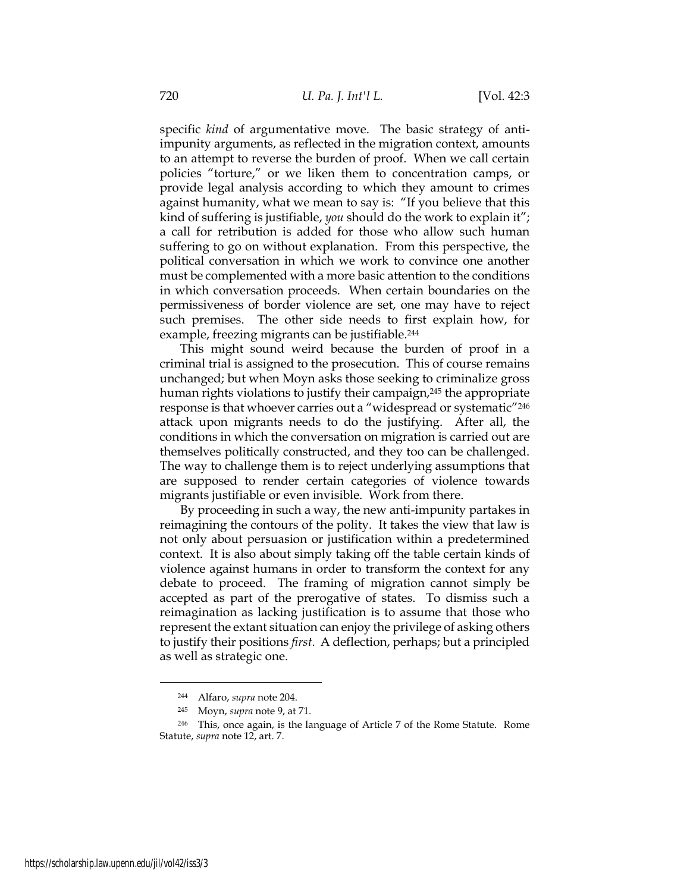specific *kind* of argumentative move. The basic strategy of anti-impunity arguments, as reflected in the migration context, amounts to an attempt to reverse the burden of proof. When we call certain policies "torture," or we liken them to concentration camps, or provide legal analysis according to which they amount to crimes against humanity, what we mean to say is: "If you believe that this kind of suffering is justifiable, *you* should do the work to explain it"; a call for retribution is added for those who allow such human suffering to go on without explanation. From this perspective, the political conversation in which we work to convince one another must be complemented with a more basic attention to the conditions in which conversation proceeds. When certain boundaries on the permissiveness of border violence are set, one may have to reject such premises. The other side needs to first explain how, for example, freezing migrants can be justifiable.[244]

This might sound weird because the burden of proof in a criminal trial is assigned to the prosecution. This of course remains unchanged; but when Moyn asks those seeking to criminalize gross human rights violations to justify their campaign,[245] the appropriate response is that whoever carries out a "widespread or systematic"[246] attack upon migrants needs to do the justifying. After all, the conditions in which the conversation on migration is carried out are themselves politically constructed, and they too can be challenged. The way to challenge them is to reject underlying assumptions that are supposed to render certain categories of violence towards migrants justifiable or even invisible. Work from there.

By proceeding in such a way, the new anti-impunity partakes in reimagining the contours of the polity. It takes the view that law is not only about persuasion or justification within a predetermined context. It is also about simply taking off the table certain kinds of violence against humans in order to transform the context for any debate to proceed. The framing of migration cannot simply be accepted as part of the prerogative of states. To dismiss such a reimagination as lacking justification is to assume that those who represent the extant situation can enjoy the privilege of asking others to justify their positions *first*. A deflection, perhaps; but a principled as well as strategic one.

---

[244] Alfaro, *supra* note 204.

[245] Moyn, *supra* note 9, at 71.

[246] This, once again, is the language of Article 7 of the Rome Statute. Rome Statute, *supra* note 12, art. 7.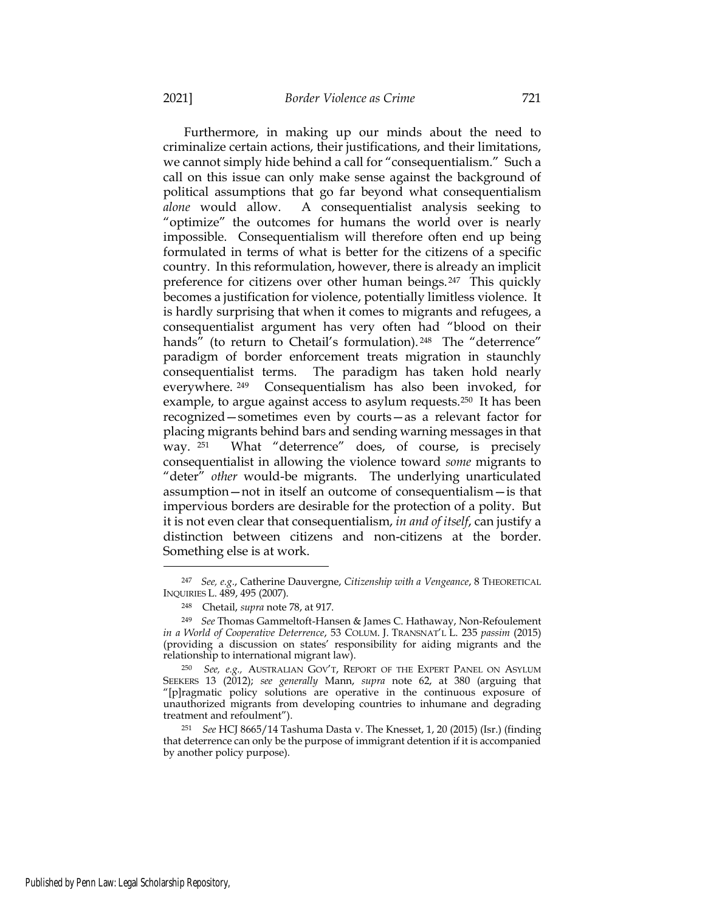Furthermore, in making up our minds about the need to criminalize certain actions, their justifications, and their limitations, we cannot simply hide behind a call for "consequentialism." Such a call on this issue can only make sense against the background of political assumptions that go far beyond what consequentialism *alone* would allow. A consequentialist analysis seeking to "optimize" the outcomes for humans the world over is nearly impossible. Consequentialism will therefore often end up being formulated in terms of what is better for the citizens of a specific country. In this reformulation, however, there is already an implicit preference for citizens over other human beings.[247] This quickly becomes a justification for violence, potentially limitless violence. It is hardly surprising that when it comes to migrants and refugees, a consequentialist argument has very often had "blood on their hands" (to return to Chetail's formulation).[248] The "deterrence" paradigm of border enforcement treats migration in staunchly consequentialist terms. The paradigm has taken hold nearly everywhere.[249] Consequentialism has also been invoked, for example, to argue against access to asylum requests.[250] It has been recognized—sometimes even by courts—as a relevant factor for placing migrants behind bars and sending warning messages in that way.[251] What "deterrence" does, of course, is precisely consequentialist in allowing the violence toward *some* migrants to "deter" *other* would-be migrants. The underlying unarticulated assumption—not in itself an outcome of consequentialism—is that impervious borders are desirable for the protection of a polity. But it is not even clear that consequentialism, *in and of itself*, can justify a distinction between citizens and non-citizens at the border. Something else is at work.

---

[247] *See, e.g.*, Catherine Dauvergne, *Citizenship with a Vengeance*, 8 THEORETICAL INQUIRIES L. 489, 495 (2007).

[248] Chetail, *supra* note 78, at 917.

[249] *See* Thomas Gammeltoft-Hansen & James C. Hathaway, Non-Refoulement *in a World of Cooperative Deterrence*, 53 COLUM. J. TRANSNAT'L L. 235 *passim* (2015) (providing a discussion on states' responsibility for aiding migrants and the relationship to international migrant law).

[250] *See, e.g.*, AUSTRALIAN GOV'T, REPORT OF THE EXPERT PANEL ON ASYLUM SEEKERS 13 (2012); *see generally* Mann, *supra* note 62, at 380 (arguing that "[p]ragmatic policy solutions are operative in the continuous exposure of unauthorized migrants from developing countries to inhumane and degrading treatment and refoulment").

[251] *See* HCJ 8665/14 Tashuma Dasta v. The Knesset, 1, 20 (2015) (Isr.) (finding that deterrence can only be the purpose of immigrant detention if it is accompanied by another policy purpose).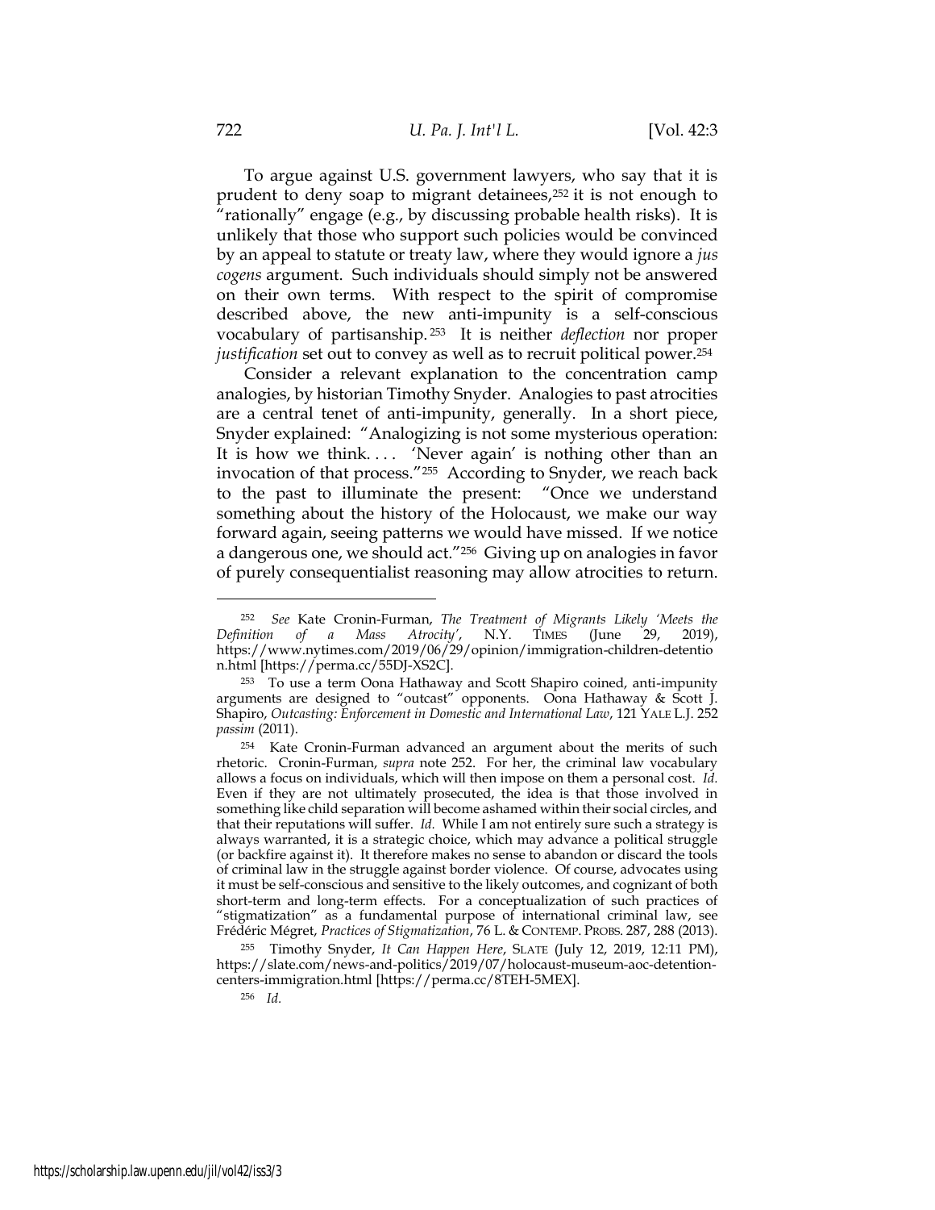To argue against U.S. government lawyers, who say that it is prudent to deny soap to migrant detainees,[252] it is not enough to "rationally" engage (e.g., by discussing probable health risks). It is unlikely that those who support such policies would be convinced by an appeal to statute or treaty law, where they would ignore a *jus cogens* argument. Such individuals should simply not be answered on their own terms. With respect to the spirit of compromise described above, the new anti-impunity is a self-conscious vocabulary of partisanship.[253] It is neither *deflection* nor proper *justification* set out to convey as well as to recruit political power.[254]

Consider a relevant explanation to the concentration camp analogies, by historian Timothy Snyder. Analogies to past atrocities are a central tenet of anti-impunity, generally. In a short piece, Snyder explained: "Analogizing is not some mysterious operation: It is how we think. . . . 'Never again' is nothing other than an invocation of that process."[255] According to Snyder, we reach back to the past to illuminate the present: "Once we understand something about the history of the Holocaust, we make our way forward again, seeing patterns we would have missed. If we notice a dangerous one, we should act."[256] Giving up on analogies in favor of purely consequentialist reasoning may allow atrocities to return.

---

[252] *See* Kate Cronin-Furman, *The Treatment of Migrants Likely 'Meets the Definition of a Mass Atrocity'*, N.Y. TIMES (June 29, 2019), https://www.nytimes.com/2019/06/29/opinion/immigration-children-detention.html [https://perma.cc/55DJ-XS2C].

[253] To use a term Oona Hathaway and Scott Shapiro coined, anti-impunity arguments are designed to "outcast" opponents. Oona Hathaway & Scott J. Shapiro, *Outcasting: Enforcement in Domestic and International Law*, 121 YALE L.J. 252 *passim* (2011).

[254] Kate Cronin-Furman advanced an argument about the merits of such rhetoric. Cronin-Furman, *supra* note 252. For her, the criminal law vocabulary allows a focus on individuals, which will then impose on them a personal cost. *Id.* Even if they are not ultimately prosecuted, the idea is that those involved in something like child separation will become ashamed within their social circles, and that their reputations will suffer. *Id.* While I am not entirely sure such a strategy is always warranted, it is a strategic choice, which may advance a political struggle (or backfire against it). It therefore makes no sense to abandon or discard the tools of criminal law in the struggle against border violence. Of course, advocates using it must be self-conscious and sensitive to the likely outcomes, and cognizant of both short-term and long-term effects. For a conceptualization of such practices of "stigmatization" as a fundamental purpose of international criminal law, see Frédéric Mégret, *Practices of Stigmatization*, 76 L. & CONTEMP. PROBS. 287, 288 (2013).

[255] Timothy Snyder, *It Can Happen Here*, SLATE (July 12, 2019, 12:11 PM), https://slate.com/news-and-politics/2019/07/holocaust-museum-aoc-detention-centers-immigration.html [https://perma.cc/8TEH-5MEX].

[256] *Id.*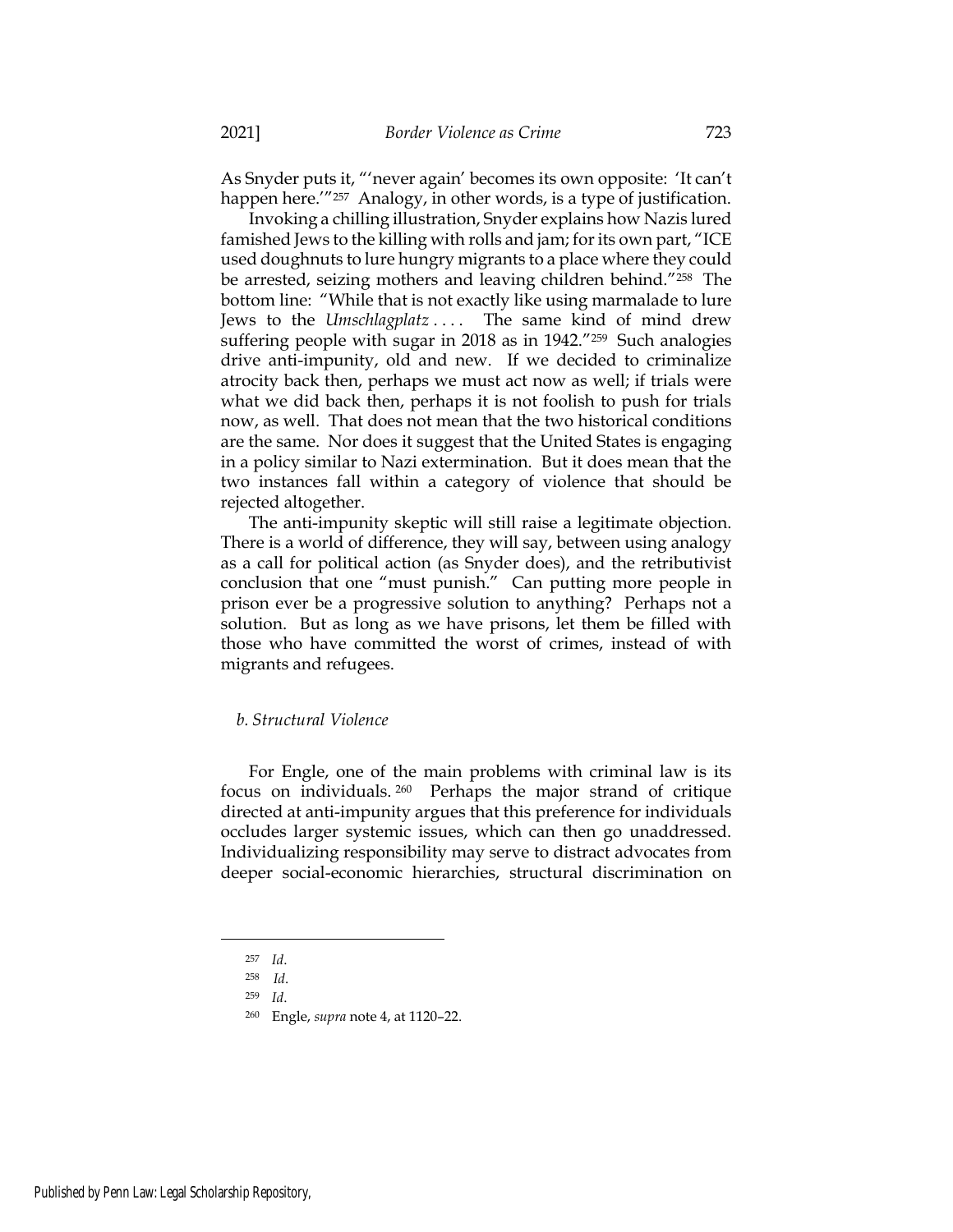As Snyder puts it, "'never again' becomes its own opposite: 'It can't happen here.'"[257] Analogy, in other words, is a type of justification.

Invoking a chilling illustration, Snyder explains how Nazis lured famished Jews to the killing with rolls and jam; for its own part, "ICE used doughnuts to lure hungry migrants to a place where they could be arrested, seizing mothers and leaving children behind."[258] The bottom line: "While that is not exactly like using marmalade to lure Jews to the *Umschlagplatz* . . . . The same kind of mind drew suffering people with sugar in 2018 as in 1942."[259] Such analogies drive anti-impunity, old and new. If we decided to criminalize atrocity back then, perhaps we must act now as well; if trials were what we did back then, perhaps it is not foolish to push for trials now, as well. That does not mean that the two historical conditions are the same. Nor does it suggest that the United States is engaging in a policy similar to Nazi extermination. But it does mean that the two instances fall within a category of violence that should be rejected altogether.

The anti-impunity skeptic will still raise a legitimate objection. There is a world of difference, they will say, between using analogy as a call for political action (as Snyder does), and the retributivist conclusion that one "must punish." Can putting more people in prison ever be a progressive solution to anything? Perhaps not a solution. But as long as we have prisons, let them be filled with those who have committed the worst of crimes, instead of with migrants and refugees.

*b. Structural Violence*

For Engle, one of the main problems with criminal law is its focus on individuals.[260] Perhaps the major strand of critique directed at anti-impunity argues that this preference for individuals occludes larger systemic issues, which can then go unaddressed. Individualizing responsibility may serve to distract advocates from deeper social-economic hierarchies, structural discrimination on

---

[257] *Id.*

[258] *Id.*

[259] *Id.*

[260] Engle, *supra* note 4, at 1120–22.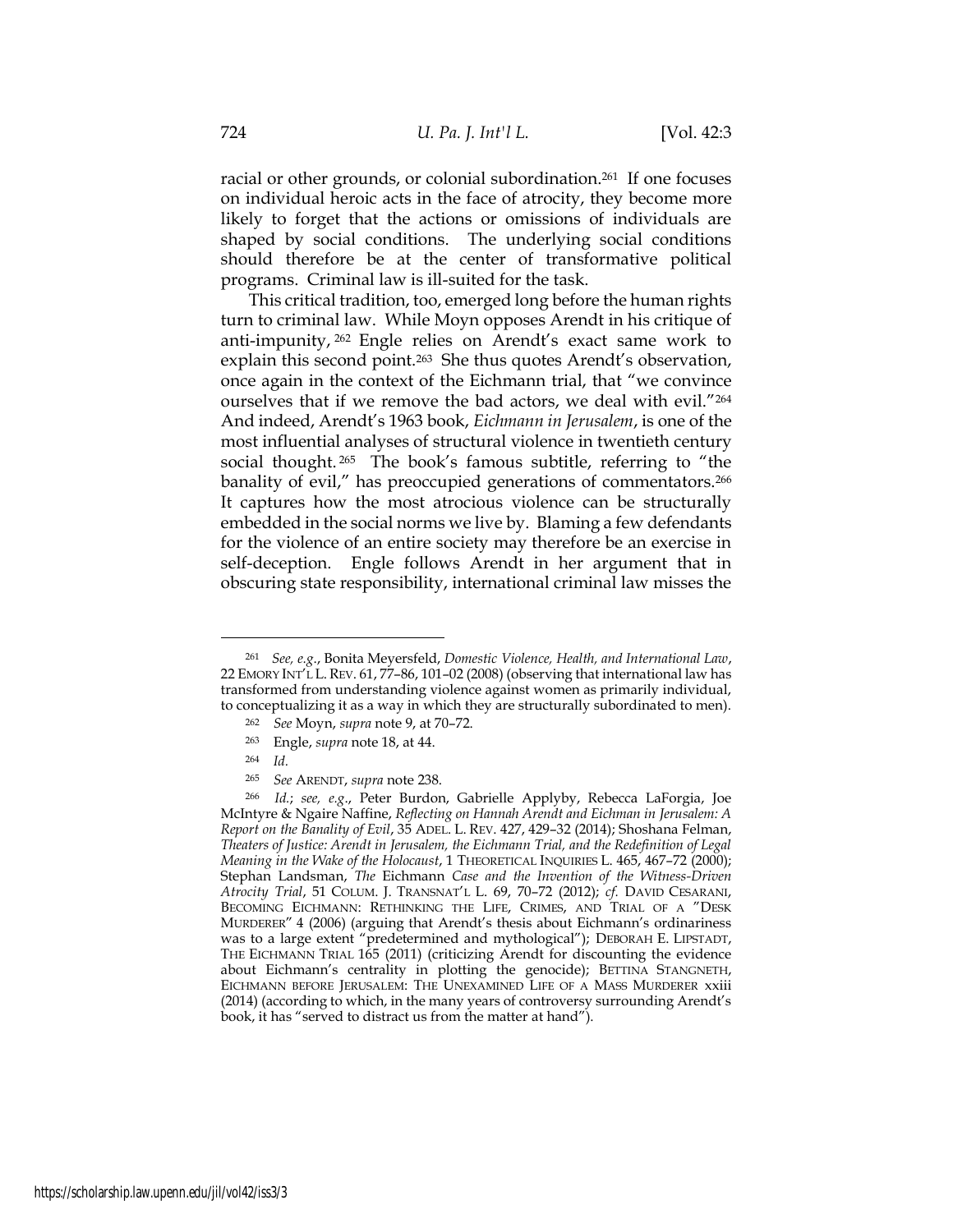racial or other grounds, or colonial subordination.[261] If one focuses on individual heroic acts in the face of atrocity, they become more likely to forget that the actions or omissions of individuals are shaped by social conditions. The underlying social conditions should therefore be at the center of transformative political programs. Criminal law is ill-suited for the task.

This critical tradition, too, emerged long before the human rights turn to criminal law. While Moyn opposes Arendt in his critique of anti-impunity,[262] Engle relies on Arendt's exact same work to explain this second point.[263] She thus quotes Arendt's observation, once again in the context of the Eichmann trial, that "we convince ourselves that if we remove the bad actors, we deal with evil."[264] And indeed, Arendt's 1963 book, *Eichmann in Jerusalem*, is one of the most influential analyses of structural violence in twentieth century social thought.[265] The book's famous subtitle, referring to "the banality of evil," has preoccupied generations of commentators.[266] It captures how the most atrocious violence can be structurally embedded in the social norms we live by. Blaming a few defendants for the violence of an entire society may therefore be an exercise in self-deception. Engle follows Arendt in her argument that in obscuring state responsibility, international criminal law misses the

---

[261] *See, e.g.*, Bonita Meyersfeld, *Domestic Violence, Health, and International Law*, 22 EMORY INT'L L. REV. 61, 77–86, 101–02 (2008) (observing that international law has transformed from understanding violence against women as primarily individual, to conceptualizing it as a way in which they are structurally subordinated to men).

[262] *See* Moyn, *supra* note 9, at 70–72.

[263] Engle, *supra* note 18, at 44.

[264] *Id.*

[265] *See* ARENDT, *supra* note 238.

[266] *Id.*; *see, e.g.*, Peter Burdon, Gabrielle Applyby, Rebecca LaForgia, Joe McIntyre & Ngaire Naffine, *Reflecting on Hannah Arendt and Eichman in Jerusalem: A Report on the Banality of Evil*, 35 ADEL. L. REV. 427, 429–32 (2014); Shoshana Felman, *Theaters of Justice: Arendt in Jerusalem, the Eichmann Trial, and the Redefinition of Legal Meaning in the Wake of the Holocaust*, 1 THEORETICAL INQUIRIES L. 465, 467–72 (2000); Stephan Landsman, *The* Eichmann *Case and the Invention of the Witness-Driven Atrocity Trial*, 51 COLUM. J. TRANSNAT'L L. 69, 70–72 (2012); *cf.* DAVID CESARANI, BECOMING EICHMANN: RETHINKING THE LIFE, CRIMES, AND TRIAL OF A "DESK MURDERER" 4 (2006) (arguing that Arendt's thesis about Eichmann's ordinariness was to a large extent "predetermined and mythological"); DEBORAH E. LIPSTADT, THE EICHMANN TRIAL 165 (2011) (criticizing Arendt for discounting the evidence about Eichmann's centrality in plotting the genocide); BETTINA STANGNETH, EICHMANN BEFORE JERUSALEM: THE UNEXAMINED LIFE OF A MASS MURDERER xxiii (2014) (according to which, in the many years of controversy surrounding Arendt's book, it has "served to distract us from the matter at hand").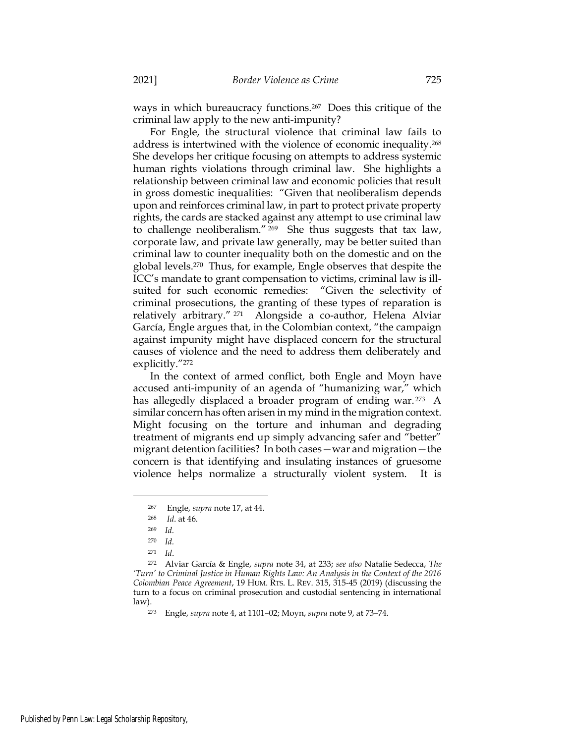ways in which bureaucracy functions.[267] Does this critique of the criminal law apply to the new anti-impunity?

For Engle, the structural violence that criminal law fails to address is intertwined with the violence of economic inequality.[268] She develops her critique focusing on attempts to address systemic human rights violations through criminal law. She highlights a relationship between criminal law and economic policies that result in gross domestic inequalities: "Given that neoliberalism depends upon and reinforces criminal law, in part to protect private property rights, the cards are stacked against any attempt to use criminal law to challenge neoliberalism."[269] She thus suggests that tax law, corporate law, and private law generally, may be better suited than criminal law to counter inequality both on the domestic and on the global levels.[270] Thus, for example, Engle observes that despite the ICC's mandate to grant compensation to victims, criminal law is ill-suited for such economic remedies: "Given the selectivity of criminal prosecutions, the granting of these types of reparation is relatively arbitrary."[271] Alongside a co-author, Helena Alviar García, Engle argues that, in the Colombian context, "the campaign against impunity might have displaced concern for the structural causes of violence and the need to address them deliberately and explicitly."[272]

In the context of armed conflict, both Engle and Moyn have accused anti-impunity of an agenda of "humanizing war," which has allegedly displaced a broader program of ending war.[273] A similar concern has often arisen in my mind in the migration context. Might focusing on the torture and inhuman and degrading treatment of migrants end up simply advancing safer and "better" migrant detention facilities? In both cases—war and migration—the concern is that identifying and insulating instances of gruesome violence helps normalize a structurally violent system. It is

[267] Engle, *supra* note 17, at 44.

[268] *Id.* at 46.

[269] *Id.*

[270] *Id.*

[271] *Id.*

[272] Alviar García & Engle, *supra* note 34, at 233; *see also* Natalie Sedecca, *The 'Turn' to Criminal Justice in Human Rights Law: An Analysis in the Context of the 2016 Colombian Peace Agreement*, 19 HUM. RTS. L. REV. 315, 315-45 (2019) (discussing the turn to a focus on criminal prosecution and custodial sentencing in international law).

[273] Engle, *supra* note 4, at 1101–02; Moyn, *supra* note 9, at 73–74.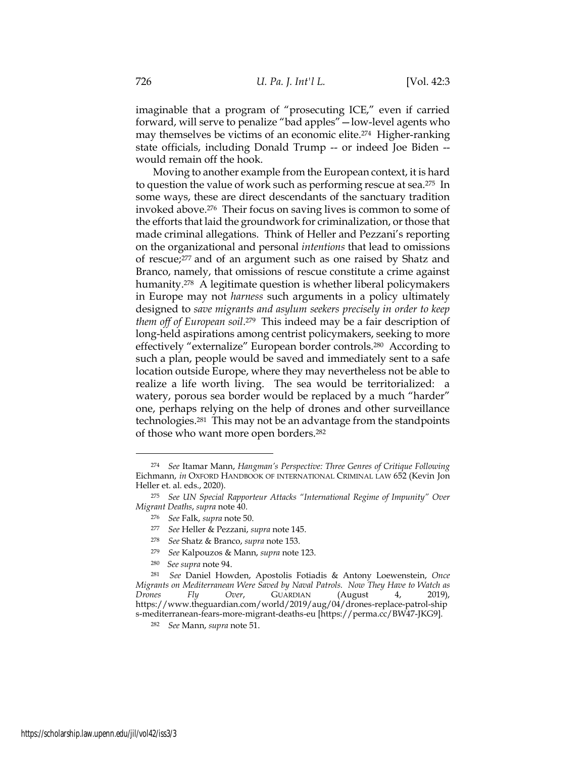imaginable that a program of "prosecuting ICE," even if carried forward, will serve to penalize "bad apples"—low-level agents who may themselves be victims of an economic elite.[274] Higher-ranking state officials, including Donald Trump -- or indeed Joe Biden -- would remain off the hook.

Moving to another example from the European context, it is hard to question the value of work such as performing rescue at sea.[275] In some ways, these are direct descendants of the sanctuary tradition invoked above.[276] Their focus on saving lives is common to some of the efforts that laid the groundwork for criminalization, or those that made criminal allegations. Think of Heller and Pezzani's reporting on the organizational and personal *intentions* that lead to omissions of rescue;[277] and of an argument such as one raised by Shatz and Branco, namely, that omissions of rescue constitute a crime against humanity.[278] A legitimate question is whether liberal policymakers in Europe may not *harness* such arguments in a policy ultimately designed to *save migrants and asylum seekers precisely in order to keep them off of European soil*.[279] This indeed may be a fair description of long-held aspirations among centrist policymakers, seeking to more effectively "externalize" European border controls.[280] According to such a plan, people would be saved and immediately sent to a safe location outside Europe, where they may nevertheless not be able to realize a life worth living. The sea would be territorialized: a watery, porous sea border would be replaced by a much "harder" one, perhaps relying on the help of drones and other surveillance technologies.[281] This may not be an advantage from the standpoints of those who want more open borders.[282]

---

[274] *See* Itamar Mann, *Hangman's Perspective: Three Genres of Critique Following* Eichmann, *in* OXFORD HANDBOOK OF INTERNATIONAL CRIMINAL LAW 652 (Kevin Jon Heller et. al. eds., 2020).

[275] *See UN Special Rapporteur Attacks "International Regime of Impunity" Over Migrant Deaths*, *supra* note 40.

[276] *See* Falk, *supra* note 50.

[277] *See* Heller & Pezzani, *supra* note 145.

[278] *See* Shatz & Branco, *supra* note 153.

[279] *See* Kalpouzos & Mann, *supra* note 123.

[280] *See supra* note 94.

[281] *See* Daniel Howden, Apostolis Fotiadis & Antony Loewenstein, *Once Migrants on Mediterranean Were Saved by Naval Patrols. Now They Have to Watch as Drones Fly Over*, GUARDIAN (August 4, 2019), https://www.theguardian.com/world/2019/aug/04/drones-replace-patrol-ships-mediterranean-fears-more-migrant-deaths-eu [https://perma.cc/BW47-JKG9].

[282] *See* Mann, *supra* note 51.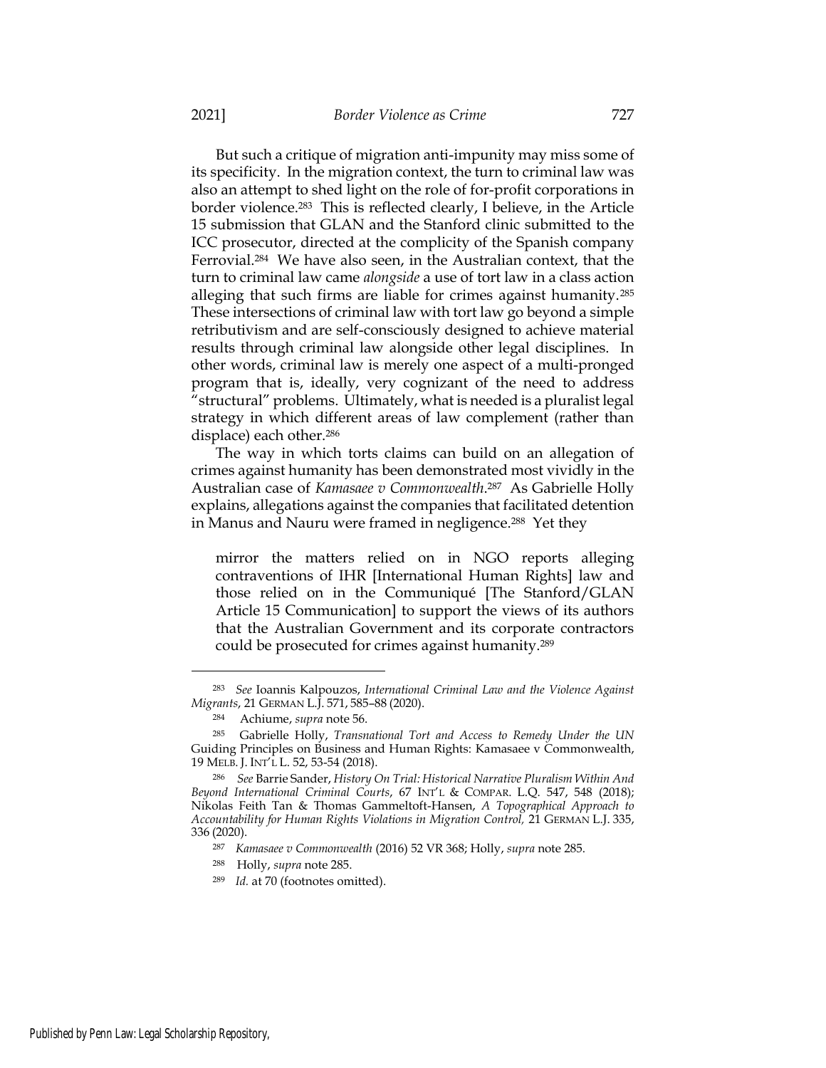But such a critique of migration anti-impunity may miss some of its specificity. In the migration context, the turn to criminal law was also an attempt to shed light on the role of for-profit corporations in border violence.[283] This is reflected clearly, I believe, in the Article 15 submission that GLAN and the Stanford clinic submitted to the ICC prosecutor, directed at the complicity of the Spanish company Ferrovial.[284] We have also seen, in the Australian context, that the turn to criminal law came *alongside* a use of tort law in a class action alleging that such firms are liable for crimes against humanity.[285] These intersections of criminal law with tort law go beyond a simple retributivism and are self-consciously designed to achieve material results through criminal law alongside other legal disciplines. In other words, criminal law is merely one aspect of a multi-pronged program that is, ideally, very cognizant of the need to address "structural" problems. Ultimately, what is needed is a pluralist legal strategy in which different areas of law complement (rather than displace) each other.[286]

The way in which torts claims can build on an allegation of crimes against humanity has been demonstrated most vividly in the Australian case of *Kamasaee v Commonwealth*.[287] As Gabrielle Holly explains, allegations against the companies that facilitated detention in Manus and Nauru were framed in negligence.[288] Yet they

> mirror the matters relied on in NGO reports alleging contraventions of IHR [International Human Rights] law and those relied on in the Communiqué [The Stanford/GLAN Article 15 Communication] to support the views of its authors that the Australian Government and its corporate contractors could be prosecuted for crimes against humanity.[289]

---

[283] *See* Ioannis Kalpouzos, *International Criminal Law and the Violence Against Migrants*, 21 GERMAN L.J. 571, 585–88 (2020).

[284] Achiume, *supra* note 56.

[285] Gabrielle Holly, *Transnational Tort and Access to Remedy Under the UN* Guiding Principles on Business and Human Rights: Kamasaee v Commonwealth, 19 MELB. J. INT'L L. 52, 53-54 (2018).

[286] *See* Barrie Sander, *History On Trial: Historical Narrative Pluralism Within And Beyond International Criminal Courts*, 67 INT'L & COMPAR. L.Q. 547, 548 (2018); Nikolas Feith Tan & Thomas Gammeltoft-Hansen, *A Topographical Approach to Accountability for Human Rights Violations in Migration Control,* 21 GERMAN L.J. 335, 336 (2020).

[287] *Kamasaee v Commonwealth* (2016) 52 VR 368; Holly, *supra* note 285.

[288] Holly, *supra* note 285.

[289] *Id.* at 70 (footnotes omitted).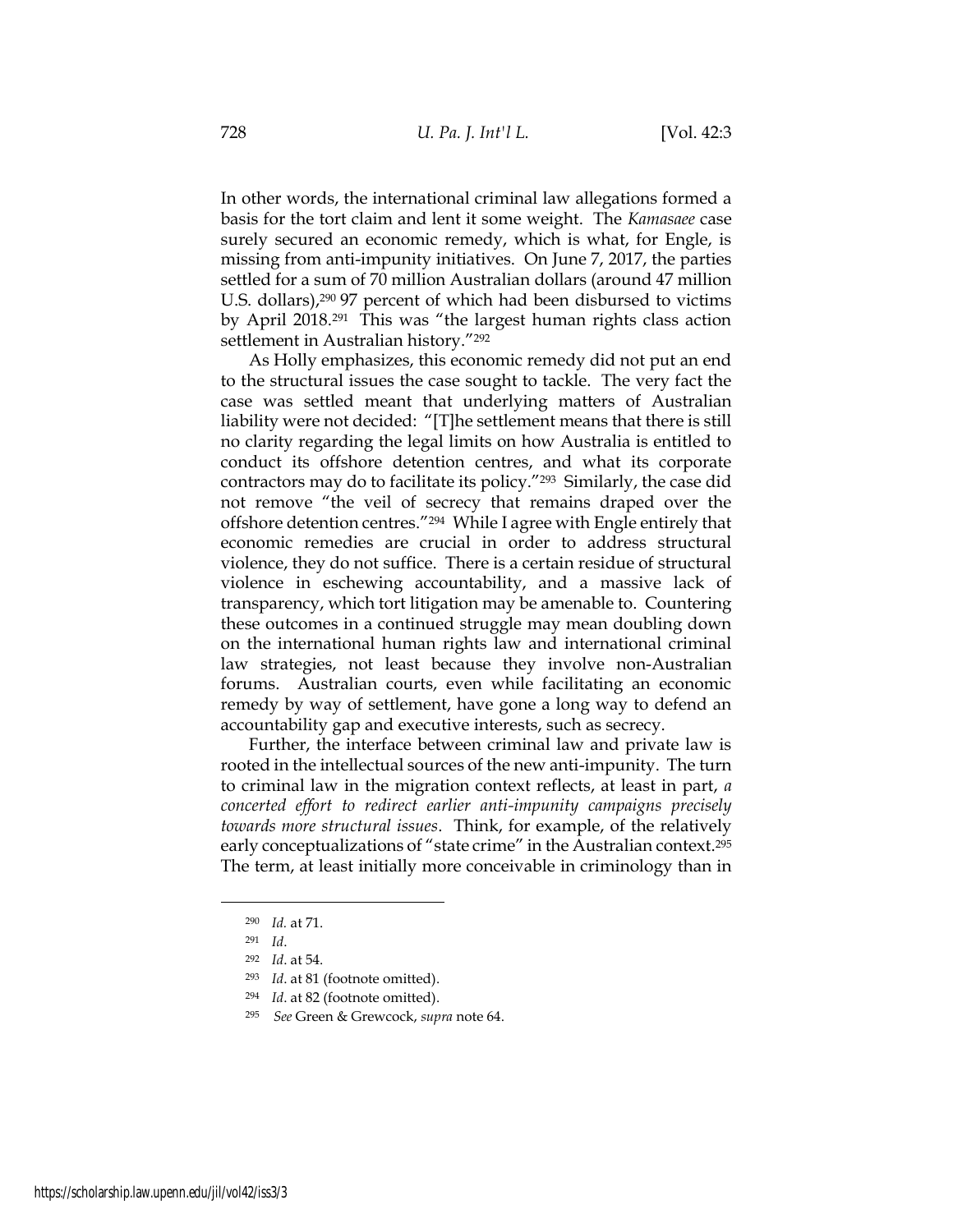In other words, the international criminal law allegations formed a basis for the tort claim and lent it some weight. The *Kamasaee* case surely secured an economic remedy, which is what, for Engle, is missing from anti-impunity initiatives. On June 7, 2017, the parties settled for a sum of 70 million Australian dollars (around 47 million U.S. dollars),[290] 97 percent of which had been disbursed to victims by April 2018.[291] This was "the largest human rights class action settlement in Australian history."[292]

As Holly emphasizes, this economic remedy did not put an end to the structural issues the case sought to tackle. The very fact the case was settled meant that underlying matters of Australian liability were not decided: "[T]he settlement means that there is still no clarity regarding the legal limits on how Australia is entitled to conduct its offshore detention centres, and what its corporate contractors may do to facilitate its policy."[293] Similarly, the case did not remove "the veil of secrecy that remains draped over the offshore detention centres."[294] While I agree with Engle entirely that economic remedies are crucial in order to address structural violence, they do not suffice. There is a certain residue of structural violence in eschewing accountability, and a massive lack of transparency, which tort litigation may be amenable to. Countering these outcomes in a continued struggle may mean doubling down on the international human rights law and international criminal law strategies, not least because they involve non-Australian forums. Australian courts, even while facilitating an economic remedy by way of settlement, have gone a long way to defend an accountability gap and executive interests, such as secrecy.

Further, the interface between criminal law and private law is rooted in the intellectual sources of the new anti-impunity. The turn to criminal law in the migration context reflects, at least in the part, *a concerted effort to redirect earlier anti-impunity campaigns precisely towards more structural issues*. Think, for example, of the relatively early conceptualizations of "state crime" in the Australian context.[295] The term, at least initially more conceivable in criminology than in

---

[290] *Id.* at 71.

[291] *Id*.

[292] *Id*. at 54.

[293] *Id*. at 81 (footnote omitted).

[294] *Id*. at 82 (footnote omitted).

[295] *See* Green & Grewcock, *supra* note 64.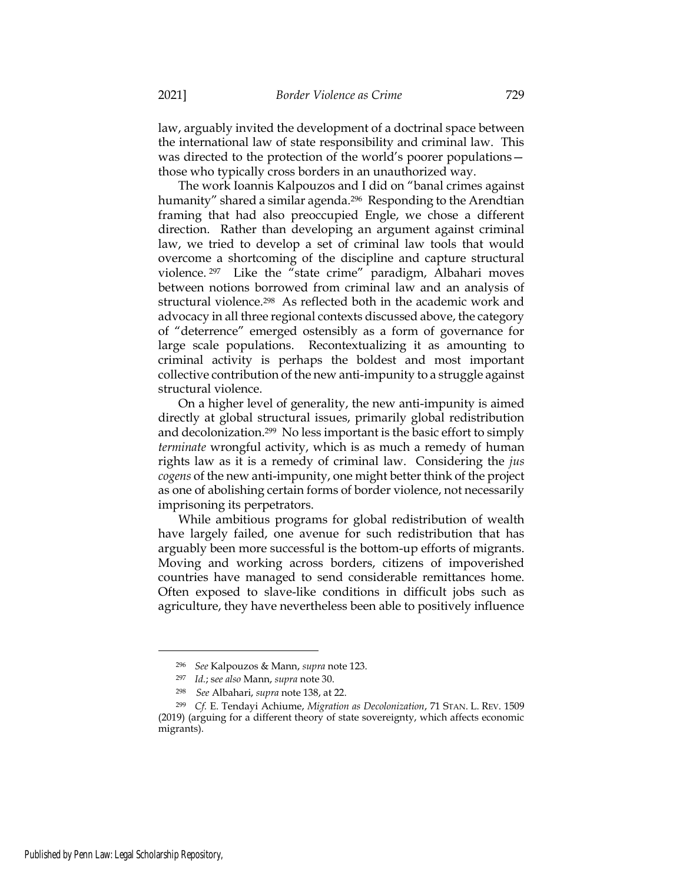law, arguably invited the development of a doctrinal space between the international law of state responsibility and criminal law. This was directed to the protection of the world's poorer populations—those who typically cross borders in an unauthorized way.

The work Ioannis Kalpouzos and I did on "banal crimes against humanity" shared a similar agenda.[296] Responding to the Arendtian framing that had also preoccupied Engle, we chose a different direction. Rather than developing an argument against criminal law, we tried to develop a set of criminal law tools that would overcome a shortcoming of the discipline and capture structural violence.[297] Like the "state crime" paradigm, Albahari moves between notions borrowed from criminal law and an analysis of structural violence.[298] As reflected both in the academic work and advocacy in all three regional contexts discussed above, the category of "deterrence" emerged ostensibly as a form of governance for large scale populations. Recontextualizing it as amounting to criminal activity is perhaps the boldest and most important collective contribution of the new anti-impunity to a struggle against structural violence.

On a higher level of generality, the new anti-impunity is aimed directly at global structural issues, primarily global redistribution and decolonization.[299] No less important is the basic effort to simply *terminate* wrongful activity, which is as much a remedy of human rights law as it is a remedy of criminal law. Considering the *jus cogens* of the new anti-impunity, one might better think of the project as one of abolishing certain forms of border violence, not necessarily imprisoning its perpetrators.

While ambitious programs for global redistribution of wealth have largely failed, one avenue for such redistribution that has arguably been more successful is the bottom-up efforts of migrants. Moving and working across borders, citizens of impoverished countries have managed to send considerable remittances home. Often exposed to slave-like conditions in difficult jobs such as agriculture, they have nevertheless been able to positively influence

---

[296] *See* Kalpouzos & Mann, *supra* note 123.

[297] *Id.*; *see also* Mann, *supra* note 30.

[298] *See* Albahari, *supra* note 138, at 22.

[299] *Cf.* E. Tendayi Achiume, *Migration as Decolonization*, 71 STAN. L. REV. 1509 (2019) (arguing for a different theory of state sovereignty, which affects economic migrants).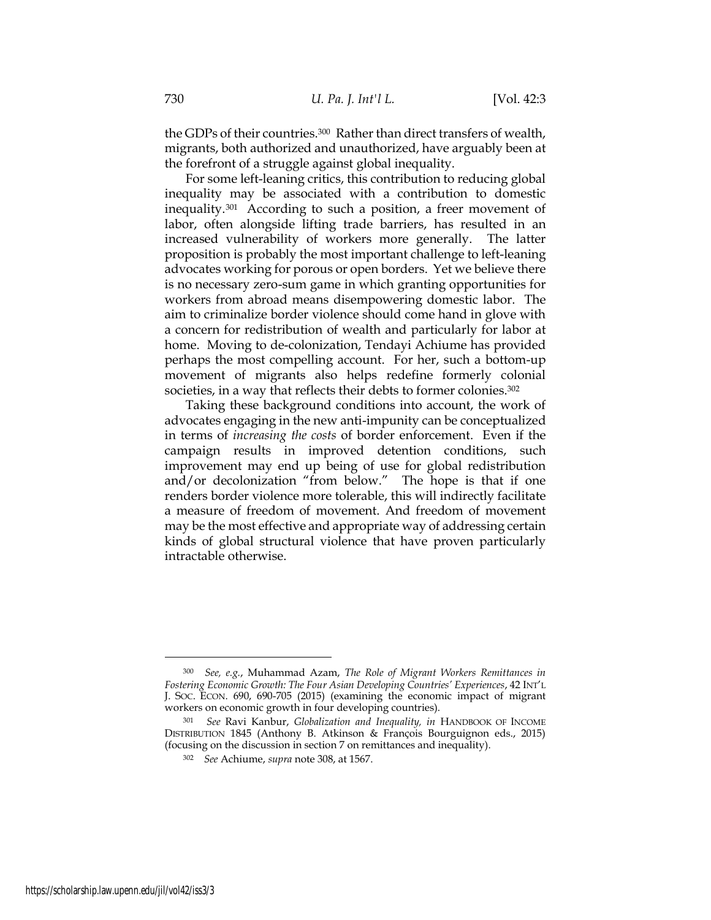the GDPs of their countries.[300] Rather than direct transfers of wealth, migrants, both authorized and unauthorized, have arguably been at the forefront of a struggle against global inequality.

For some left-leaning critics, this contribution to reducing global inequality may be associated with a contribution to domestic inequality.[301] According to such a position, a freer movement of labor, often alongside lifting trade barriers, has resulted in an increased vulnerability of workers more generally. The latter proposition is probably the most important challenge to left-leaning advocates working for porous or open borders. Yet we believe there is no necessary zero-sum game in which granting opportunities for workers from abroad means disempowering domestic labor. The aim to criminalize border violence should come hand in glove with a concern for redistribution of wealth and particularly for labor at home. Moving to de-colonization, Tendayi Achiume has provided perhaps the most compelling account. For her, such a bottom-up movement of migrants also helps redefine formerly colonial societies, in a way that reflects their debts to former colonies.[302]

Taking these background conditions into account, the work of advocates engaging in the new anti-impunity can be conceptualized in terms of *increasing the costs* of border enforcement. Even if the campaign results in improved detention conditions, such improvement may end up being of use for global redistribution and/or decolonization "from below." The hope is that if one renders border violence more tolerable, this will indirectly facilitate a measure of freedom of movement. And freedom of movement may be the most effective and appropriate way of addressing certain kinds of global structural violence that have proven particularly intractable otherwise.

---

[300] *See, e.g.*, Muhammad Azam, *The Role of Migrant Workers Remittances in Fostering Economic Growth: The Four Asian Developing Countries' Experiences*, 42 INT'L J. SOC. ECON. 690, 690-705 (2015) (examining the economic impact of migrant workers on economic growth in four developing countries).

[301] *See* Ravi Kanbur, *Globalization and Inequality, in* HANDBOOK OF INCOME DISTRIBUTION 1845 (Anthony B. Atkinson & François Bourguignon eds., 2015) (focusing on the discussion in section 7 on remittances and inequality).

[302] *See* Achiume, *supra* note 308, at 1567.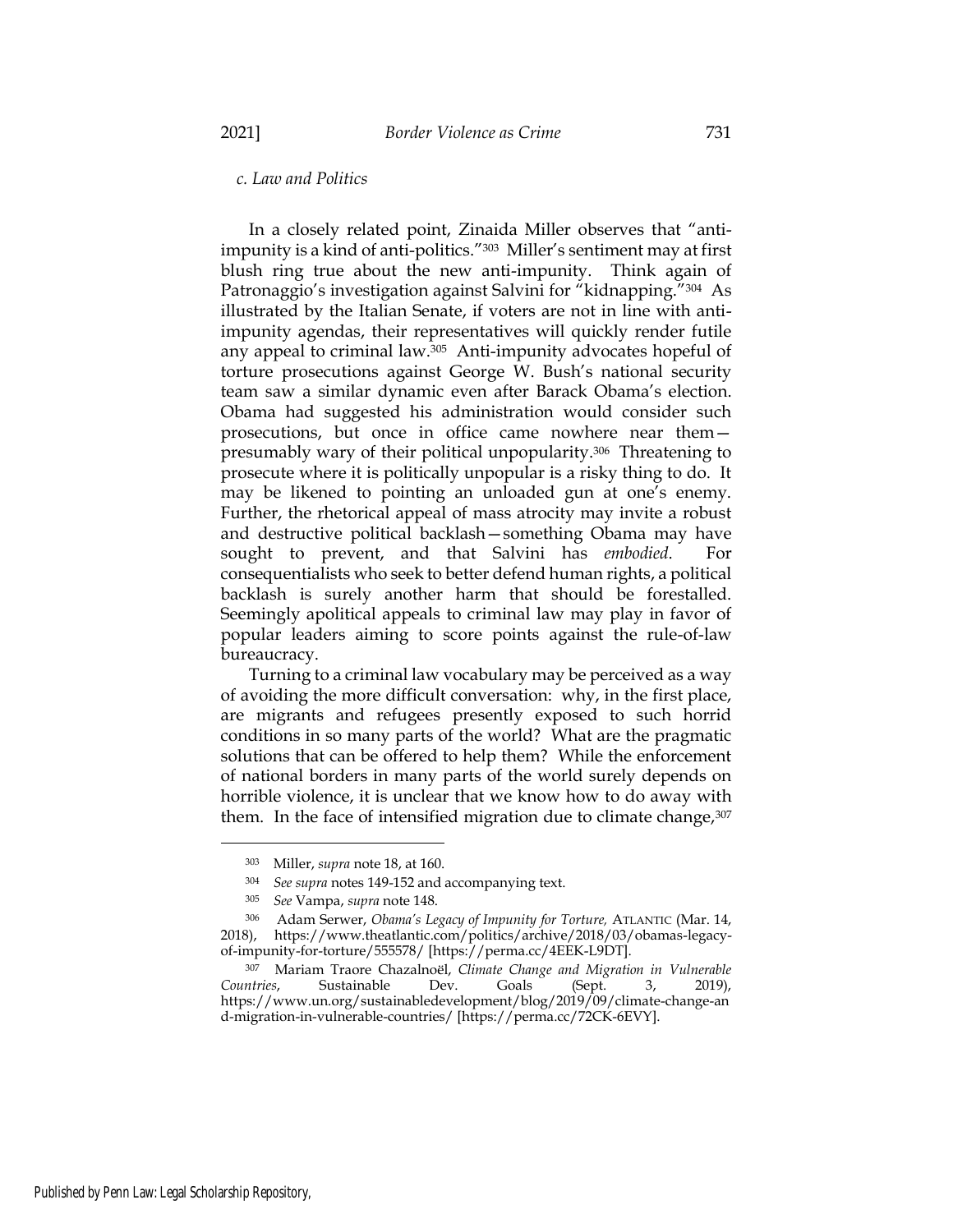*c. Law and Politics*

In a closely related point, Zinaida Miller observes that "anti-impunity is a kind of anti-politics."[303] Miller's sentiment may at first blush ring true about the new anti-impunity. Think again of Patronaggio's investigation against Salvini for "kidnapping."[304] As illustrated by the Italian Senate, if voters are not in line with anti-impunity agendas, their representatives will quickly render futile any appeal to criminal law.[305] Anti-impunity advocates hopeful of torture prosecutions against George W. Bush's national security team saw a similar dynamic even after Barack Obama's election. Obama had suggested his administration would consider such prosecutions, but once in office came nowhere near them—presumably wary of their political unpopularity.[306] Threatening to prosecute where it is politically unpopular is a risky thing to do. It may be likened to pointing an unloaded gun at one's enemy. Further, the rhetorical appeal of mass atrocity may invite a robust and destructive political backlash—something Obama may have sought to prevent, and that Salvini has *embodied*. For consequentialists who seek to better defend human rights, a political backlash is surely another harm that should be forestalled. Seemingly apolitical appeals to criminal law may play in favor of popular leaders aiming to score points against the rule-of-law bureaucracy.

Turning to a criminal law vocabulary may be perceived as a way of avoiding the more difficult conversation: why, in the first place, are migrants and refugees presently exposed to such horrid conditions in so many parts of the world? What are the pragmatic solutions that can be offered to help them? While the enforcement of national borders in many parts of the world surely depends on horrible violence, it is unclear that we know how to do away with them. In the face of intensified migration due to climate change,[307]

---

[303] Miller, *supra* note 18, at 160.

[304] *See supra* notes 149-152 and accompanying text.

[305] *See* Vampa, *supra* note 148.

[306] Adam Serwer, *Obama's Legacy of Impunity for Torture,* ATLANTIC (Mar. 14, 2018), https://www.theatlantic.com/politics/archive/2018/03/obamas-legacy-of-impunity-for-torture/555578/ [https://perma.cc/4EEK-L9DT].

[307] Mariam Traore Chazalnoël, *Climate Change and Migration in Vulnerable Countries*, Sustainable Dev. Goals (Sept. 3, 2019), https://www.un.org/sustainabledevelopment/blog/2019/09/climate-change-and-migration-in-vulnerable-countries/ [https://perma.cc/72CK-6EVY].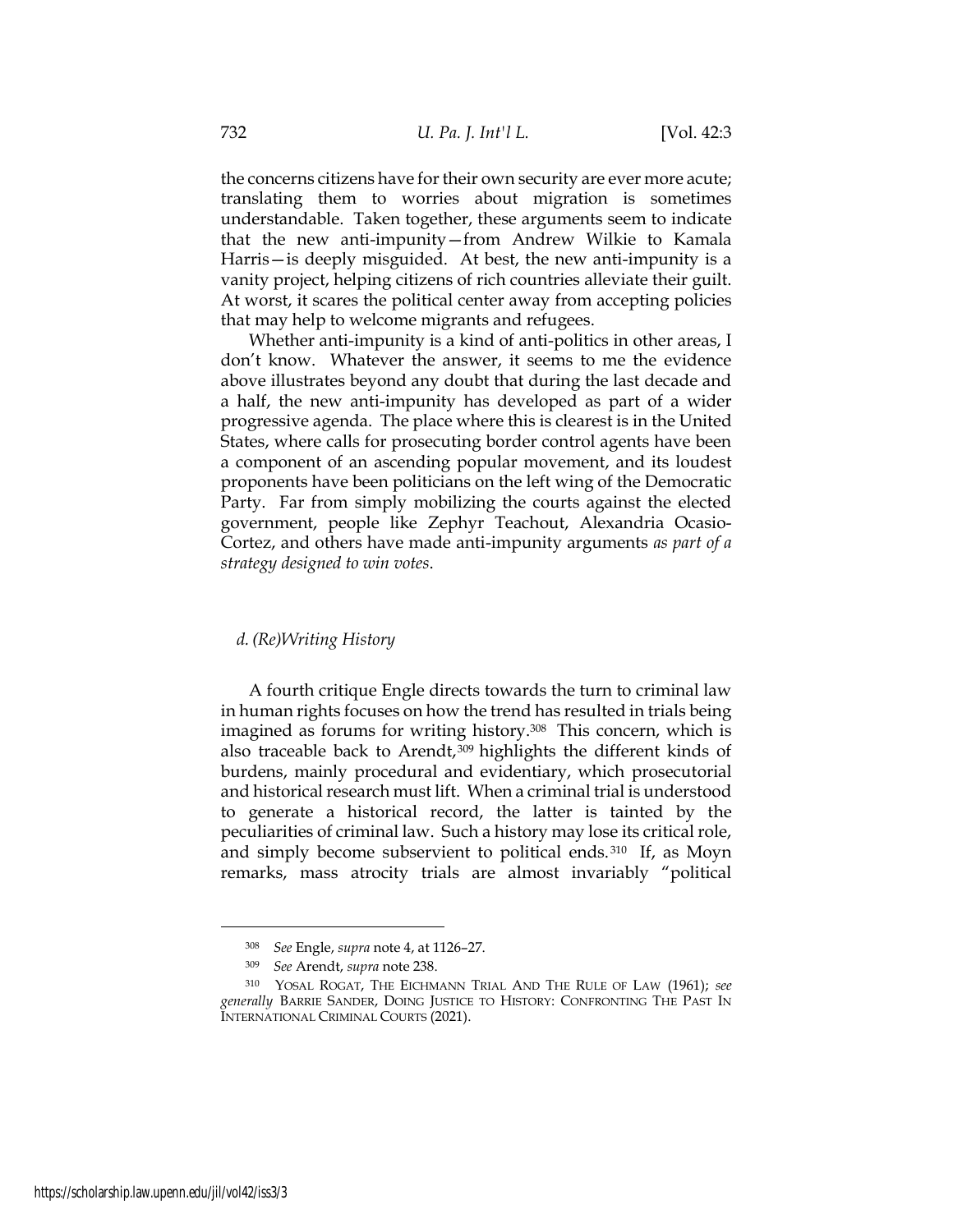the concerns citizens have for their own security are ever more acute; translating them to worries about migration is sometimes understandable. Taken together, these arguments seem to indicate that the new anti-impunity—from Andrew Wilkie to Kamala Harris—is deeply misguided. At best, the new anti-impunity is a vanity project, helping citizens of rich countries alleviate their guilt. At worst, it scares the political center away from accepting policies that may help to welcome migrants and refugees.

Whether anti-impunity is a kind of anti-politics in other areas, I don't know. Whatever the answer, it seems to me the evidence above illustrates beyond any doubt that during the last decade and a half, the new anti-impunity has developed as part of a wider progressive agenda. The place where this is clearest is in the United States, where calls for prosecuting border control agents have been a component of an ascending popular movement, and its loudest proponents have been politicians on the left wing of the Democratic Party. Far from simply mobilizing the courts against the elected government, people like Zephyr Teachout, Alexandria Ocasio-Cortez, and others have made anti-impunity arguments *as part of a strategy designed to win votes*.

### *d. (Re)Writing History*

A fourth critique Engle directs towards the turn to criminal law in human rights focuses on how the trend has resulted in trials being imagined as forums for writing history.[308] This concern, which is also traceable back to Arendt,[309] highlights the different kinds of burdens, mainly procedural and evidentiary, which prosecutorial and historical research must lift. When a criminal trial is understood to generate a historical record, the latter is tainted by the peculiarities of criminal law. Such a history may lose its critical role, and simply become subservient to political ends.[310] If, as Moyn remarks, mass atrocity trials are almost invariably "political

---

[308] *See* Engle, *supra* note 4, at 1126–27.

[309] *See* Arendt, *supra* note 238.

[310] YOSAL ROGAT, THE EICHMANN TRIAL AND THE RULE OF LAW (1961); *see generally* BARRIE SANDER, DOING JUSTICE TO HISTORY: CONFRONTING THE PAST IN INTERNATIONAL CRIMINAL COURTS (2021).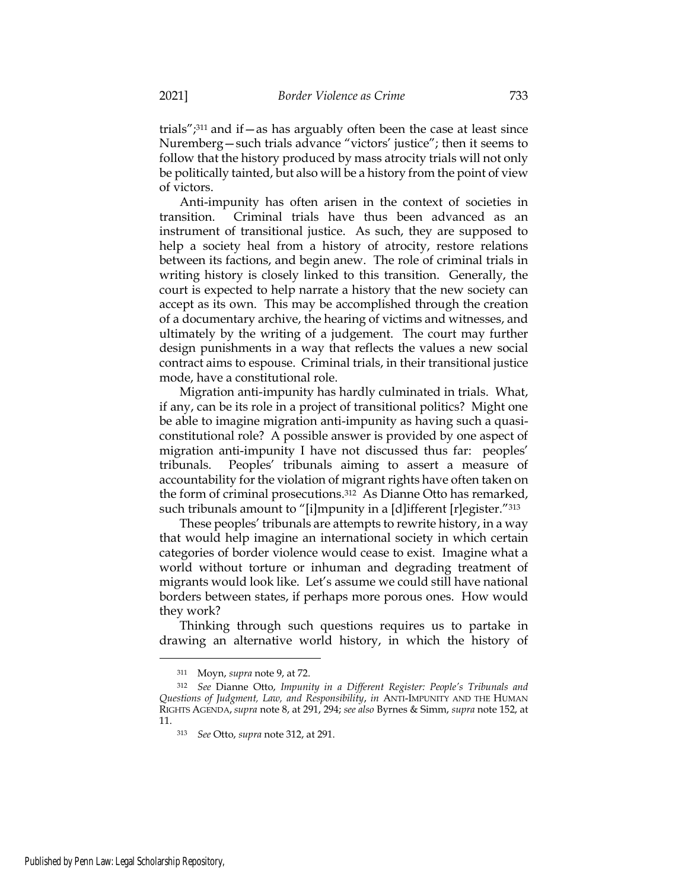trials";[311] and if—as has arguably often been the case at least since Nuremberg—such trials advance "victors' justice"; then it seems to follow that the history produced by mass atrocity trials will not only be politically tainted, but also will be a history from the point of view of victors.

Anti-impunity has often arisen in the context of societies in transition. Criminal trials have thus been advanced as an instrument of transitional justice. As such, they are supposed to help a society heal from a history of atrocity, restore relations between its factions, and begin anew. The role of criminal trials in writing history is closely linked to this transition. Generally, the court is expected to help narrate a history that the new society can accept as its own. This may be accomplished through the creation of a documentary archive, the hearing of victims and witnesses, and ultimately by the writing of a judgement. The court may further design punishments in a way that reflects the values a new social contract aims to espouse. Criminal trials, in their transitional justice mode, have a constitutional role.

Migration anti-impunity has hardly culminated in trials. What, if any, can be its role in a project of transitional politics? Might one be able to imagine migration anti-impunity as having such a quasi-constitutional role? A possible answer is provided by one aspect of migration anti-impunity I have not discussed thus far: peoples' tribunals. Peoples' tribunals aiming to assert a measure of accountability for the violation of migrant rights have often taken on the form of criminal prosecutions.[312] As Dianne Otto has remarked, such tribunals amount to "[i]mpunity in a [d]ifferent [r]egister."[313]

These peoples' tribunals are attempts to rewrite history, in a way that would help imagine an international society in which certain categories of border violence would cease to exist. Imagine what a world without torture or inhuman and degrading treatment of migrants would look like. Let's assume we could still have national borders between states, if perhaps more porous ones. How would they work?

Thinking through such questions requires us to partake in drawing an alternative world history, in which the history of

---

[311] Moyn, *supra* note 9, at 72.

[312] *See* Dianne Otto, *Impunity in a Different Register: People's Tribunals and Questions of Judgment, Law, and Responsibility*, *in* ANTI-IMPUNITY AND THE HUMAN RIGHTS AGENDA, *supra* note 8, at 291, 294; *see also* Byrnes & Simm, *supra* note 152, at 11.

[313] *See* Otto, *supra* note 312, at 291.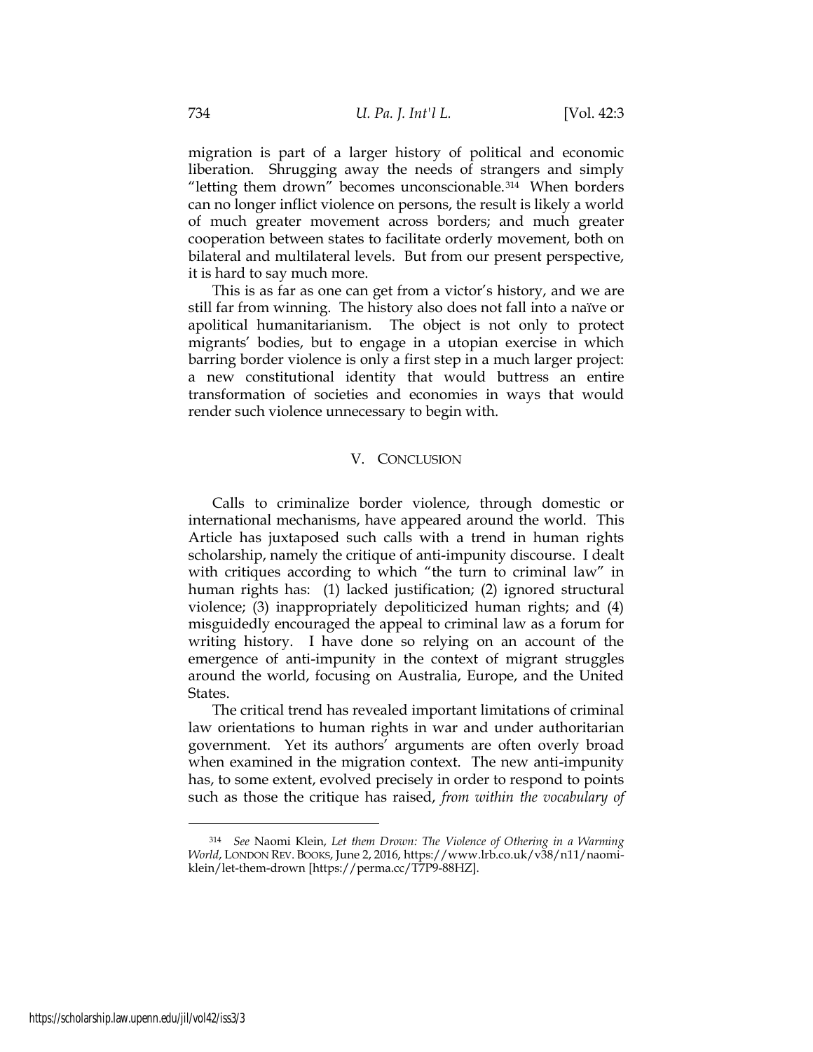migration is part of a larger history of political and economic liberation. Shrugging away the needs of strangers and simply "letting them drown" becomes unconscionable.[314] When borders can no longer inflict violence on persons, the result is likely a world of much greater movement across borders; and much greater cooperation between states to facilitate orderly movement, both on bilateral and multilateral levels. But from our present perspective, it is hard to say much more.

This is as far as one can get from a victor's history, and we are still far from winning. The history also does not fall into a naïve or apolitical humanitarianism. The object is not only to protect migrants' bodies, but to engage in a utopian exercise in which barring border violence is only a first step in a much larger project: a new constitutional identity that would buttress an entire transformation of societies and economies in ways that would render such violence unnecessary to begin with.

## V. CONCLUSION

Calls to criminalize border violence, through domestic or international mechanisms, have appeared around the world. This Article has juxtaposed such calls with a trend in human rights scholarship, namely the critique of anti-impunity discourse. I dealt with critiques according to which "the turn to criminal law" in human rights has: (1) lacked justification; (2) ignored structural violence; (3) inappropriately depoliticized human rights; and (4) misguidedly encouraged the appeal to criminal law as a forum for writing history. I have done so relying on an account of the emergence of anti-impunity in the context of migrant struggles around the world, focusing on Australia, Europe, and the United States.

The critical trend has revealed important limitations of criminal law orientations to human rights in war and under authoritarian government. Yet its authors' arguments are often overly broad when examined in the migration context. The new anti-impunity has, to some extent, evolved precisely in order to respond to points such as those the critique has raised, *from within the vocabulary of*

---

[314] *See* Naomi Klein, *Let them Drown: The Violence of Othering in a Warming World*, LONDON REV. BOOKS, June 2, 2016, https://www.lrb.co.uk/v38/n11/naomi-klein/let-them-drown [https://perma.cc/T7P9-88HZ].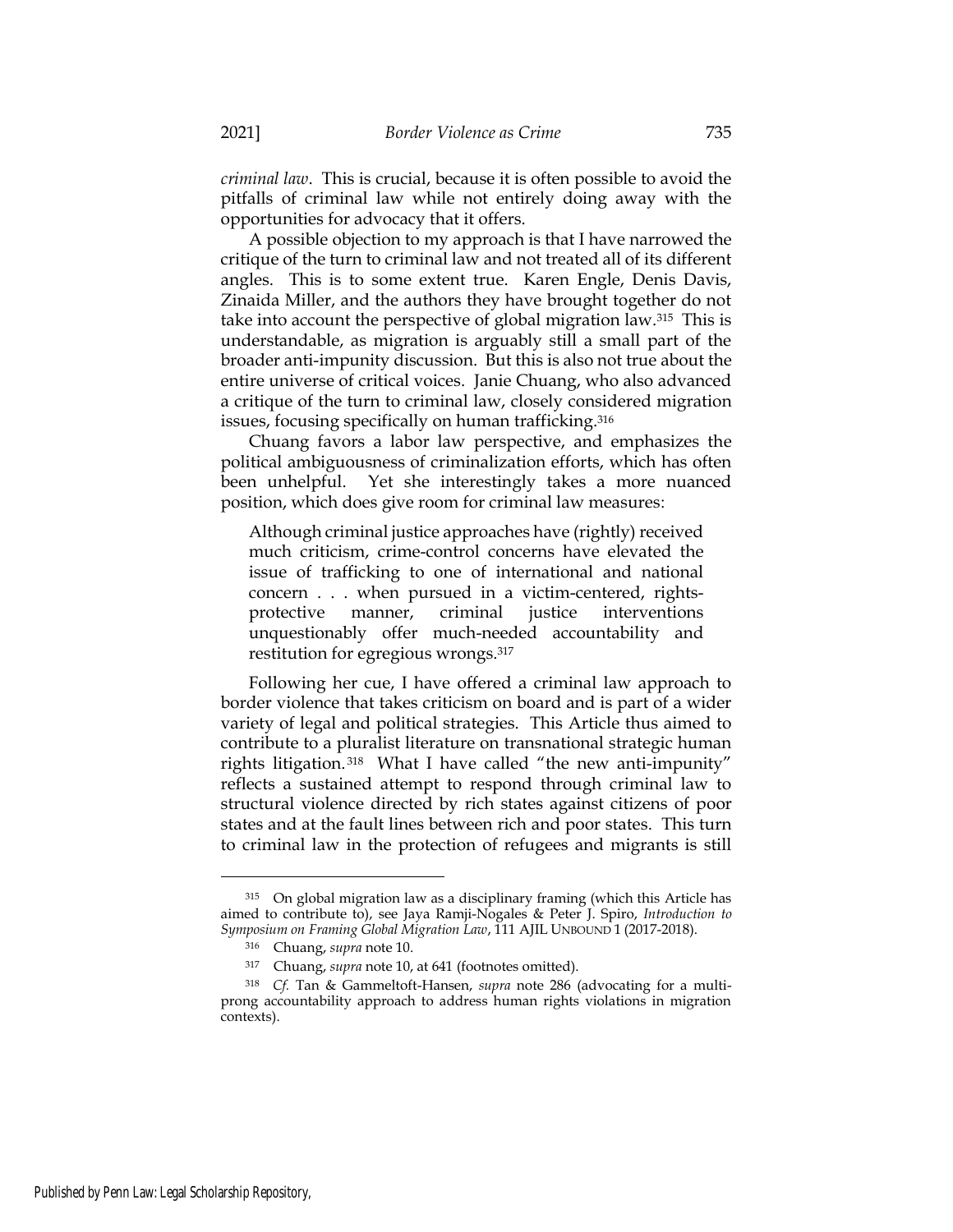*criminal law*. This is crucial, because it is often possible to avoid the pitfalls of criminal law while not entirely doing away with the opportunities for advocacy that it offers.

A possible objection to my approach is that I have narrowed the critique of the turn to criminal law and not treated all of its different angles. This is to some extent true. Karen Engle, Denis Davis, Zinaida Miller, and the authors they have brought together do not take into account the perspective of global migration law.[315] This is understandable, as migration is arguably still a small part of the broader anti-impunity discussion. But this is also not true about the entire universe of critical voices. Janie Chuang, who also advanced a critique of the turn to criminal law, closely considered migration issues, focusing specifically on human trafficking.[316]

Chuang favors a labor law perspective, and emphasizes the political ambiguousness of criminalization efforts, which has often been unhelpful. Yet she interestingly takes a more nuanced position, which does give room for criminal law measures:

> Although criminal justice approaches have (rightly) received much criticism, crime-control concerns have elevated the issue of trafficking to one of international and national concern . . . when pursued in a victim-centered, rights-protective manner, criminal justice interventions unquestionably offer much-needed accountability and restitution for egregious wrongs.[317]

Following her cue, I have offered a criminal law approach to border violence that takes criticism on board and is part of a wider variety of legal and political strategies. This Article thus aimed to contribute to a pluralist literature on transnational strategic human rights litigation.[318] What I have called "the new anti-impunity" reflects a sustained attempt to respond through criminal law to structural violence directed by rich states against citizens of poor states and at the fault lines between rich and poor states. This turn to criminal law in the protection of refugees and migrants is still

---

[315] On global migration law as a disciplinary framing (which this Article has aimed to contribute to), see Jaya Ramji-Nogales & Peter J. Spiro, *Introduction to Symposium on Framing Global Migration Law*, 111 AJIL UNBOUND 1 (2017-2018).

[316] Chuang, *supra* note 10.

[317] Chuang, *supra* note 10, at 641 (footnotes omitted).

[318] *Cf.* Tan & Gammeltoft-Hansen, *supra* note 286 (advocating for a multi-prong accountability approach to address human rights violations in migration contexts).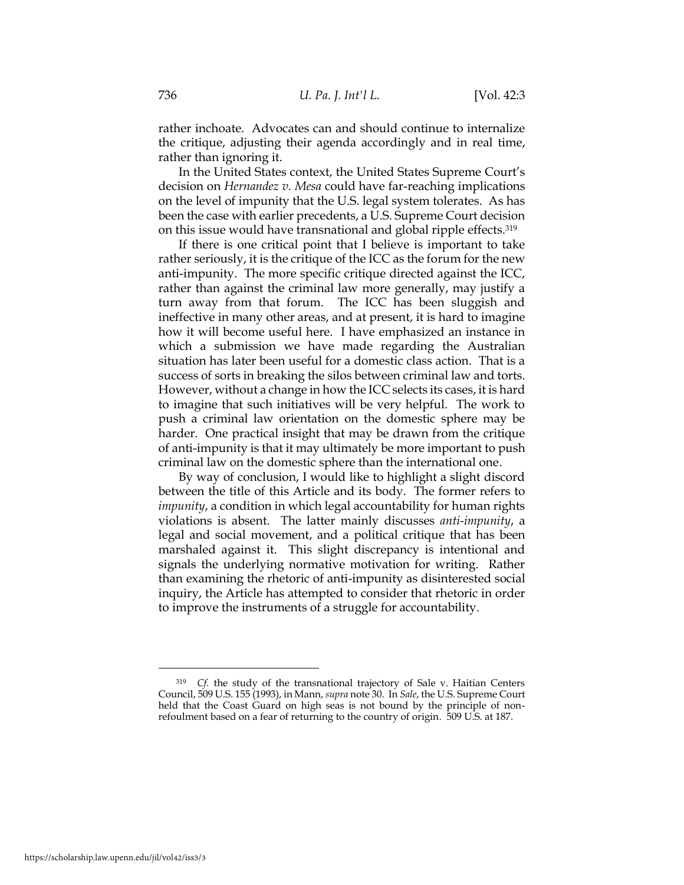rather inchoate. Advocates can and should continue to internalize the critique, adjusting their agenda accordingly and in real time, rather than ignoring it.

In the United States context, the United States Supreme Court's decision on *Hernandez v. Mesa* could have far-reaching implications on the level of impunity that the U.S. legal system tolerates. As has been the case with earlier precedents, a U.S. Supreme Court decision on this issue would have transnational and global ripple effects.[319]

If there is one critical point that I believe is important to take rather seriously, it is the critique of the ICC as the forum for the new anti-impunity. The more specific critique directed against the ICC, rather than against the criminal law more generally, may justify a turn away from that forum. The ICC has been sluggish and ineffective in many other areas, and at present, it is hard to imagine how it will become useful here. I have emphasized an instance in which a submission we have made regarding the Australian situation has later been useful for a domestic class action. That is a success of sorts in breaking the silos between criminal law and torts. However, without a change in how the ICC selects its cases, it is hard to imagine that such initiatives will be very helpful. The work to push a criminal law orientation on the domestic sphere may be harder. One practical insight that may be drawn from the critique of anti-impunity is that it may ultimately be more important to push criminal law on the domestic sphere than the international one.

By way of conclusion, I would like to highlight a slight discord between the title of this Article and its body. The former refers to *impunity*, a condition in which legal accountability for human rights violations is absent. The latter mainly discusses *anti-impunity*, a legal and social movement, and a political critique that has been marshaled against it. This slight discrepancy is intentional and signals the underlying normative motivation for writing. Rather than examining the rhetoric of anti-impunity as disinterested social inquiry, the Article has attempted to consider that rhetoric in order to improve the instruments of a struggle for accountability.

---

[319] *Cf.* the study of the transnational trajectory of Sale v. Haitian Centers Council, 509 U.S. 155 (1993), in Mann, *supra* note 30. In *Sale*, the U.S. Supreme Court held that the Coast Guard on high seas is not bound by the principle of non-refoulment based on a fear of returning to the country of origin. 509 U.S. at 187.